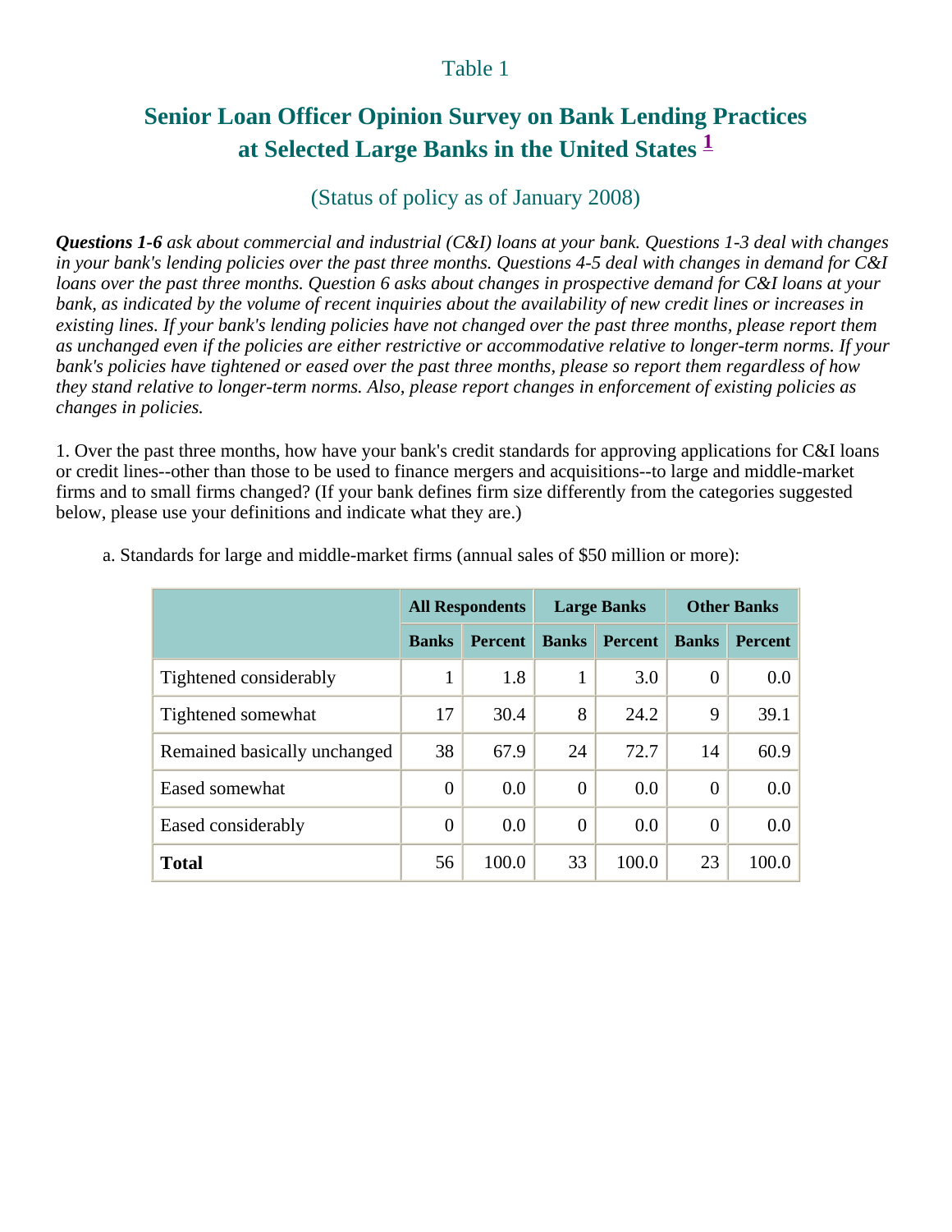Table 1

# Senior Loan Officer Opinion Survey on Bank Lending Practices at Selected Large Banks in the United States [1]

(Status of policy as of January 2008)

***Questions 1-6*** *ask about commercial and industrial (C&I) loans at your bank. Questions 1-3 deal with changes in your bank's lending policies over the past three months. Questions 4-5 deal with changes in demand for C&I loans over the past three months. Question 6 asks about changes in prospective demand for C&I loans at your bank, as indicated by the volume of recent inquiries about the availability of new credit lines or increases in existing lines. If your bank's lending policies have not changed over the past three months, please report them as unchanged even if the policies are either restrictive or accommodative relative to longer-term norms. If your bank's policies have tightened or eased over the past three months, please so report them regardless of how they stand relative to longer-term norms. Also, please report changes in enforcement of existing policies as changes in policies.*

1. Over the past three months, how have your bank's credit standards for approving applications for C&I loans or credit lines--other than those to be used to finance mergers and acquisitions--to large and middle-market firms and to small firms changed? (If your bank defines firm size differently from the categories suggested below, please use your definitions and indicate what they are.)

a. Standards for large and middle-market firms (annual sales of $50 million or more):

| | All Respondents | | Large Banks | | Other Banks | |
|---|---|---|---|---|---|---|
| | Banks | Percent | Banks | Percent | Banks | Percent |
| Tightened considerably | 1 | 1.8 | 1 | 3.0 | 0 | 0.0 |
| Tightened somewhat | 17 | 30.4 | 8 | 24.2 | 9 | 39.1 |
| Remained basically unchanged | 38 | 67.9 | 24 | 72.7 | 14 | 60.9 |
| Eased somewhat | 0 | 0.0 | 0 | 0.0 | 0 | 0.0 |
| Eased considerably | 0 | 0.0 | 0 | 0.0 | 0 | 0.0 |
| **Total** | 56 | 100.0 | 33 | 100.0 | 23 | 100.0 |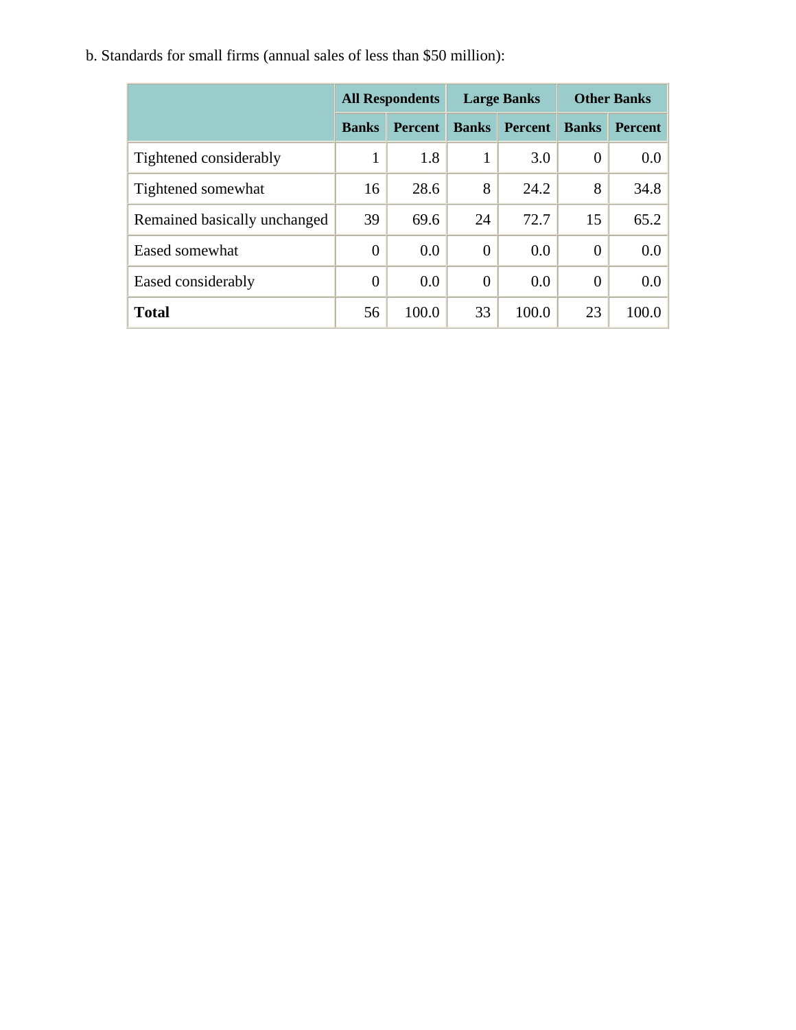b. Standards for small firms (annual sales of less than $50 million):

| | All Respondents | | Large Banks | | Other Banks | |
|---|---|---|---|---|---|---|
| | Banks | Percent | Banks | Percent | Banks | Percent |
| Tightened considerably | 1 | 1.8 | 1 | 3.0 | 0 | 0.0 |
| Tightened somewhat | 16 | 28.6 | 8 | 24.2 | 8 | 34.8 |
| Remained basically unchanged | 39 | 69.6 | 24 | 72.7 | 15 | 65.2 |
| Eased somewhat | 0 | 0.0 | 0 | 0.0 | 0 | 0.0 |
| Eased considerably | 0 | 0.0 | 0 | 0.0 | 0 | 0.0 |
| **Total** | 56 | 100.0 | 33 | 100.0 | 23 | 100.0 |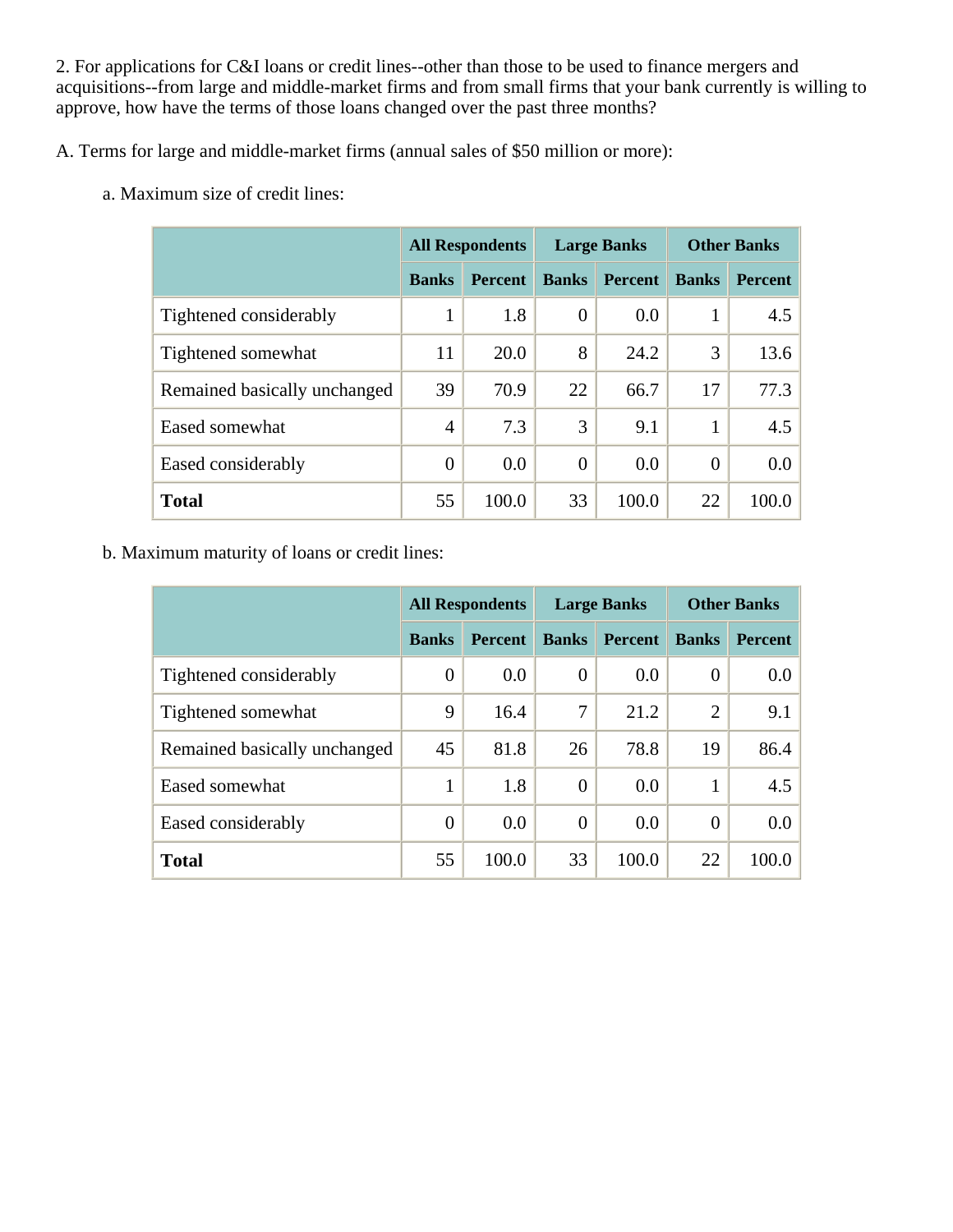2. For applications for C&I loans or credit lines--other than those to be used to finance mergers and acquisitions--from large and middle-market firms and from small firms that your bank currently is willing to approve, how have the terms of those loans changed over the past three months?

A. Terms for large and middle-market firms (annual sales of $50 million or more):

a. Maximum size of credit lines:

| | All Respondents | | Large Banks | | Other Banks | |
|---|---|---|---|---|---|---|
| | Banks | Percent | Banks | Percent | Banks | Percent |
| Tightened considerably | 1 | 1.8 | 0 | 0.0 | 1 | 4.5 |
| Tightened somewhat | 11 | 20.0 | 8 | 24.2 | 3 | 13.6 |
| Remained basically unchanged | 39 | 70.9 | 22 | 66.7 | 17 | 77.3 |
| Eased somewhat | 4 | 7.3 | 3 | 9.1 | 1 | 4.5 |
| Eased considerably | 0 | 0.0 | 0 | 0.0 | 0 | 0.0 |
| **Total** | 55 | 100.0 | 33 | 100.0 | 22 | 100.0 |

b. Maximum maturity of loans or credit lines:

| | All Respondents | | Large Banks | | Other Banks | |
|---|---|---|---|---|---|---|
| | Banks | Percent | Banks | Percent | Banks | Percent |
| Tightened considerably | 0 | 0.0 | 0 | 0.0 | 0 | 0.0 |
| Tightened somewhat | 9 | 16.4 | 7 | 21.2 | 2 | 9.1 |
| Remained basically unchanged | 45 | 81.8 | 26 | 78.8 | 19 | 86.4 |
| Eased somewhat | 1 | 1.8 | 0 | 0.0 | 1 | 4.5 |
| Eased considerably | 0 | 0.0 | 0 | 0.0 | 0 | 0.0 |
| **Total** | 55 | 100.0 | 33 | 100.0 | 22 | 100.0 |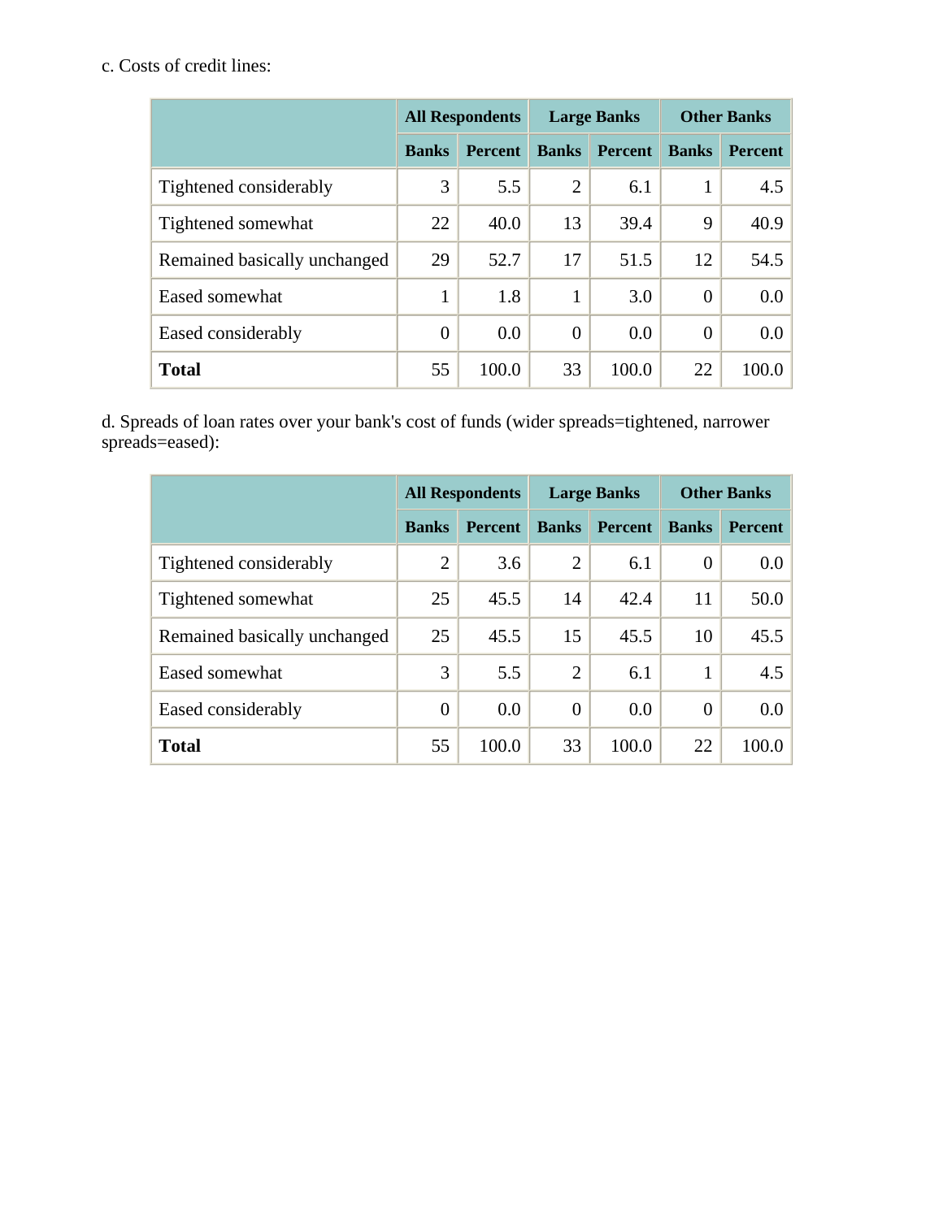c. Costs of credit lines:

| | All Respondents | | Large Banks | | Other Banks | |
|---|---|---|---|---|---|---|
| | **Banks** | **Percent** | **Banks** | **Percent** | **Banks** | **Percent** |
| Tightened considerably | 3 | 5.5 | 2 | 6.1 | 1 | 4.5 |
| Tightened somewhat | 22 | 40.0 | 13 | 39.4 | 9 | 40.9 |
| Remained basically unchanged | 29 | 52.7 | 17 | 51.5 | 12 | 54.5 |
| Eased somewhat | 1 | 1.8 | 1 | 3.0 | 0 | 0.0 |
| Eased considerably | 0 | 0.0 | 0 | 0.0 | 0 | 0.0 |
| **Total** | 55 | 100.0 | 33 | 100.0 | 22 | 100.0 |

d. Spreads of loan rates over your bank's cost of funds (wider spreads=tightened, narrower spreads=eased):

| | All Respondents | | Large Banks | | Other Banks | |
|---|---|---|---|---|---|---|
| | **Banks** | **Percent** | **Banks** | **Percent** | **Banks** | **Percent** |
| Tightened considerably | 2 | 3.6 | 2 | 6.1 | 0 | 0.0 |
| Tightened somewhat | 25 | 45.5 | 14 | 42.4 | 11 | 50.0 |
| Remained basically unchanged | 25 | 45.5 | 15 | 45.5 | 10 | 45.5 |
| Eased somewhat | 3 | 5.5 | 2 | 6.1 | 1 | 4.5 |
| Eased considerably | 0 | 0.0 | 0 | 0.0 | 0 | 0.0 |
| **Total** | 55 | 100.0 | 33 | 100.0 | 22 | 100.0 |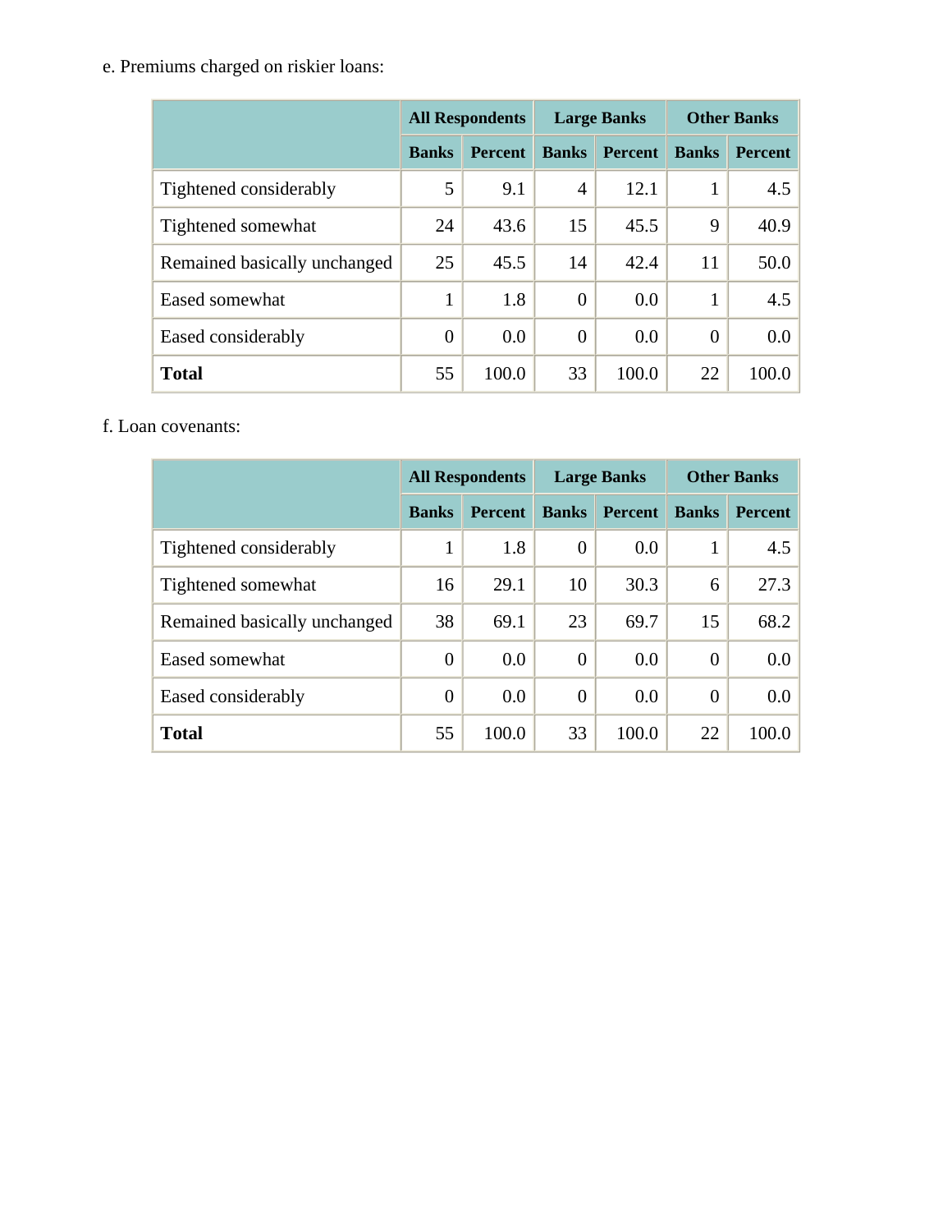e. Premiums charged on riskier loans:

| | All Respondents | | Large Banks | | Other Banks | |
|---|---|---|---|---|---|---|
| | Banks | Percent | Banks | Percent | Banks | Percent |
| Tightened considerably | 5 | 9.1 | 4 | 12.1 | 1 | 4.5 |
| Tightened somewhat | 24 | 43.6 | 15 | 45.5 | 9 | 40.9 |
| Remained basically unchanged | 25 | 45.5 | 14 | 42.4 | 11 | 50.0 |
| Eased somewhat | 1 | 1.8 | 0 | 0.0 | 1 | 4.5 |
| Eased considerably | 0 | 0.0 | 0 | 0.0 | 0 | 0.0 |
| **Total** | 55 | 100.0 | 33 | 100.0 | 22 | 100.0 |

f. Loan covenants:

| | All Respondents | | Large Banks | | Other Banks | |
|---|---|---|---|---|---|---|
| | Banks | Percent | Banks | Percent | Banks | Percent |
| Tightened considerably | 1 | 1.8 | 0 | 0.0 | 1 | 4.5 |
| Tightened somewhat | 16 | 29.1 | 10 | 30.3 | 6 | 27.3 |
| Remained basically unchanged | 38 | 69.1 | 23 | 69.7 | 15 | 68.2 |
| Eased somewhat | 0 | 0.0 | 0 | 0.0 | 0 | 0.0 |
| Eased considerably | 0 | 0.0 | 0 | 0.0 | 0 | 0.0 |
| **Total** | 55 | 100.0 | 33 | 100.0 | 22 | 100.0 |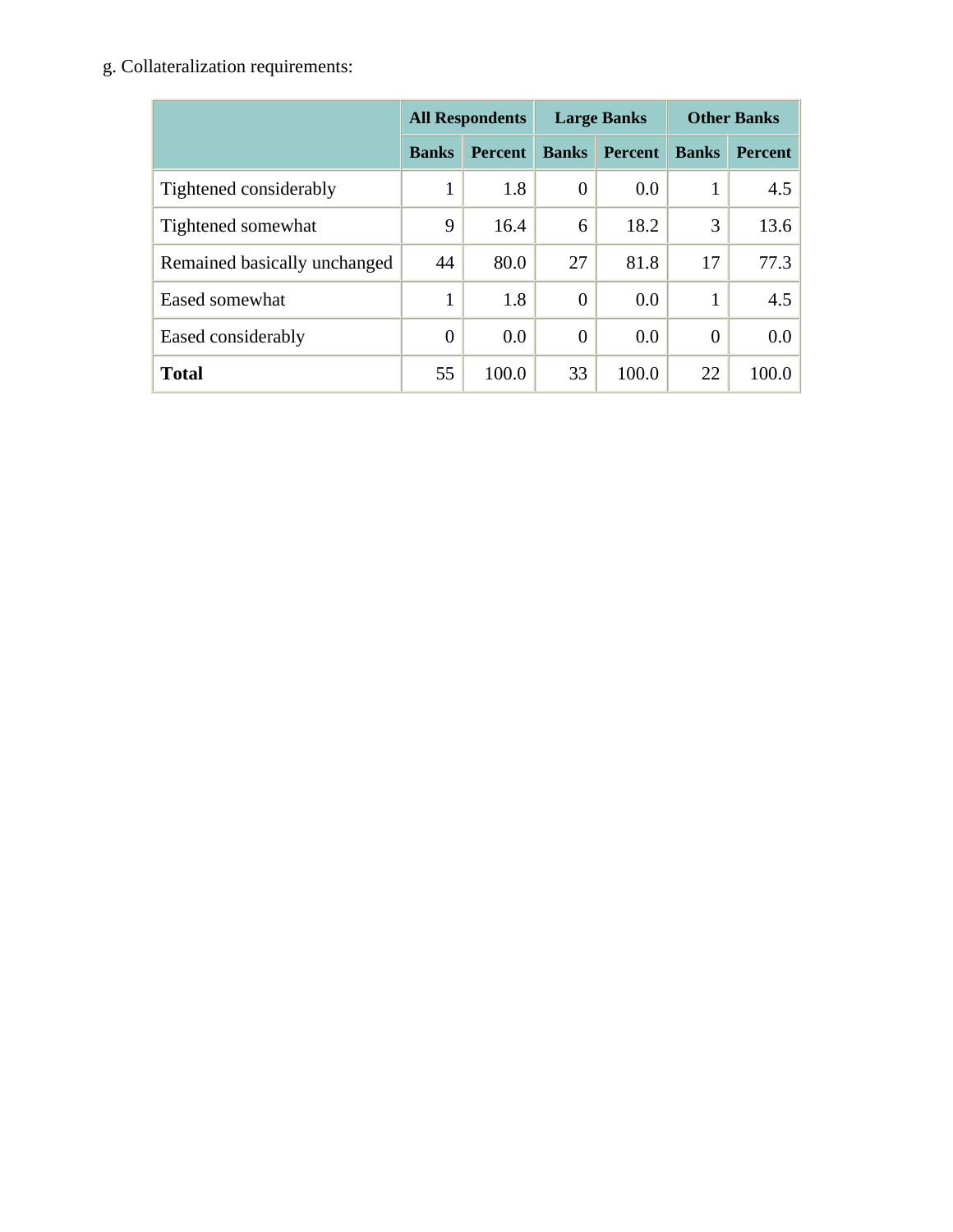g. Collateralization requirements:

| | All Respondents | | Large Banks | | Other Banks | |
|---|---|---|---|---|---|---|
| | Banks | Percent | Banks | Percent | Banks | Percent |
| Tightened considerably | 1 | 1.8 | 0 | 0.0 | 1 | 4.5 |
| Tightened somewhat | 9 | 16.4 | 6 | 18.2 | 3 | 13.6 |
| Remained basically unchanged | 44 | 80.0 | 27 | 81.8 | 17 | 77.3 |
| Eased somewhat | 1 | 1.8 | 0 | 0.0 | 1 | 4.5 |
| Eased considerably | 0 | 0.0 | 0 | 0.0 | 0 | 0.0 |
| **Total** | 55 | 100.0 | 33 | 100.0 | 22 | 100.0 |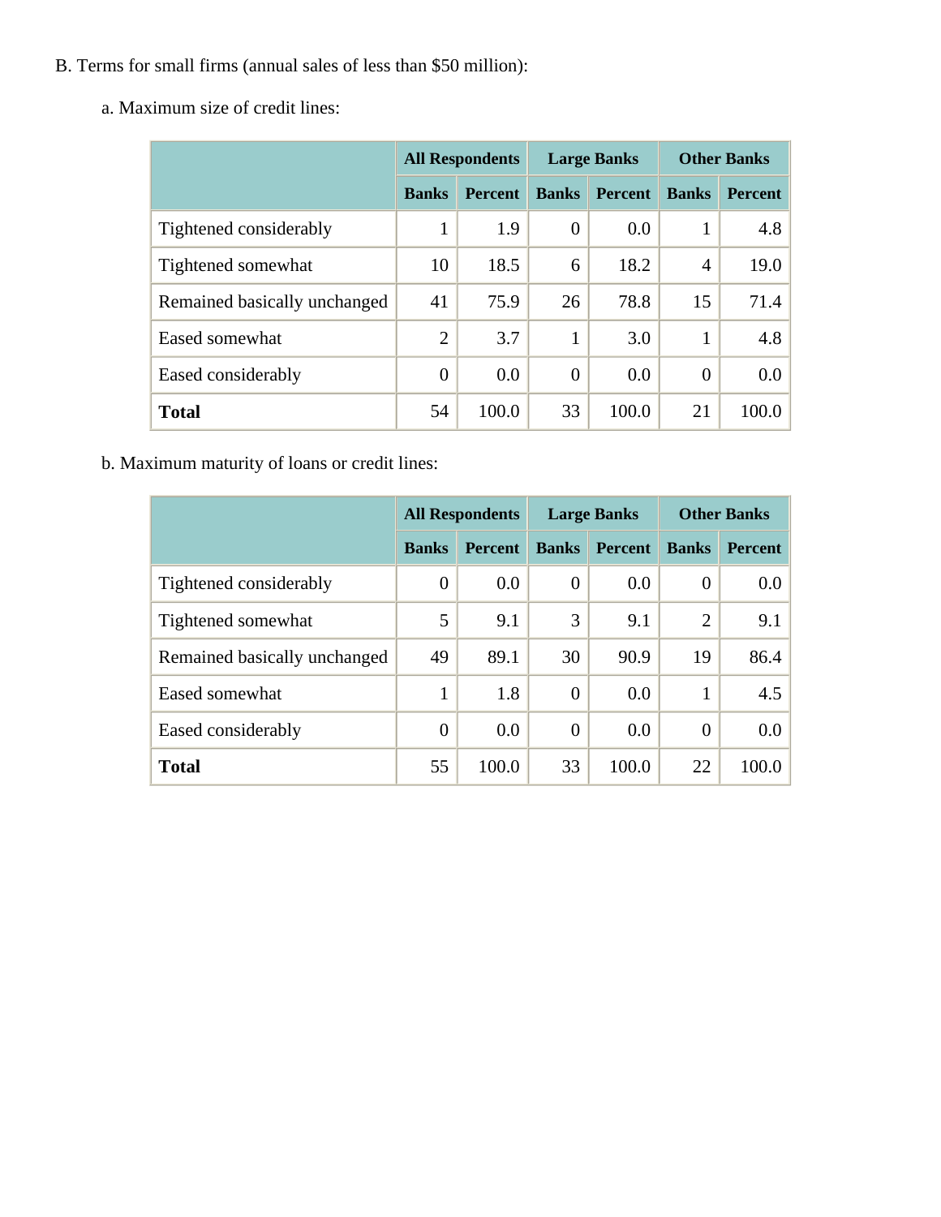B. Terms for small firms (annual sales of less than $50 million):

a. Maximum size of credit lines:

| | All Respondents | | Large Banks | | Other Banks | |
|---|---|---|---|---|---|---|
| | Banks | Percent | Banks | Percent | Banks | Percent |
| Tightened considerably | 1 | 1.9 | 0 | 0.0 | 1 | 4.8 |
| Tightened somewhat | 10 | 18.5 | 6 | 18.2 | 4 | 19.0 |
| Remained basically unchanged | 41 | 75.9 | 26 | 78.8 | 15 | 71.4 |
| Eased somewhat | 2 | 3.7 | 1 | 3.0 | 1 | 4.8 |
| Eased considerably | 0 | 0.0 | 0 | 0.0 | 0 | 0.0 |
| **Total** | 54 | 100.0 | 33 | 100.0 | 21 | 100.0 |

b. Maximum maturity of loans or credit lines:

| | All Respondents | | Large Banks | | Other Banks | |
|---|---|---|---|---|---|---|
| | Banks | Percent | Banks | Percent | Banks | Percent |
| Tightened considerably | 0 | 0.0 | 0 | 0.0 | 0 | 0.0 |
| Tightened somewhat | 5 | 9.1 | 3 | 9.1 | 2 | 9.1 |
| Remained basically unchanged | 49 | 89.1 | 30 | 90.9 | 19 | 86.4 |
| Eased somewhat | 1 | 1.8 | 0 | 0.0 | 1 | 4.5 |
| Eased considerably | 0 | 0.0 | 0 | 0.0 | 0 | 0.0 |
| **Total** | 55 | 100.0 | 33 | 100.0 | 22 | 100.0 |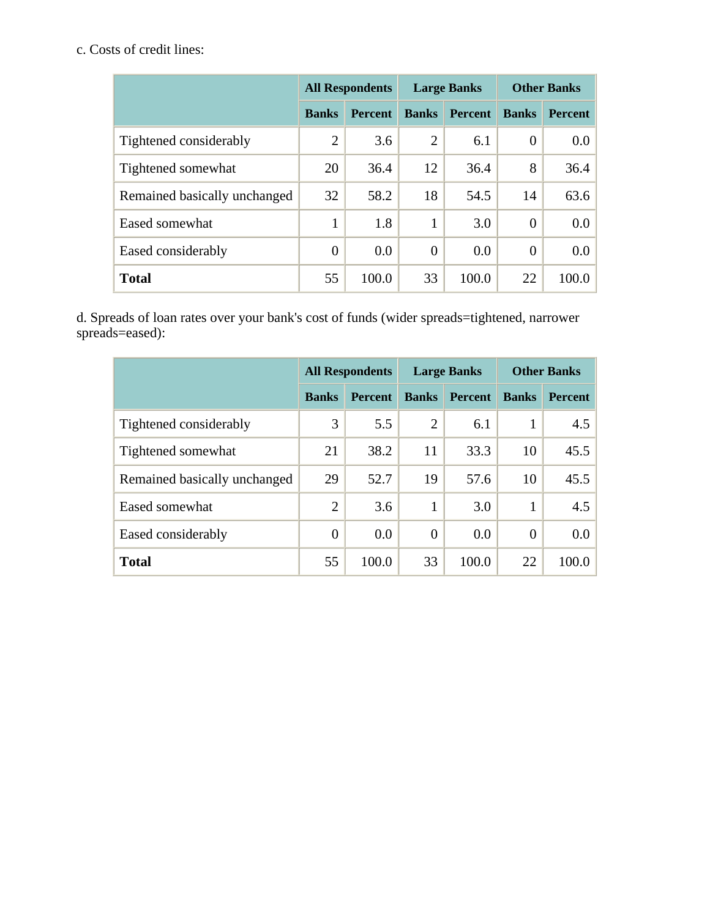c. Costs of credit lines:

| | All Respondents | | Large Banks | | Other Banks | |
|---|---|---|---|---|---|---|
| | Banks | Percent | Banks | Percent | Banks | Percent |
| Tightened considerably | 2 | 3.6 | 2 | 6.1 | 0 | 0.0 |
| Tightened somewhat | 20 | 36.4 | 12 | 36.4 | 8 | 36.4 |
| Remained basically unchanged | 32 | 58.2 | 18 | 54.5 | 14 | 63.6 |
| Eased somewhat | 1 | 1.8 | 1 | 3.0 | 0 | 0.0 |
| Eased considerably | 0 | 0.0 | 0 | 0.0 | 0 | 0.0 |
| **Total** | 55 | 100.0 | 33 | 100.0 | 22 | 100.0 |

d. Spreads of loan rates over your bank's cost of funds (wider spreads=tightened, narrower spreads=eased):

| | All Respondents | | Large Banks | | Other Banks | |
|---|---|---|---|---|---|---|
| | Banks | Percent | Banks | Percent | Banks | Percent |
| Tightened considerably | 3 | 5.5 | 2 | 6.1 | 1 | 4.5 |
| Tightened somewhat | 21 | 38.2 | 11 | 33.3 | 10 | 45.5 |
| Remained basically unchanged | 29 | 52.7 | 19 | 57.6 | 10 | 45.5 |
| Eased somewhat | 2 | 3.6 | 1 | 3.0 | 1 | 4.5 |
| Eased considerably | 0 | 0.0 | 0 | 0.0 | 0 | 0.0 |
| **Total** | 55 | 100.0 | 33 | 100.0 | 22 | 100.0 |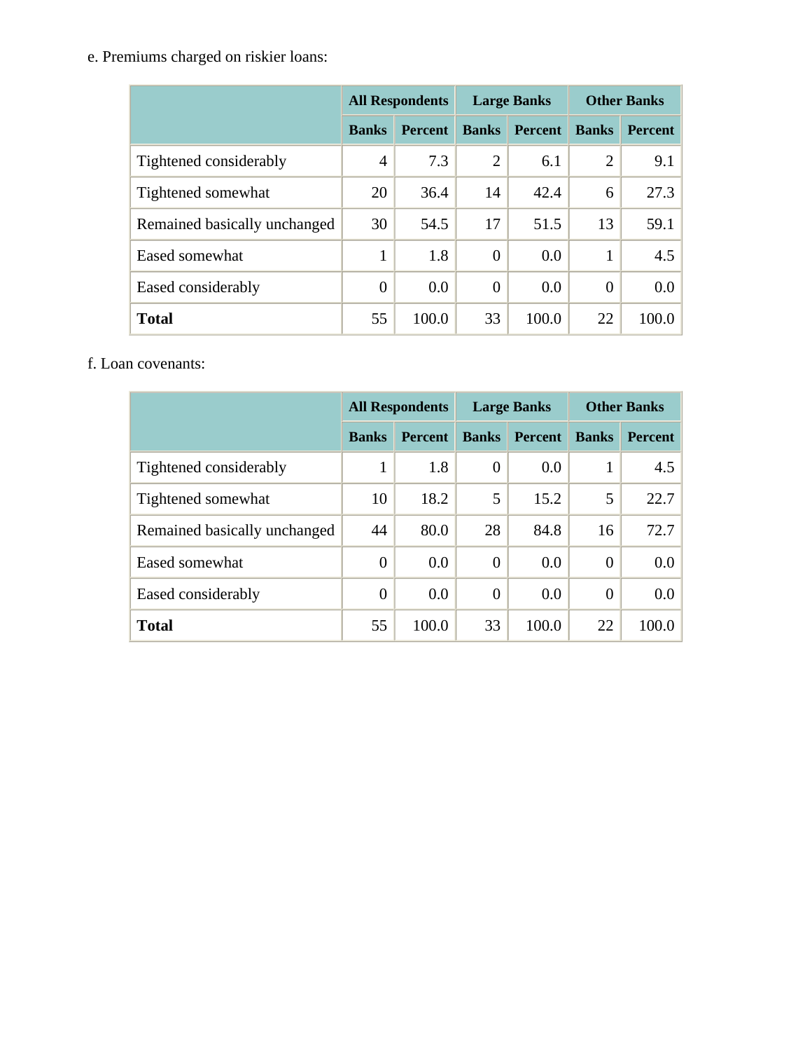e. Premiums charged on riskier loans:

| | All Respondents | | Large Banks | | Other Banks | |
|---|---|---|---|---|---|---|
| | Banks | Percent | Banks | Percent | Banks | Percent |
| Tightened considerably | 4 | 7.3 | 2 | 6.1 | 2 | 9.1 |
| Tightened somewhat | 20 | 36.4 | 14 | 42.4 | 6 | 27.3 |
| Remained basically unchanged | 30 | 54.5 | 17 | 51.5 | 13 | 59.1 |
| Eased somewhat | 1 | 1.8 | 0 | 0.0 | 1 | 4.5 |
| Eased considerably | 0 | 0.0 | 0 | 0.0 | 0 | 0.0 |
| **Total** | 55 | 100.0 | 33 | 100.0 | 22 | 100.0 |

f. Loan covenants:

| | All Respondents | | Large Banks | | Other Banks | |
|---|---|---|---|---|---|---|
| | Banks | Percent | Banks | Percent | Banks | Percent |
| Tightened considerably | 1 | 1.8 | 0 | 0.0 | 1 | 4.5 |
| Tightened somewhat | 10 | 18.2 | 5 | 15.2 | 5 | 22.7 |
| Remained basically unchanged | 44 | 80.0 | 28 | 84.8 | 16 | 72.7 |
| Eased somewhat | 0 | 0.0 | 0 | 0.0 | 0 | 0.0 |
| Eased considerably | 0 | 0.0 | 0 | 0.0 | 0 | 0.0 |
| **Total** | 55 | 100.0 | 33 | 100.0 | 22 | 100.0 |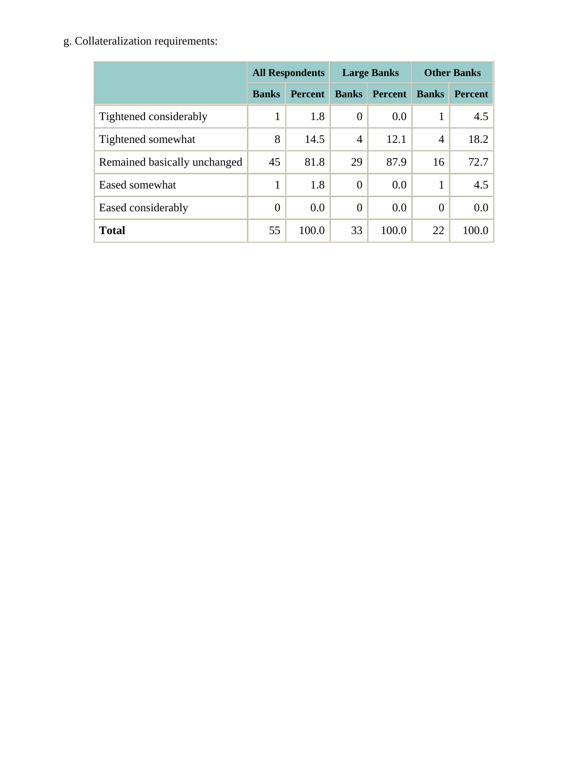g. Collateralization requirements:

| | All Respondents | | Large Banks | | Other Banks | |
|---|---|---|---|---|---|---|
| | Banks | Percent | Banks | Percent | Banks | Percent |
| Tightened considerably | 1 | 1.8 | 0 | 0.0 | 1 | 4.5 |
| Tightened somewhat | 8 | 14.5 | 4 | 12.1 | 4 | 18.2 |
| Remained basically unchanged | 45 | 81.8 | 29 | 87.9 | 16 | 72.7 |
| Eased somewhat | 1 | 1.8 | 0 | 0.0 | 1 | 4.5 |
| Eased considerably | 0 | 0.0 | 0 | 0.0 | 0 | 0.0 |
| **Total** | 55 | 100.0 | 33 | 100.0 | 22 | 100.0 |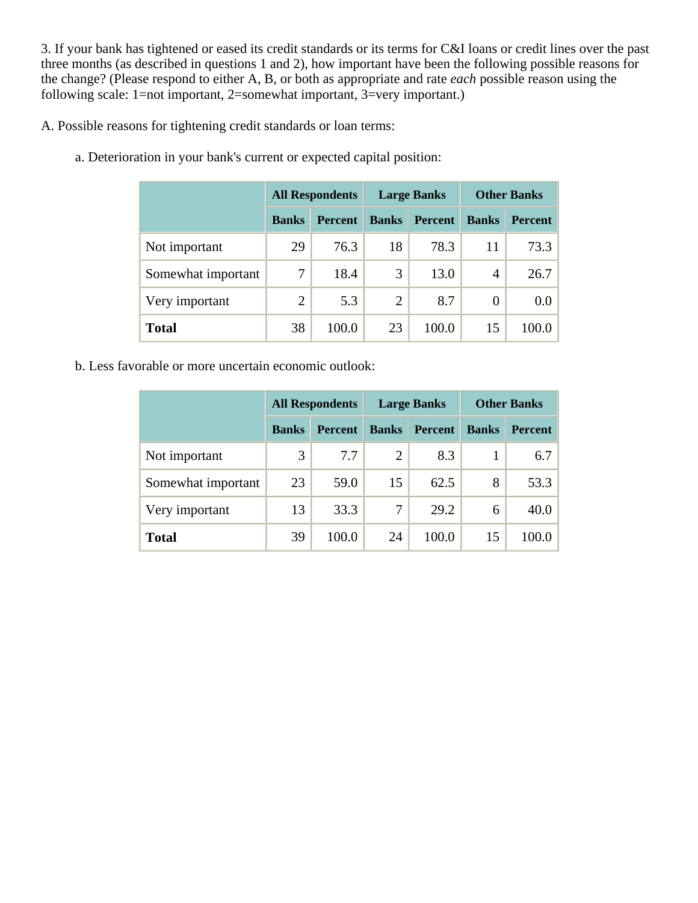3. If your bank has tightened or eased its credit standards or its terms for C&I loans or credit lines over the past three months (as described in questions 1 and 2), how important have been the following possible reasons for the change? (Please respond to either A, B, or both as appropriate and rate *each* possible reason using the following scale: 1=not important, 2=somewhat important, 3=very important.)

A. Possible reasons for tightening credit standards or loan terms:

a. Deterioration in your bank's current or expected capital position:

| | All Respondents | | Large Banks | | Other Banks | |
|---|---|---|---|---|---|---|
| | **Banks** | **Percent** | **Banks** | **Percent** | **Banks** | **Percent** |
| Not important | 29 | 76.3 | 18 | 78.3 | 11 | 73.3 |
| Somewhat important | 7 | 18.4 | 3 | 13.0 | 4 | 26.7 |
| Very important | 2 | 5.3 | 2 | 8.7 | 0 | 0.0 |
| **Total** | 38 | 100.0 | 23 | 100.0 | 15 | 100.0 |

b. Less favorable or more uncertain economic outlook:

| | All Respondents | | Large Banks | | Other Banks | |
|---|---|---|---|---|---|---|
| | **Banks** | **Percent** | **Banks** | **Percent** | **Banks** | **Percent** |
| Not important | 3 | 7.7 | 2 | 8.3 | 1 | 6.7 |
| Somewhat important | 23 | 59.0 | 15 | 62.5 | 8 | 53.3 |
| Very important | 13 | 33.3 | 7 | 29.2 | 6 | 40.0 |
| **Total** | 39 | 100.0 | 24 | 100.0 | 15 | 100.0 |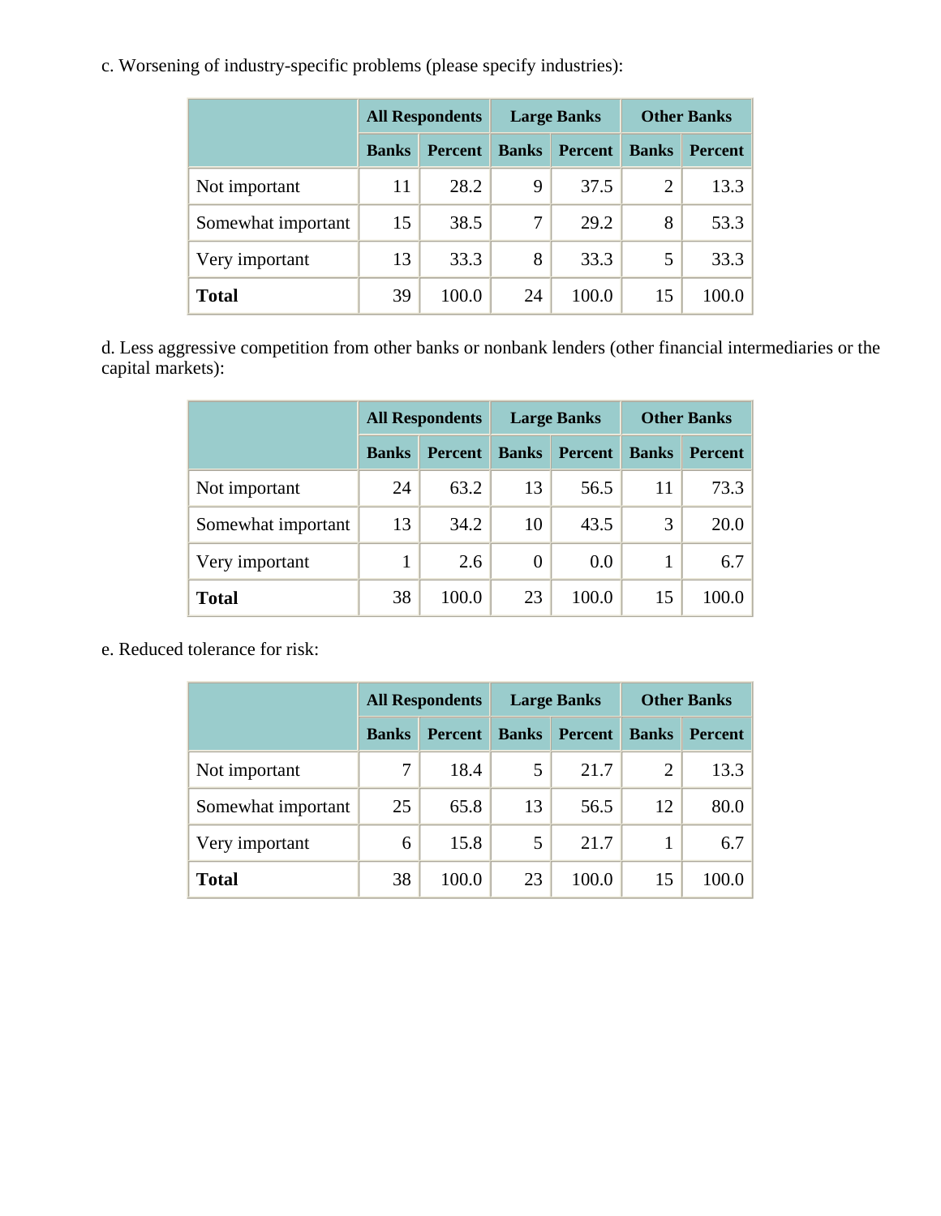c. Worsening of industry-specific problems (please specify industries):

| | All Respondents | | Large Banks | | Other Banks | |
|---|---|---|---|---|---|---|
| | Banks | Percent | Banks | Percent | Banks | Percent |
| Not important | 11 | 28.2 | 9 | 37.5 | 2 | 13.3 |
| Somewhat important | 15 | 38.5 | 7 | 29.2 | 8 | 53.3 |
| Very important | 13 | 33.3 | 8 | 33.3 | 5 | 33.3 |
| **Total** | 39 | 100.0 | 24 | 100.0 | 15 | 100.0 |

d. Less aggressive competition from other banks or nonbank lenders (other financial intermediaries or the capital markets):

| | All Respondents | | Large Banks | | Other Banks | |
|---|---|---|---|---|---|---|
| | Banks | Percent | Banks | Percent | Banks | Percent |
| Not important | 24 | 63.2 | 13 | 56.5 | 11 | 73.3 |
| Somewhat important | 13 | 34.2 | 10 | 43.5 | 3 | 20.0 |
| Very important | 1 | 2.6 | 0 | 0.0 | 1 | 6.7 |
| **Total** | 38 | 100.0 | 23 | 100.0 | 15 | 100.0 |

e. Reduced tolerance for risk:

| | All Respondents | | Large Banks | | Other Banks | |
|---|---|---|---|---|---|---|
| | Banks | Percent | Banks | Percent | Banks | Percent |
| Not important | 7 | 18.4 | 5 | 21.7 | 2 | 13.3 |
| Somewhat important | 25 | 65.8 | 13 | 56.5 | 12 | 80.0 |
| Very important | 6 | 15.8 | 5 | 21.7 | 1 | 6.7 |
| **Total** | 38 | 100.0 | 23 | 100.0 | 15 | 100.0 |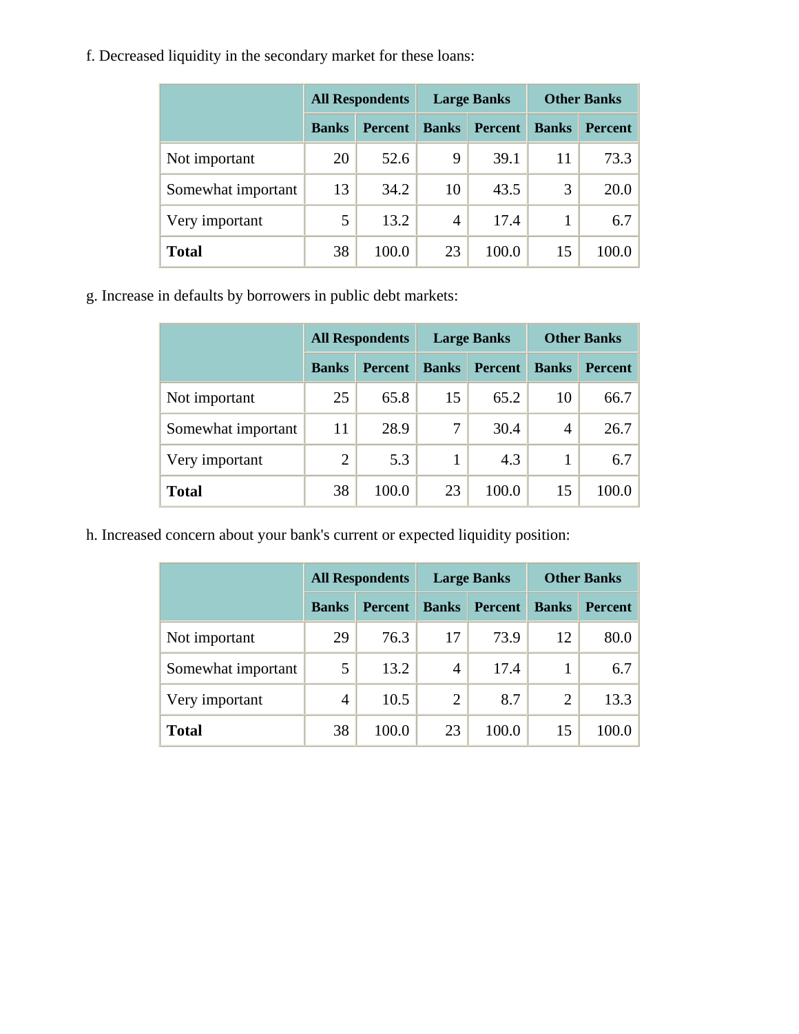f. Decreased liquidity in the secondary market for these loans:

| | All Respondents | | Large Banks | | Other Banks | |
|---|---|---|---|---|---|---|
| | Banks | Percent | Banks | Percent | Banks | Percent |
| Not important | 20 | 52.6 | 9 | 39.1 | 11 | 73.3 |
| Somewhat important | 13 | 34.2 | 10 | 43.5 | 3 | 20.0 |
| Very important | 5 | 13.2 | 4 | 17.4 | 1 | 6.7 |
| **Total** | 38 | 100.0 | 23 | 100.0 | 15 | 100.0 |

g. Increase in defaults by borrowers in public debt markets:

| | All Respondents | | Large Banks | | Other Banks | |
|---|---|---|---|---|---|---|
| | Banks | Percent | Banks | Percent | Banks | Percent |
| Not important | 25 | 65.8 | 15 | 65.2 | 10 | 66.7 |
| Somewhat important | 11 | 28.9 | 7 | 30.4 | 4 | 26.7 |
| Very important | 2 | 5.3 | 1 | 4.3 | 1 | 6.7 |
| **Total** | 38 | 100.0 | 23 | 100.0 | 15 | 100.0 |

h. Increased concern about your bank's current or expected liquidity position:

| | All Respondents | | Large Banks | | Other Banks | |
|---|---|---|---|---|---|---|
| | Banks | Percent | Banks | Percent | Banks | Percent |
| Not important | 29 | 76.3 | 17 | 73.9 | 12 | 80.0 |
| Somewhat important | 5 | 13.2 | 4 | 17.4 | 1 | 6.7 |
| Very important | 4 | 10.5 | 2 | 8.7 | 2 | 13.3 |
| **Total** | 38 | 100.0 | 23 | 100.0 | 15 | 100.0 |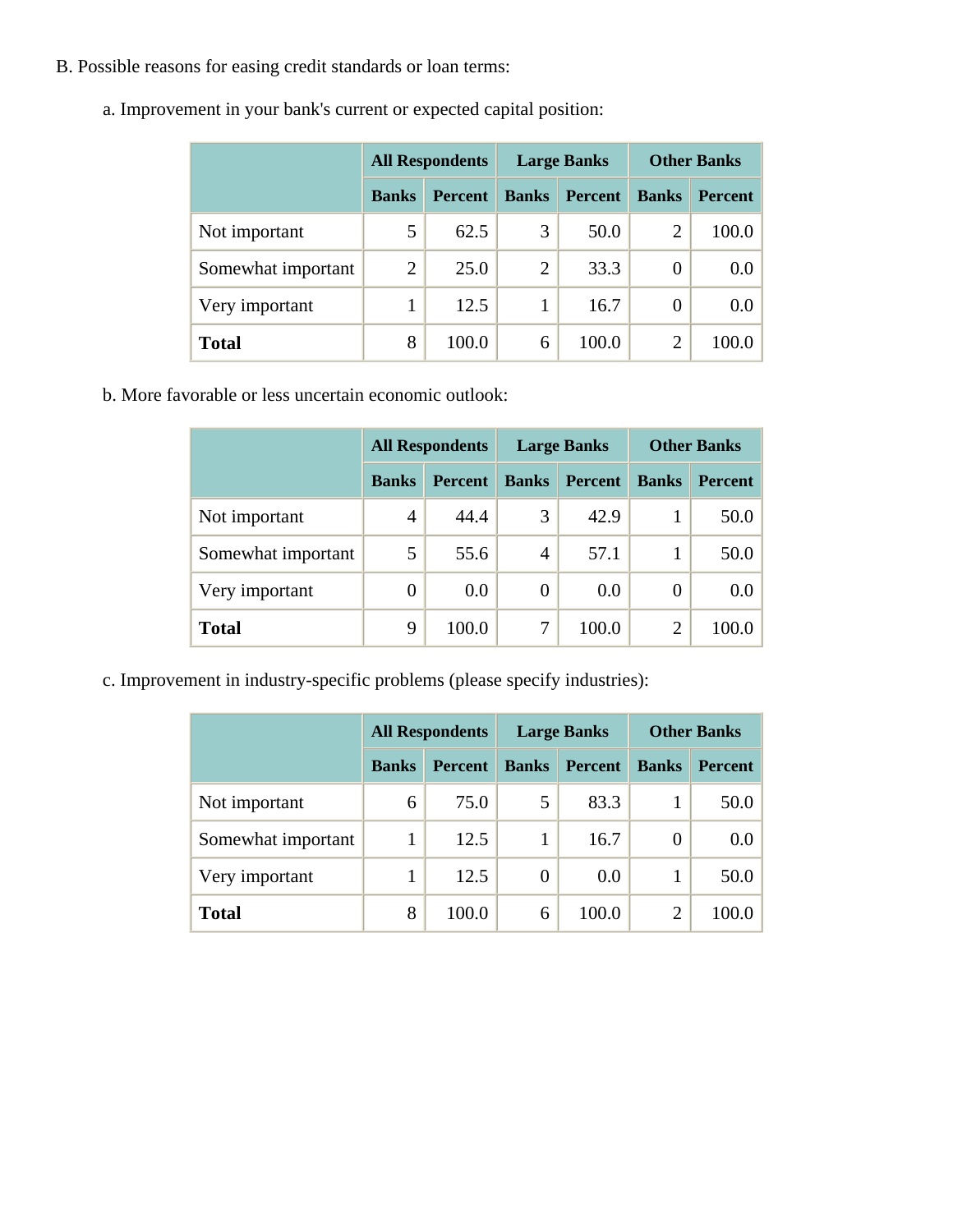B. Possible reasons for easing credit standards or loan terms:

a. Improvement in your bank's current or expected capital position:

| | All Respondents | | Large Banks | | Other Banks | |
|---|---|---|---|---|---|---|
| | Banks | Percent | Banks | Percent | Banks | Percent |
| Not important | 5 | 62.5 | 3 | 50.0 | 2 | 100.0 |
| Somewhat important | 2 | 25.0 | 2 | 33.3 | 0 | 0.0 |
| Very important | 1 | 12.5 | 1 | 16.7 | 0 | 0.0 |
| **Total** | 8 | 100.0 | 6 | 100.0 | 2 | 100.0 |

b. More favorable or less uncertain economic outlook:

| | All Respondents | | Large Banks | | Other Banks | |
|---|---|---|---|---|---|---|
| | Banks | Percent | Banks | Percent | Banks | Percent |
| Not important | 4 | 44.4 | 3 | 42.9 | 1 | 50.0 |
| Somewhat important | 5 | 55.6 | 4 | 57.1 | 1 | 50.0 |
| Very important | 0 | 0.0 | 0 | 0.0 | 0 | 0.0 |
| **Total** | 9 | 100.0 | 7 | 100.0 | 2 | 100.0 |

c. Improvement in industry-specific problems (please specify industries):

| | All Respondents | | Large Banks | | Other Banks | |
|---|---|---|---|---|---|---|
| | Banks | Percent | Banks | Percent | Banks | Percent |
| Not important | 6 | 75.0 | 5 | 83.3 | 1 | 50.0 |
| Somewhat important | 1 | 12.5 | 1 | 16.7 | 0 | 0.0 |
| Very important | 1 | 12.5 | 0 | 0.0 | 1 | 50.0 |
| **Total** | 8 | 100.0 | 6 | 100.0 | 2 | 100.0 |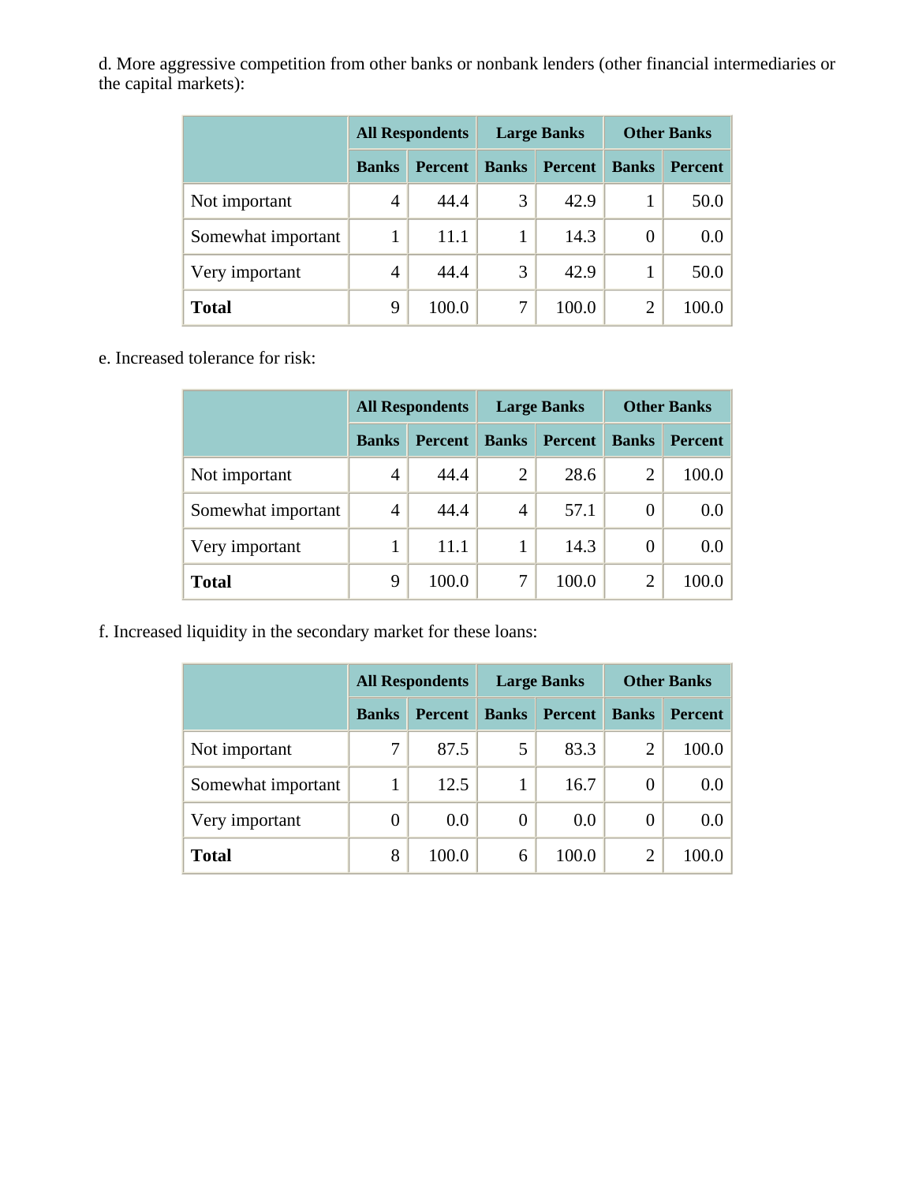d. More aggressive competition from other banks or nonbank lenders (other financial intermediaries or the capital markets):

| | All Respondents | | Large Banks | | Other Banks | |
|---|---|---|---|---|---|---|
| | Banks | Percent | Banks | Percent | Banks | Percent |
| Not important | 4 | 44.4 | 3 | 42.9 | 1 | 50.0 |
| Somewhat important | 1 | 11.1 | 1 | 14.3 | 0 | 0.0 |
| Very important | 4 | 44.4 | 3 | 42.9 | 1 | 50.0 |
| **Total** | 9 | 100.0 | 7 | 100.0 | 2 | 100.0 |

e. Increased tolerance for risk:

| | All Respondents | | Large Banks | | Other Banks | |
|---|---|---|---|---|---|---|
| | Banks | Percent | Banks | Percent | Banks | Percent |
| Not important | 4 | 44.4 | 2 | 28.6 | 2 | 100.0 |
| Somewhat important | 4 | 44.4 | 4 | 57.1 | 0 | 0.0 |
| Very important | 1 | 11.1 | 1 | 14.3 | 0 | 0.0 |
| **Total** | 9 | 100.0 | 7 | 100.0 | 2 | 100.0 |

f. Increased liquidity in the secondary market for these loans:

| | All Respondents | | Large Banks | | Other Banks | |
|---|---|---|---|---|---|---|
| | Banks | Percent | Banks | Percent | Banks | Percent |
| Not important | 7 | 87.5 | 5 | 83.3 | 2 | 100.0 |
| Somewhat important | 1 | 12.5 | 1 | 16.7 | 0 | 0.0 |
| Very important | 0 | 0.0 | 0 | 0.0 | 0 | 0.0 |
| **Total** | 8 | 100.0 | 6 | 100.0 | 2 | 100.0 |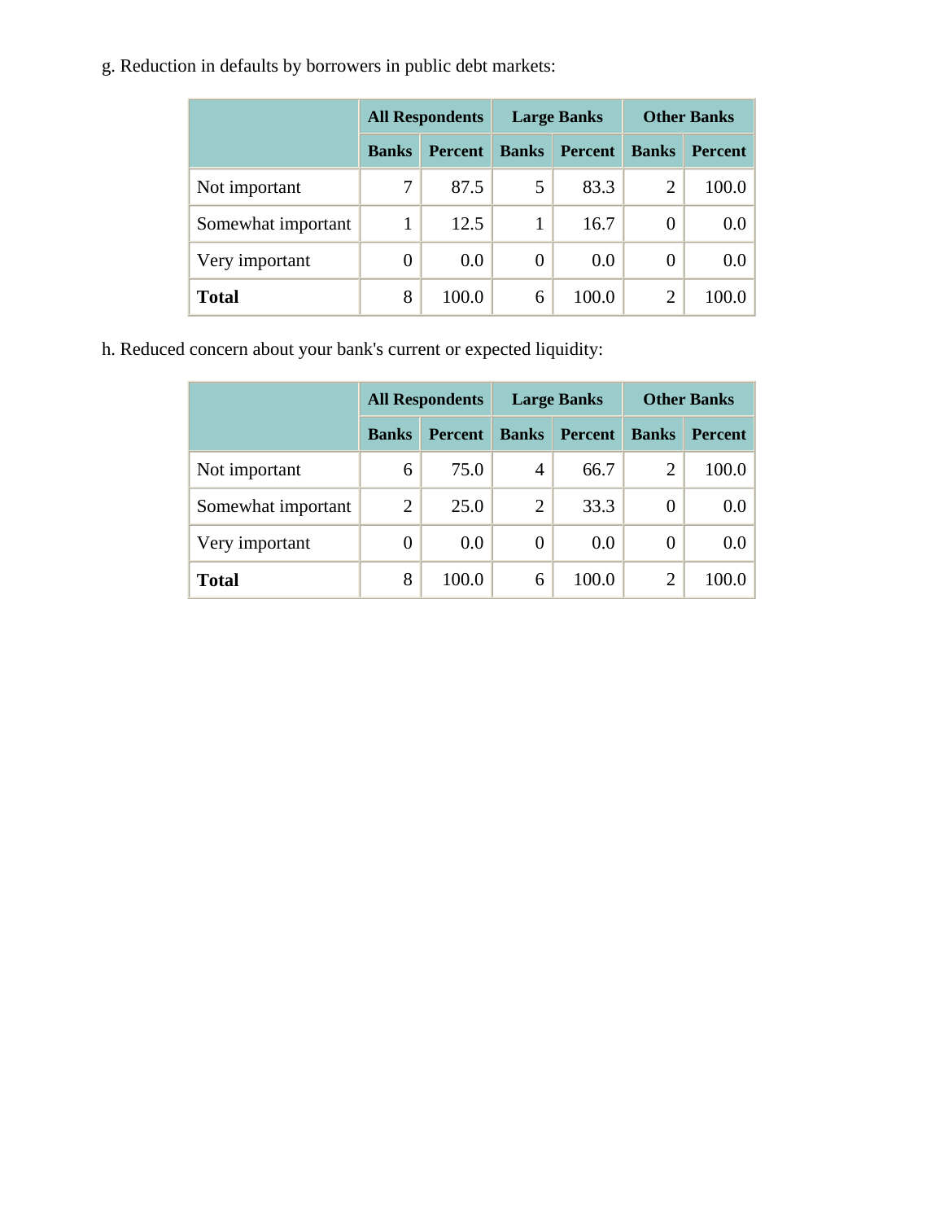g. Reduction in defaults by borrowers in public debt markets:

| | All Respondents | | Large Banks | | Other Banks | |
|---|---|---|---|---|---|---|
| | Banks | Percent | Banks | Percent | Banks | Percent |
| Not important | 7 | 87.5 | 5 | 83.3 | 2 | 100.0 |
| Somewhat important | 1 | 12.5 | 1 | 16.7 | 0 | 0.0 |
| Very important | 0 | 0.0 | 0 | 0.0 | 0 | 0.0 |
| **Total** | 8 | 100.0 | 6 | 100.0 | 2 | 100.0 |

h. Reduced concern about your bank's current or expected liquidity:

| | All Respondents | | Large Banks | | Other Banks | |
|---|---|---|---|---|---|---|
| | Banks | Percent | Banks | Percent | Banks | Percent |
| Not important | 6 | 75.0 | 4 | 66.7 | 2 | 100.0 |
| Somewhat important | 2 | 25.0 | 2 | 33.3 | 0 | 0.0 |
| Very important | 0 | 0.0 | 0 | 0.0 | 0 | 0.0 |
| **Total** | 8 | 100.0 | 6 | 100.0 | 2 | 100.0 |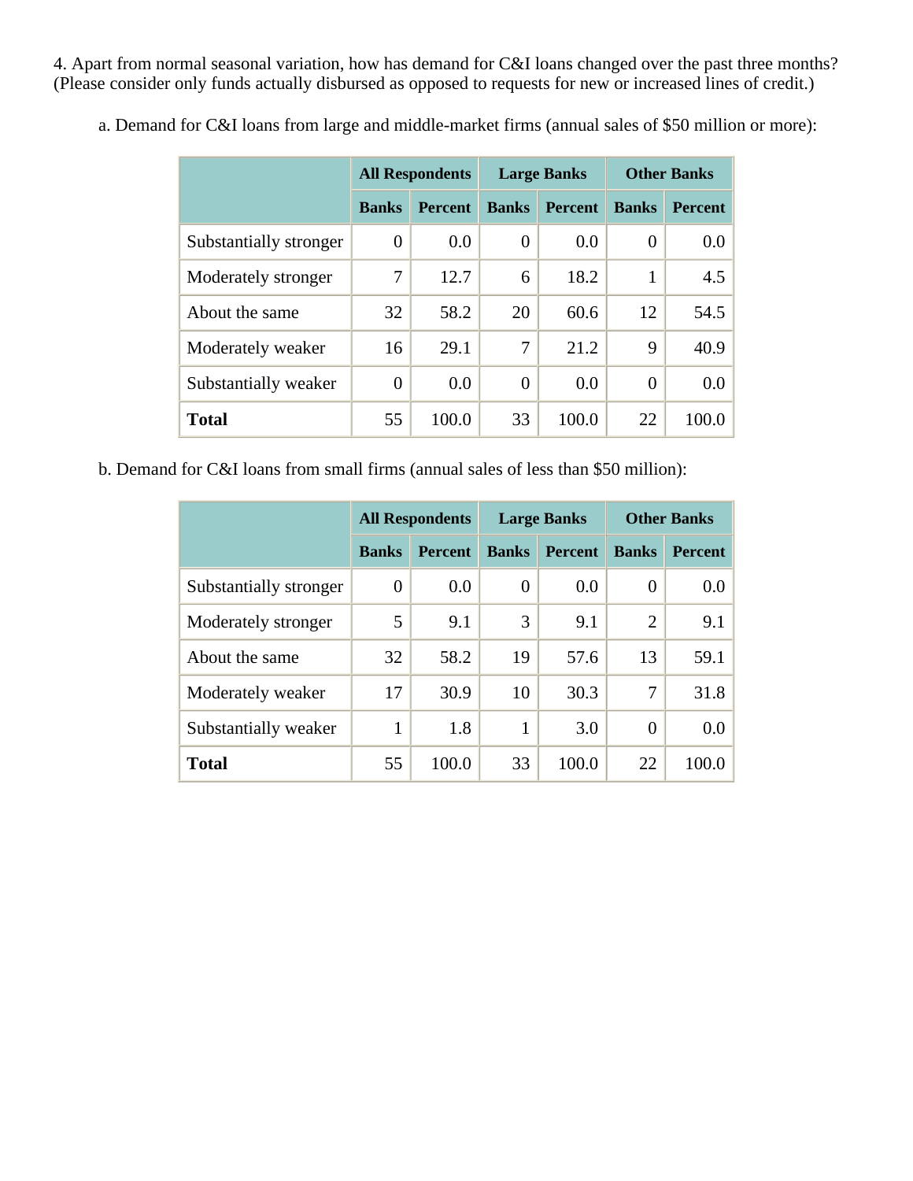4. Apart from normal seasonal variation, how has demand for C&I loans changed over the past three months? (Please consider only funds actually disbursed as opposed to requests for new or increased lines of credit.)

a. Demand for C&I loans from large and middle-market firms (annual sales of $50 million or more):

| | All Respondents | | Large Banks | | Other Banks | |
|---|---|---|---|---|---|---|
| | Banks | Percent | Banks | Percent | Banks | Percent |
| Substantially stronger | 0 | 0.0 | 0 | 0.0 | 0 | 0.0 |
| Moderately stronger | 7 | 12.7 | 6 | 18.2 | 1 | 4.5 |
| About the same | 32 | 58.2 | 20 | 60.6 | 12 | 54.5 |
| Moderately weaker | 16 | 29.1 | 7 | 21.2 | 9 | 40.9 |
| Substantially weaker | 0 | 0.0 | 0 | 0.0 | 0 | 0.0 |
| **Total** | 55 | 100.0 | 33 | 100.0 | 22 | 100.0 |

b. Demand for C&I loans from small firms (annual sales of less than $50 million):

| | All Respondents | | Large Banks | | Other Banks | |
|---|---|---|---|---|---|---|
| | Banks | Percent | Banks | Percent | Banks | Percent |
| Substantially stronger | 0 | 0.0 | 0 | 0.0 | 0 | 0.0 |
| Moderately stronger | 5 | 9.1 | 3 | 9.1 | 2 | 9.1 |
| About the same | 32 | 58.2 | 19 | 57.6 | 13 | 59.1 |
| Moderately weaker | 17 | 30.9 | 10 | 30.3 | 7 | 31.8 |
| Substantially weaker | 1 | 1.8 | 1 | 3.0 | 0 | 0.0 |
| **Total** | 55 | 100.0 | 33 | 100.0 | 22 | 100.0 |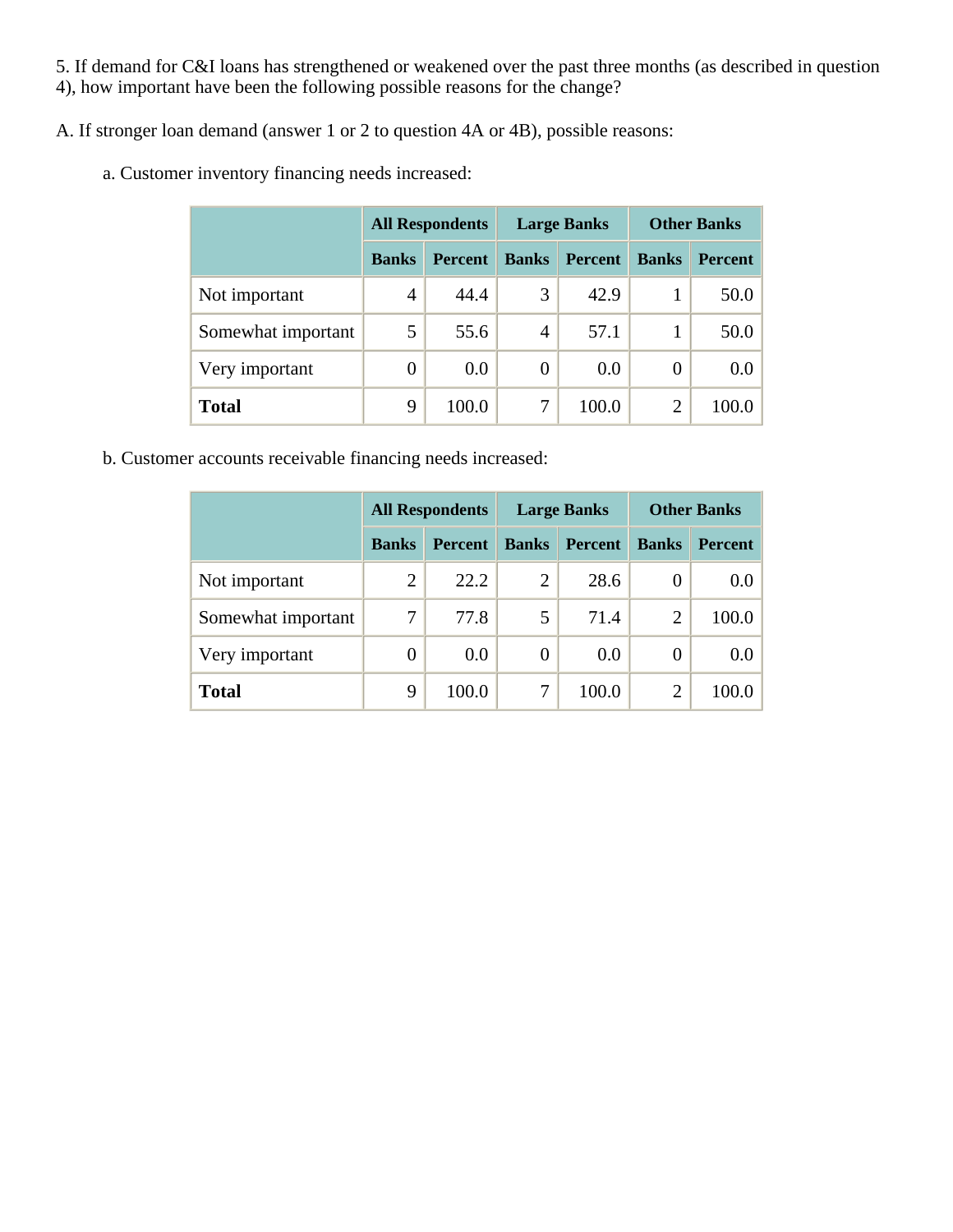5. If demand for C&I loans has strengthened or weakened over the past three months (as described in question 4), how important have been the following possible reasons for the change?

A. If stronger loan demand (answer 1 or 2 to question 4A or 4B), possible reasons:

a. Customer inventory financing needs increased:

| | All Respondents | | Large Banks | | Other Banks | |
|---|---|---|---|---|---|---|
| | Banks | Percent | Banks | Percent | Banks | Percent |
| Not important | 4 | 44.4 | 3 | 42.9 | 1 | 50.0 |
| Somewhat important | 5 | 55.6 | 4 | 57.1 | 1 | 50.0 |
| Very important | 0 | 0.0 | 0 | 0.0 | 0 | 0.0 |
| **Total** | 9 | 100.0 | 7 | 100.0 | 2 | 100.0 |

b. Customer accounts receivable financing needs increased:

| | All Respondents | | Large Banks | | Other Banks | |
|---|---|---|---|---|---|---|
| | Banks | Percent | Banks | Percent | Banks | Percent |
| Not important | 2 | 22.2 | 2 | 28.6 | 0 | 0.0 |
| Somewhat important | 7 | 77.8 | 5 | 71.4 | 2 | 100.0 |
| Very important | 0 | 0.0 | 0 | 0.0 | 0 | 0.0 |
| **Total** | 9 | 100.0 | 7 | 100.0 | 2 | 100.0 |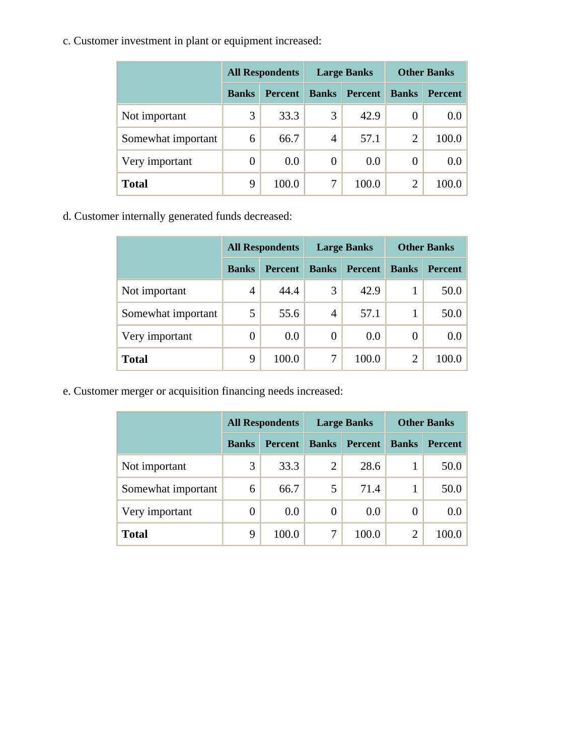c. Customer investment in plant or equipment increased:

| | All Respondents | | Large Banks | | Other Banks | |
|---|---|---|---|---|---|---|
| | Banks | Percent | Banks | Percent | Banks | Percent |
| Not important | 3 | 33.3 | 3 | 42.9 | 0 | 0.0 |
| Somewhat important | 6 | 66.7 | 4 | 57.1 | 2 | 100.0 |
| Very important | 0 | 0.0 | 0 | 0.0 | 0 | 0.0 |
| **Total** | 9 | 100.0 | 7 | 100.0 | 2 | 100.0 |

d. Customer internally generated funds decreased:

| | All Respondents | | Large Banks | | Other Banks | |
|---|---|---|---|---|---|---|
| | Banks | Percent | Banks | Percent | Banks | Percent |
| Not important | 4 | 44.4 | 3 | 42.9 | 1 | 50.0 |
| Somewhat important | 5 | 55.6 | 4 | 57.1 | 1 | 50.0 |
| Very important | 0 | 0.0 | 0 | 0.0 | 0 | 0.0 |
| **Total** | 9 | 100.0 | 7 | 100.0 | 2 | 100.0 |

e. Customer merger or acquisition financing needs increased:

| | All Respondents | | Large Banks | | Other Banks | |
|---|---|---|---|---|---|---|
| | Banks | Percent | Banks | Percent | Banks | Percent |
| Not important | 3 | 33.3 | 2 | 28.6 | 1 | 50.0 |
| Somewhat important | 6 | 66.7 | 5 | 71.4 | 1 | 50.0 |
| Very important | 0 | 0.0 | 0 | 0.0 | 0 | 0.0 |
| **Total** | 9 | 100.0 | 7 | 100.0 | 2 | 100.0 |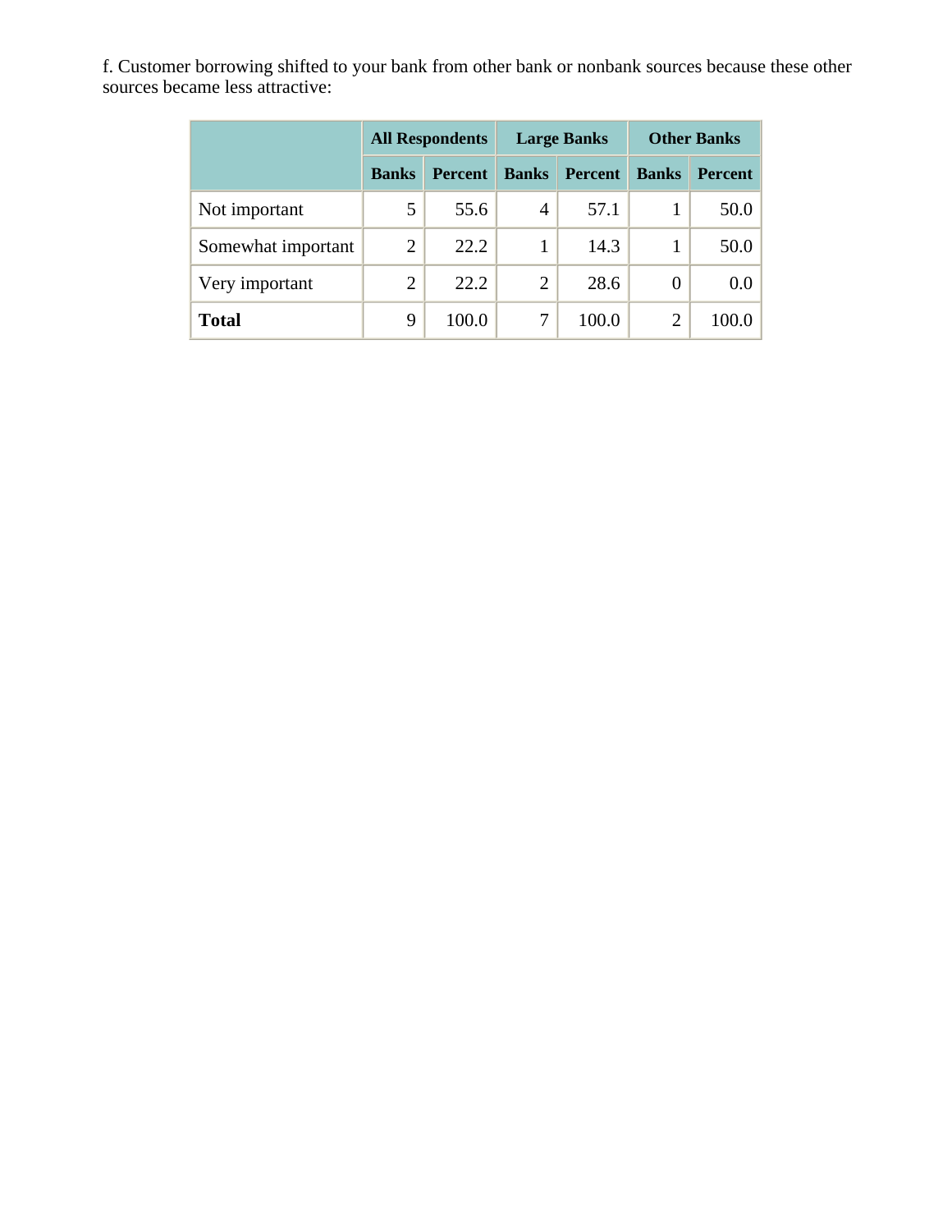f. Customer borrowing shifted to your bank from other bank or nonbank sources because these other sources became less attractive:

| | All Respondents | | Large Banks | | Other Banks | |
|---|---|---|---|---|---|---|
| | Banks | Percent | Banks | Percent | Banks | Percent |
| Not important | 5 | 55.6 | 4 | 57.1 | 1 | 50.0 |
| Somewhat important | 2 | 22.2 | 1 | 14.3 | 1 | 50.0 |
| Very important | 2 | 22.2 | 2 | 28.6 | 0 | 0.0 |
| **Total** | 9 | 100.0 | 7 | 100.0 | 2 | 100.0 |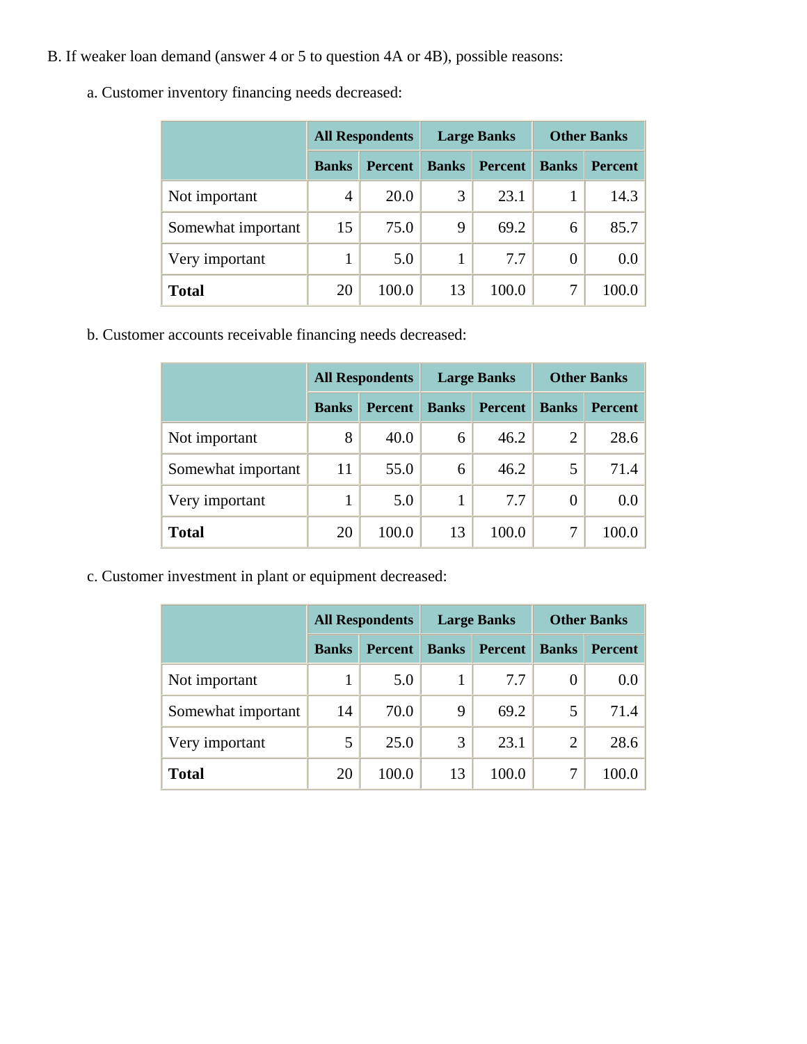B. If weaker loan demand (answer 4 or 5 to question 4A or 4B), possible reasons:

a. Customer inventory financing needs decreased:

| | All Respondents | | Large Banks | | Other Banks | |
|---|---|---|---|---|---|---|
| | Banks | Percent | Banks | Percent | Banks | Percent |
| Not important | 4 | 20.0 | 3 | 23.1 | 1 | 14.3 |
| Somewhat important | 15 | 75.0 | 9 | 69.2 | 6 | 85.7 |
| Very important | 1 | 5.0 | 1 | 7.7 | 0 | 0.0 |
| **Total** | 20 | 100.0 | 13 | 100.0 | 7 | 100.0 |

b. Customer accounts receivable financing needs decreased:

| | All Respondents | | Large Banks | | Other Banks | |
|---|---|---|---|---|---|---|
| | Banks | Percent | Banks | Percent | Banks | Percent |
| Not important | 8 | 40.0 | 6 | 46.2 | 2 | 28.6 |
| Somewhat important | 11 | 55.0 | 6 | 46.2 | 5 | 71.4 |
| Very important | 1 | 5.0 | 1 | 7.7 | 0 | 0.0 |
| **Total** | 20 | 100.0 | 13 | 100.0 | 7 | 100.0 |

c. Customer investment in plant or equipment decreased:

| | All Respondents | | Large Banks | | Other Banks | |
|---|---|---|---|---|---|---|
| | Banks | Percent | Banks | Percent | Banks | Percent |
| Not important | 1 | 5.0 | 1 | 7.7 | 0 | 0.0 |
| Somewhat important | 14 | 70.0 | 9 | 69.2 | 5 | 71.4 |
| Very important | 5 | 25.0 | 3 | 23.1 | 2 | 28.6 |
| **Total** | 20 | 100.0 | 13 | 100.0 | 7 | 100.0 |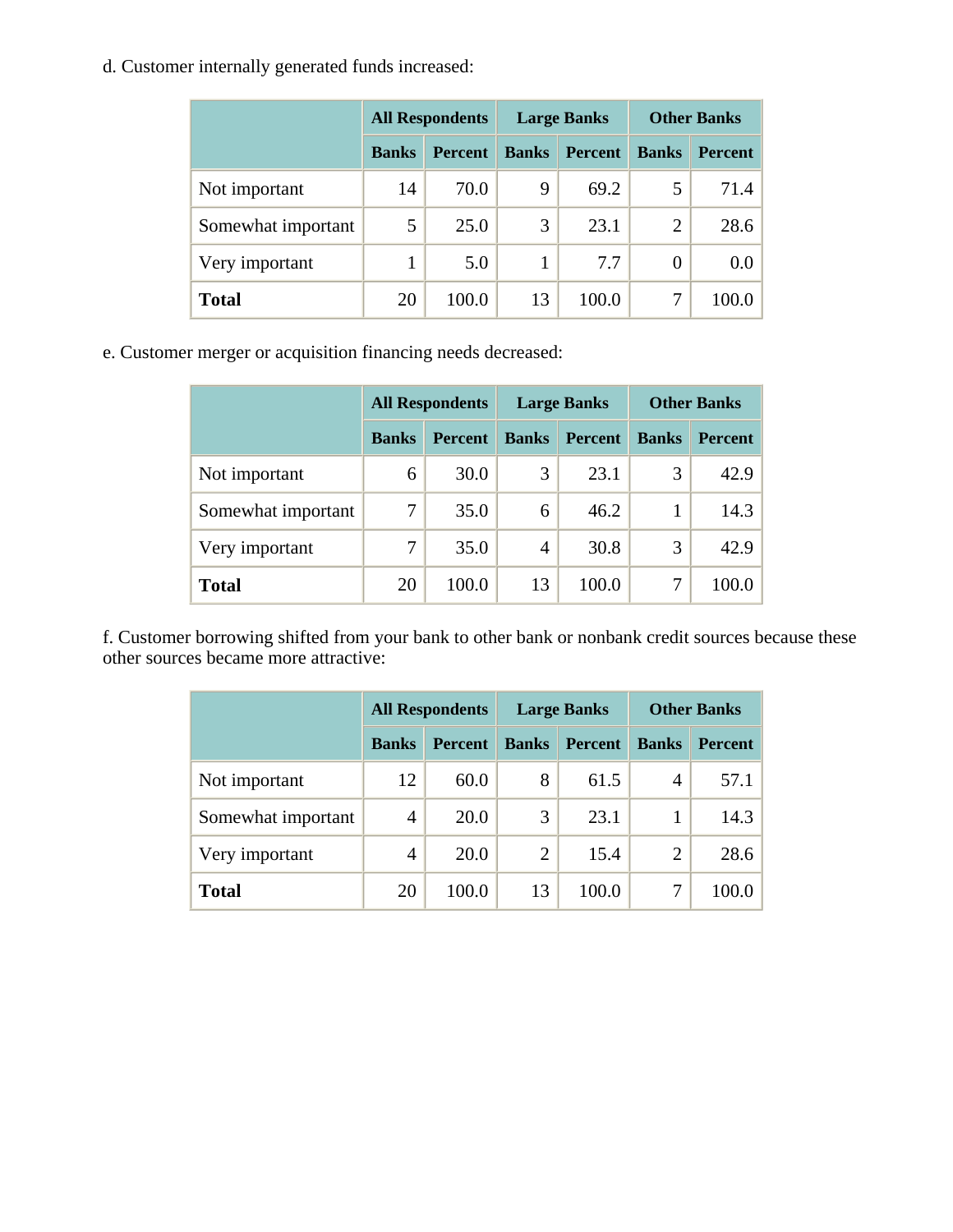d. Customer internally generated funds increased:

| | All Respondents | | Large Banks | | Other Banks | |
|---|---|---|---|---|---|---|
| | Banks | Percent | Banks | Percent | Banks | Percent |
| Not important | 14 | 70.0 | 9 | 69.2 | 5 | 71.4 |
| Somewhat important | 5 | 25.0 | 3 | 23.1 | 2 | 28.6 |
| Very important | 1 | 5.0 | 1 | 7.7 | 0 | 0.0 |
| **Total** | 20 | 100.0 | 13 | 100.0 | 7 | 100.0 |

e. Customer merger or acquisition financing needs decreased:

| | All Respondents | | Large Banks | | Other Banks | |
|---|---|---|---|---|---|---|
| | Banks | Percent | Banks | Percent | Banks | Percent |
| Not important | 6 | 30.0 | 3 | 23.1 | 3 | 42.9 |
| Somewhat important | 7 | 35.0 | 6 | 46.2 | 1 | 14.3 |
| Very important | 7 | 35.0 | 4 | 30.8 | 3 | 42.9 |
| **Total** | 20 | 100.0 | 13 | 100.0 | 7 | 100.0 |

f. Customer borrowing shifted from your bank to other bank or nonbank credit sources because these other sources became more attractive:

| | All Respondents | | Large Banks | | Other Banks | |
|---|---|---|---|---|---|---|
| | Banks | Percent | Banks | Percent | Banks | Percent |
| Not important | 12 | 60.0 | 8 | 61.5 | 4 | 57.1 |
| Somewhat important | 4 | 20.0 | 3 | 23.1 | 1 | 14.3 |
| Very important | 4 | 20.0 | 2 | 15.4 | 2 | 28.6 |
| **Total** | 20 | 100.0 | 13 | 100.0 | 7 | 100.0 |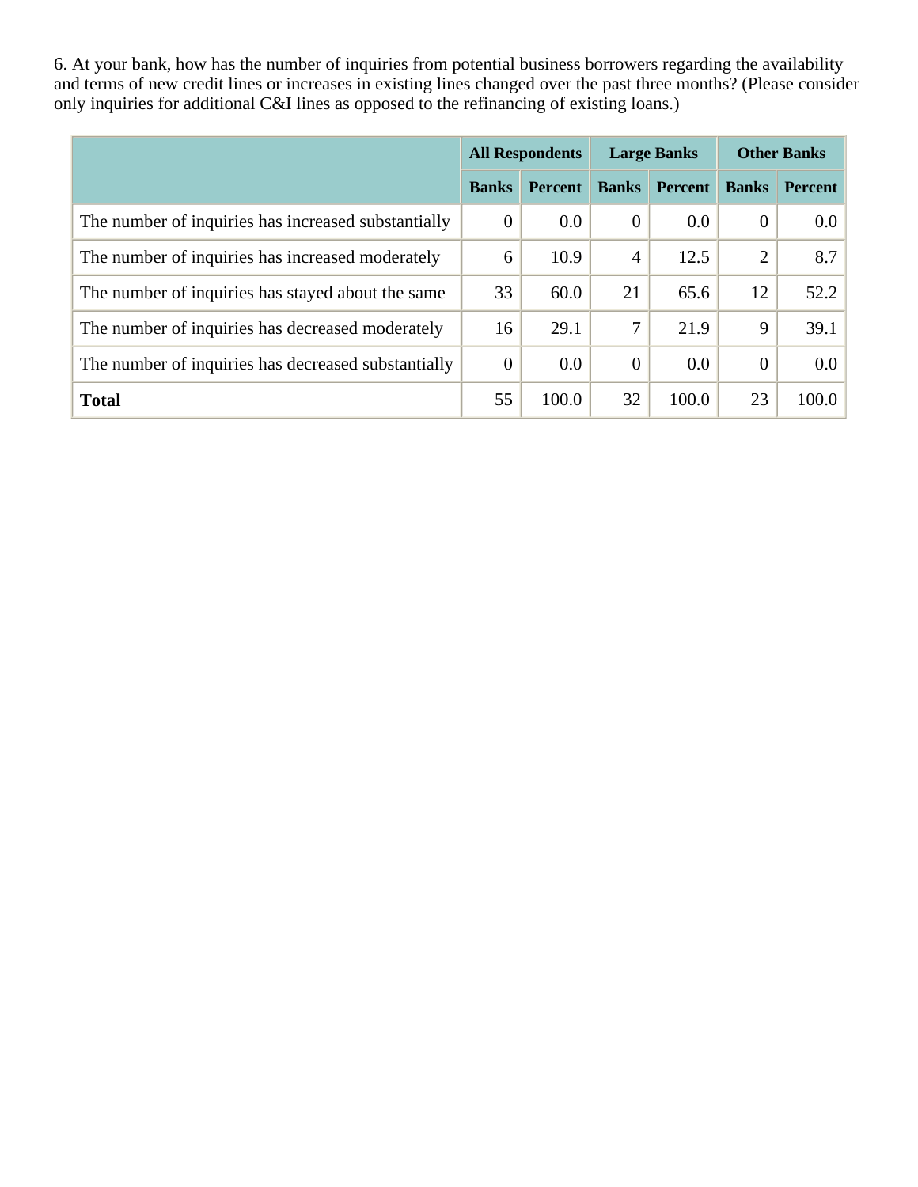6. At your bank, how has the number of inquiries from potential business borrowers regarding the availability and terms of new credit lines or increases in existing lines changed over the past three months? (Please consider only inquiries for additional C&I lines as opposed to the refinancing of existing loans.)

| | All Respondents | | Large Banks | | Other Banks | |
|---|---|---|---|---|---|---|
| | Banks | Percent | Banks | Percent | Banks | Percent |
| The number of inquiries has increased substantially | 0 | 0.0 | 0 | 0.0 | 0 | 0.0 |
| The number of inquiries has increased moderately | 6 | 10.9 | 4 | 12.5 | 2 | 8.7 |
| The number of inquiries has stayed about the same | 33 | 60.0 | 21 | 65.6 | 12 | 52.2 |
| The number of inquiries has decreased moderately | 16 | 29.1 | 7 | 21.9 | 9 | 39.1 |
| The number of inquiries has decreased substantially | 0 | 0.0 | 0 | 0.0 | 0 | 0.0 |
| **Total** | 55 | 100.0 | 32 | 100.0 | 23 | 100.0 |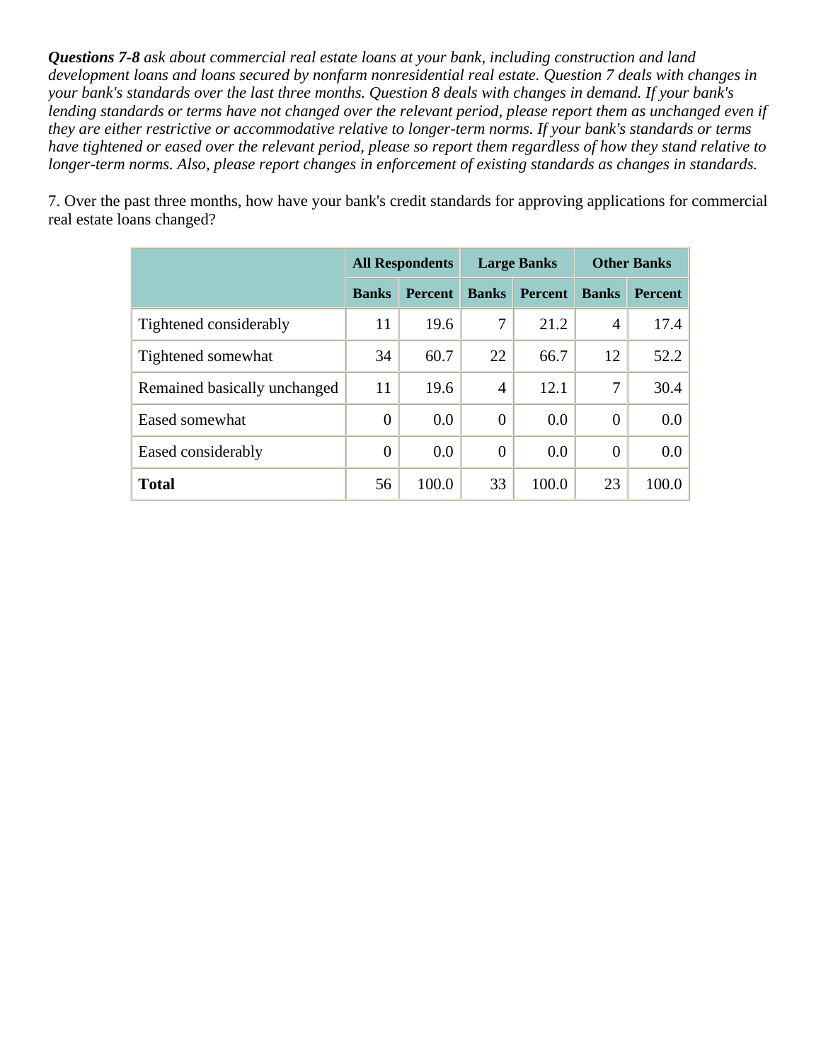***Questions 7-8*** *ask about commercial real estate loans at your bank, including construction and land development loans and loans secured by nonfarm nonresidential real estate. Question 7 deals with changes in your bank's standards over the last three months. Question 8 deals with changes in demand. If your bank's lending standards or terms have not changed over the relevant period, please report them as unchanged even if they are either restrictive or accommodative relative to longer-term norms. If your bank's standards or terms have tightened or eased over the relevant period, please so report them regardless of how they stand relative to longer-term norms. Also, please report changes in enforcement of existing standards as changes in standards.*

7. Over the past three months, how have your bank's credit standards for approving applications for commercial real estate loans changed?

| | All Respondents | | Large Banks | | Other Banks | |
|---|---|---|---|---|---|---|
| | **Banks** | **Percent** | **Banks** | **Percent** | **Banks** | **Percent** |
| Tightened considerably | 11 | 19.6 | 7 | 21.2 | 4 | 17.4 |
| Tightened somewhat | 34 | 60.7 | 22 | 66.7 | 12 | 52.2 |
| Remained basically unchanged | 11 | 19.6 | 4 | 12.1 | 7 | 30.4 |
| Eased somewhat | 0 | 0.0 | 0 | 0.0 | 0 | 0.0 |
| Eased considerably | 0 | 0.0 | 0 | 0.0 | 0 | 0.0 |
| **Total** | 56 | 100.0 | 33 | 100.0 | 23 | 100.0 |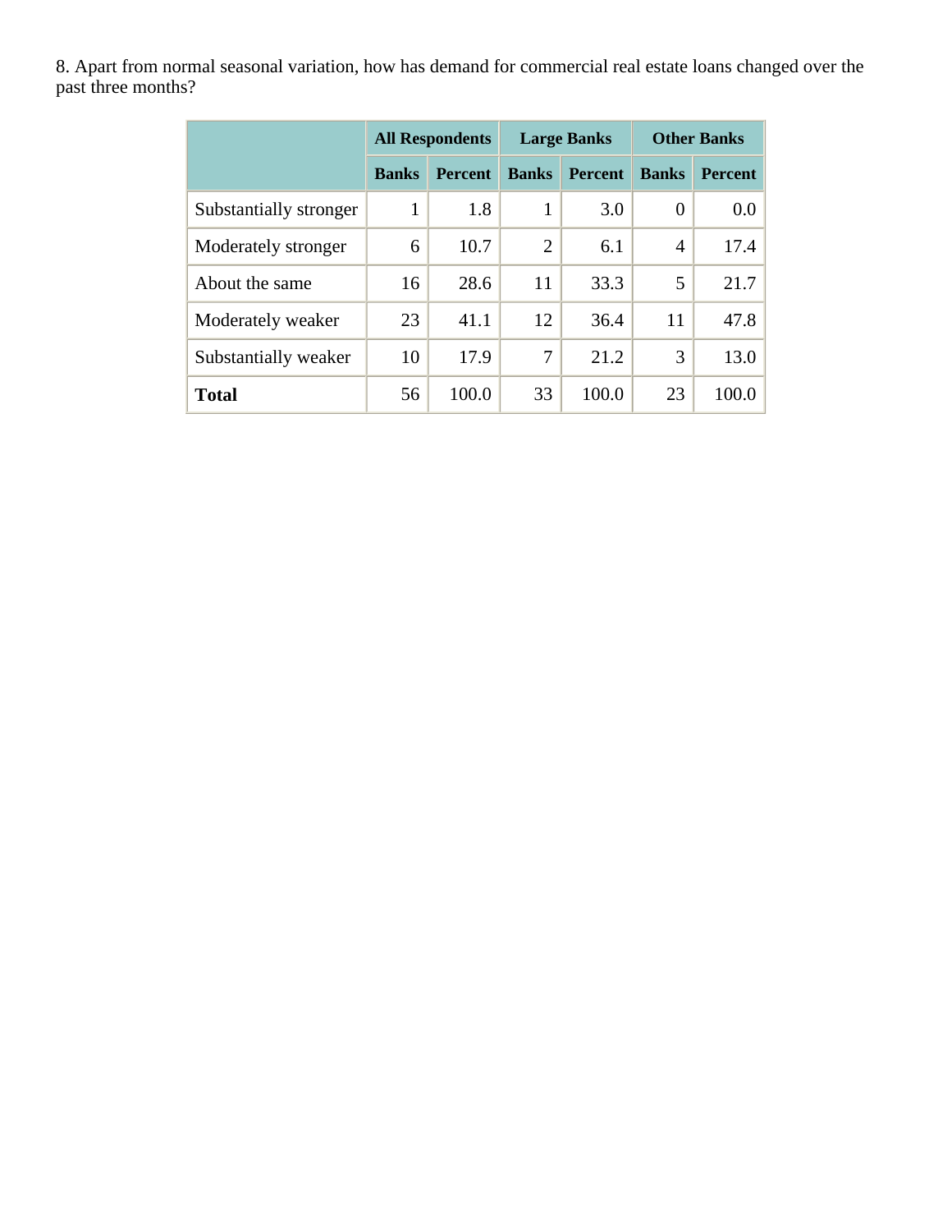8. Apart from normal seasonal variation, how has demand for commercial real estate loans changed over the past three months?

| | All Respondents | | Large Banks | | Other Banks | |
|---|---|---|---|---|---|---|
| | Banks | Percent | Banks | Percent | Banks | Percent |
| Substantially stronger | 1 | 1.8 | 1 | 3.0 | 0 | 0.0 |
| Moderately stronger | 6 | 10.7 | 2 | 6.1 | 4 | 17.4 |
| About the same | 16 | 28.6 | 11 | 33.3 | 5 | 21.7 |
| Moderately weaker | 23 | 41.1 | 12 | 36.4 | 11 | 47.8 |
| Substantially weaker | 10 | 17.9 | 7 | 21.2 | 3 | 13.0 |
| **Total** | 56 | 100.0 | 33 | 100.0 | 23 | 100.0 |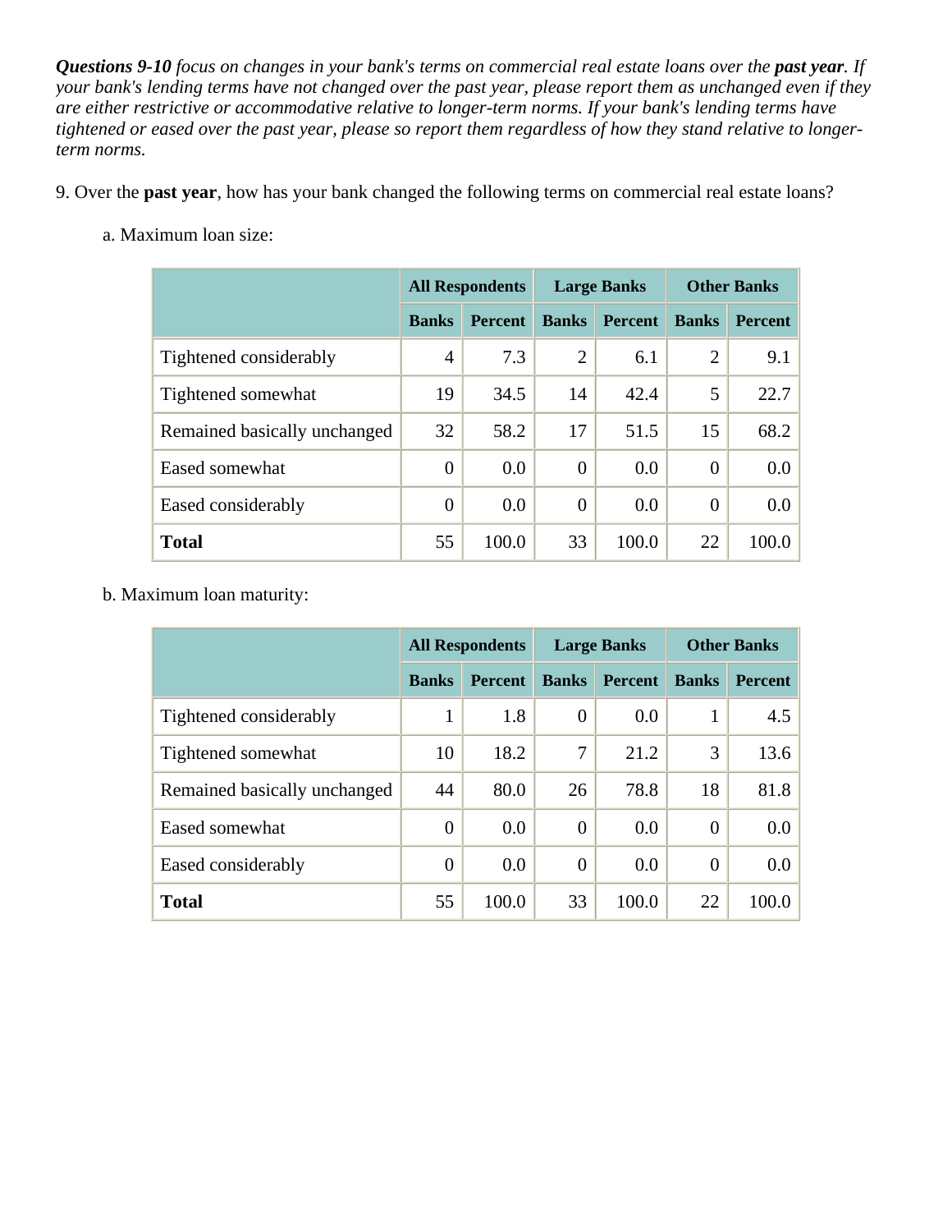***Questions 9-10*** *focus on changes in your bank's terms on commercial real estate loans over the* ***past year****. If your bank's lending terms have not changed over the past year, please report them as unchanged even if they are either restrictive or accommodative relative to longer-term norms. If your bank's lending terms have tightened or eased over the past year, please so report them regardless of how they stand relative to longer-term norms.*

9. Over the **past year**, how has your bank changed the following terms on commercial real estate loans?

a. Maximum loan size:

| | All Respondents | | Large Banks | | Other Banks | |
|---|---|---|---|---|---|---|
| | **Banks** | **Percent** | **Banks** | **Percent** | **Banks** | **Percent** |
| Tightened considerably | 4 | 7.3 | 2 | 6.1 | 2 | 9.1 |
| Tightened somewhat | 19 | 34.5 | 14 | 42.4 | 5 | 22.7 |
| Remained basically unchanged | 32 | 58.2 | 17 | 51.5 | 15 | 68.2 |
| Eased somewhat | 0 | 0.0 | 0 | 0.0 | 0 | 0.0 |
| Eased considerably | 0 | 0.0 | 0 | 0.0 | 0 | 0.0 |
| **Total** | 55 | 100.0 | 33 | 100.0 | 22 | 100.0 |

b. Maximum loan maturity:

| | All Respondents | | Large Banks | | Other Banks | |
|---|---|---|---|---|---|---|
| | **Banks** | **Percent** | **Banks** | **Percent** | **Banks** | **Percent** |
| Tightened considerably | 1 | 1.8 | 0 | 0.0 | 1 | 4.5 |
| Tightened somewhat | 10 | 18.2 | 7 | 21.2 | 3 | 13.6 |
| Remained basically unchanged | 44 | 80.0 | 26 | 78.8 | 18 | 81.8 |
| Eased somewhat | 0 | 0.0 | 0 | 0.0 | 0 | 0.0 |
| Eased considerably | 0 | 0.0 | 0 | 0.0 | 0 | 0.0 |
| **Total** | 55 | 100.0 | 33 | 100.0 | 22 | 100.0 |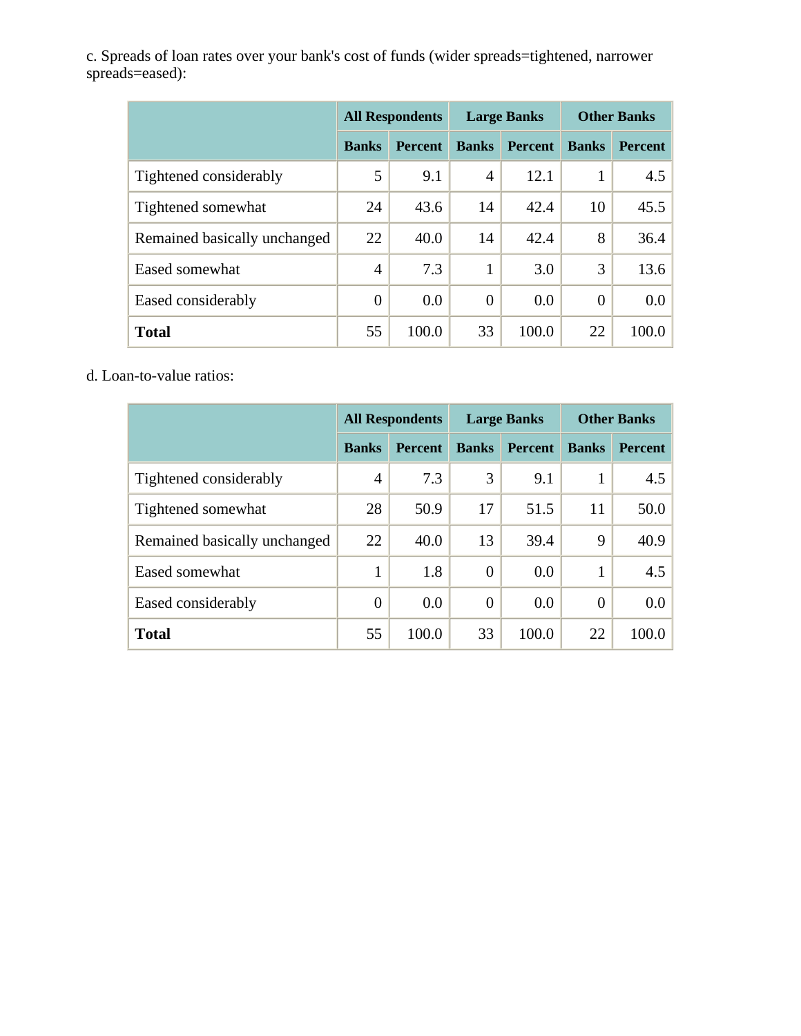c. Spreads of loan rates over your bank's cost of funds (wider spreads=tightened, narrower spreads=eased):

| | All Respondents | | Large Banks | | Other Banks | |
|---|---|---|---|---|---|---|
| | Banks | Percent | Banks | Percent | Banks | Percent |
| Tightened considerably | 5 | 9.1 | 4 | 12.1 | 1 | 4.5 |
| Tightened somewhat | 24 | 43.6 | 14 | 42.4 | 10 | 45.5 |
| Remained basically unchanged | 22 | 40.0 | 14 | 42.4 | 8 | 36.4 |
| Eased somewhat | 4 | 7.3 | 1 | 3.0 | 3 | 13.6 |
| Eased considerably | 0 | 0.0 | 0 | 0.0 | 0 | 0.0 |
| **Total** | 55 | 100.0 | 33 | 100.0 | 22 | 100.0 |

d. Loan-to-value ratios:

| | All Respondents | | Large Banks | | Other Banks | |
|---|---|---|---|---|---|---|
| | Banks | Percent | Banks | Percent | Banks | Percent |
| Tightened considerably | 4 | 7.3 | 3 | 9.1 | 1 | 4.5 |
| Tightened somewhat | 28 | 50.9 | 17 | 51.5 | 11 | 50.0 |
| Remained basically unchanged | 22 | 40.0 | 13 | 39.4 | 9 | 40.9 |
| Eased somewhat | 1 | 1.8 | 0 | 0.0 | 1 | 4.5 |
| Eased considerably | 0 | 0.0 | 0 | 0.0 | 0 | 0.0 |
| **Total** | 55 | 100.0 | 33 | 100.0 | 22 | 100.0 |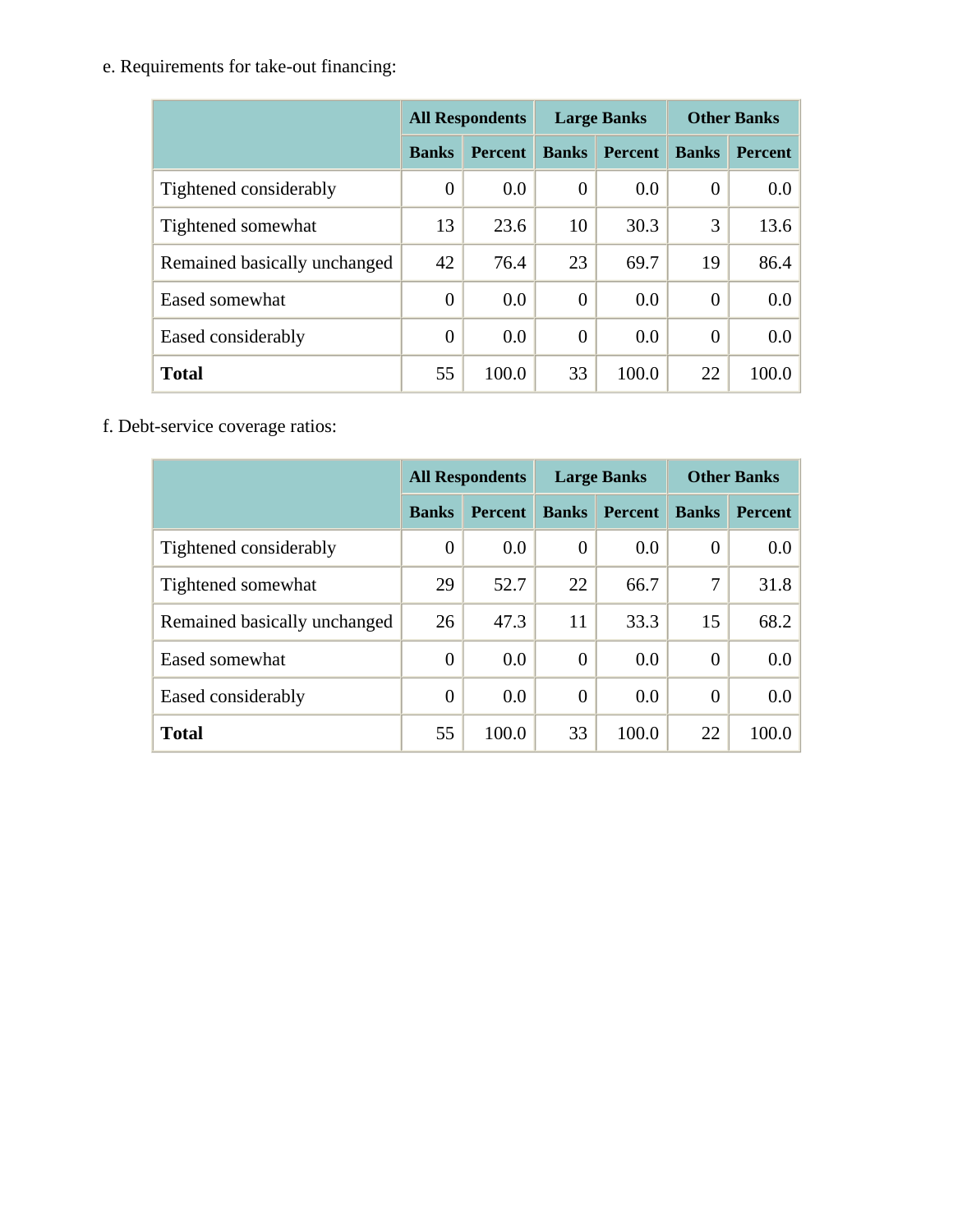e. Requirements for take-out financing:

| | All Respondents | | Large Banks | | Other Banks | |
|---|---|---|---|---|---|---|
| | Banks | Percent | Banks | Percent | Banks | Percent |
| Tightened considerably | 0 | 0.0 | 0 | 0.0 | 0 | 0.0 |
| Tightened somewhat | 13 | 23.6 | 10 | 30.3 | 3 | 13.6 |
| Remained basically unchanged | 42 | 76.4 | 23 | 69.7 | 19 | 86.4 |
| Eased somewhat | 0 | 0.0 | 0 | 0.0 | 0 | 0.0 |
| Eased considerably | 0 | 0.0 | 0 | 0.0 | 0 | 0.0 |
| **Total** | 55 | 100.0 | 33 | 100.0 | 22 | 100.0 |

f. Debt-service coverage ratios:

| | All Respondents | | Large Banks | | Other Banks | |
|---|---|---|---|---|---|---|
| | Banks | Percent | Banks | Percent | Banks | Percent |
| Tightened considerably | 0 | 0.0 | 0 | 0.0 | 0 | 0.0 |
| Tightened somewhat | 29 | 52.7 | 22 | 66.7 | 7 | 31.8 |
| Remained basically unchanged | 26 | 47.3 | 11 | 33.3 | 15 | 68.2 |
| Eased somewhat | 0 | 0.0 | 0 | 0.0 | 0 | 0.0 |
| Eased considerably | 0 | 0.0 | 0 | 0.0 | 0 | 0.0 |
| **Total** | 55 | 100.0 | 33 | 100.0 | 22 | 100.0 |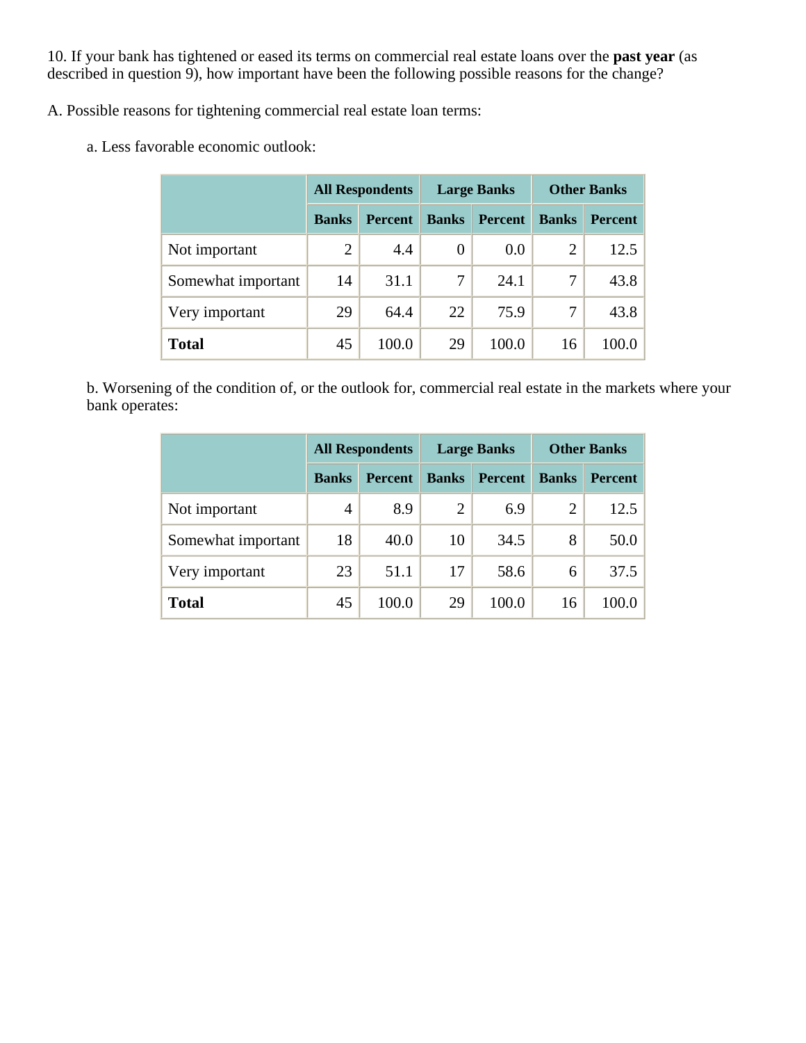10. If your bank has tightened or eased its terms on commercial real estate loans over the **past year** (as described in question 9), how important have been the following possible reasons for the change?

A. Possible reasons for tightening commercial real estate loan terms:

a. Less favorable economic outlook:

| | All Respondents | | Large Banks | | Other Banks | |
|---|---|---|---|---|---|---|
| | **Banks** | **Percent** | **Banks** | **Percent** | **Banks** | **Percent** |
| Not important | 2 | 4.4 | 0 | 0.0 | 2 | 12.5 |
| Somewhat important | 14 | 31.1 | 7 | 24.1 | 7 | 43.8 |
| Very important | 29 | 64.4 | 22 | 75.9 | 7 | 43.8 |
| **Total** | 45 | 100.0 | 29 | 100.0 | 16 | 100.0 |

b. Worsening of the condition of, or the outlook for, commercial real estate in the markets where your bank operates:

| | All Respondents | | Large Banks | | Other Banks | |
|---|---|---|---|---|---|---|
| | **Banks** | **Percent** | **Banks** | **Percent** | **Banks** | **Percent** |
| Not important | 4 | 8.9 | 2 | 6.9 | 2 | 12.5 |
| Somewhat important | 18 | 40.0 | 10 | 34.5 | 8 | 50.0 |
| Very important | 23 | 51.1 | 17 | 58.6 | 6 | 37.5 |
| **Total** | 45 | 100.0 | 29 | 100.0 | 16 | 100.0 |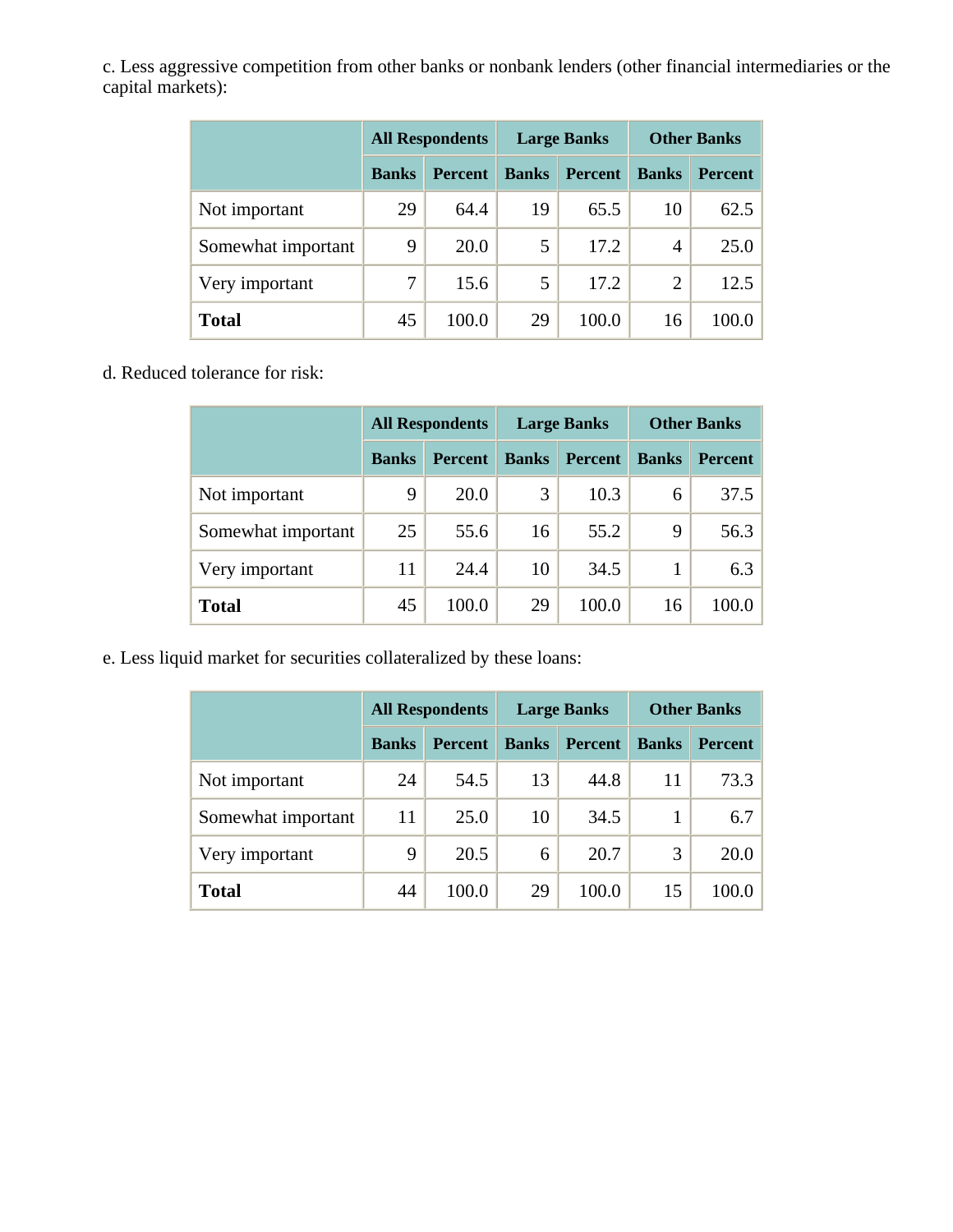c. Less aggressive competition from other banks or nonbank lenders (other financial intermediaries or the capital markets):

| | All Respondents | | Large Banks | | Other Banks | |
|---|---|---|---|---|---|---|
| | Banks | Percent | Banks | Percent | Banks | Percent |
| Not important | 29 | 64.4 | 19 | 65.5 | 10 | 62.5 |
| Somewhat important | 9 | 20.0 | 5 | 17.2 | 4 | 25.0 |
| Very important | 7 | 15.6 | 5 | 17.2 | 2 | 12.5 |
| **Total** | 45 | 100.0 | 29 | 100.0 | 16 | 100.0 |

d. Reduced tolerance for risk:

| | All Respondents | | Large Banks | | Other Banks | |
|---|---|---|---|---|---|---|
| | Banks | Percent | Banks | Percent | Banks | Percent |
| Not important | 9 | 20.0 | 3 | 10.3 | 6 | 37.5 |
| Somewhat important | 25 | 55.6 | 16 | 55.2 | 9 | 56.3 |
| Very important | 11 | 24.4 | 10 | 34.5 | 1 | 6.3 |
| **Total** | 45 | 100.0 | 29 | 100.0 | 16 | 100.0 |

e. Less liquid market for securities collateralized by these loans:

| | All Respondents | | Large Banks | | Other Banks | |
|---|---|---|---|---|---|---|
| | Banks | Percent | Banks | Percent | Banks | Percent |
| Not important | 24 | 54.5 | 13 | 44.8 | 11 | 73.3 |
| Somewhat important | 11 | 25.0 | 10 | 34.5 | 1 | 6.7 |
| Very important | 9 | 20.5 | 6 | 20.7 | 3 | 20.0 |
| **Total** | 44 | 100.0 | 29 | 100.0 | 15 | 100.0 |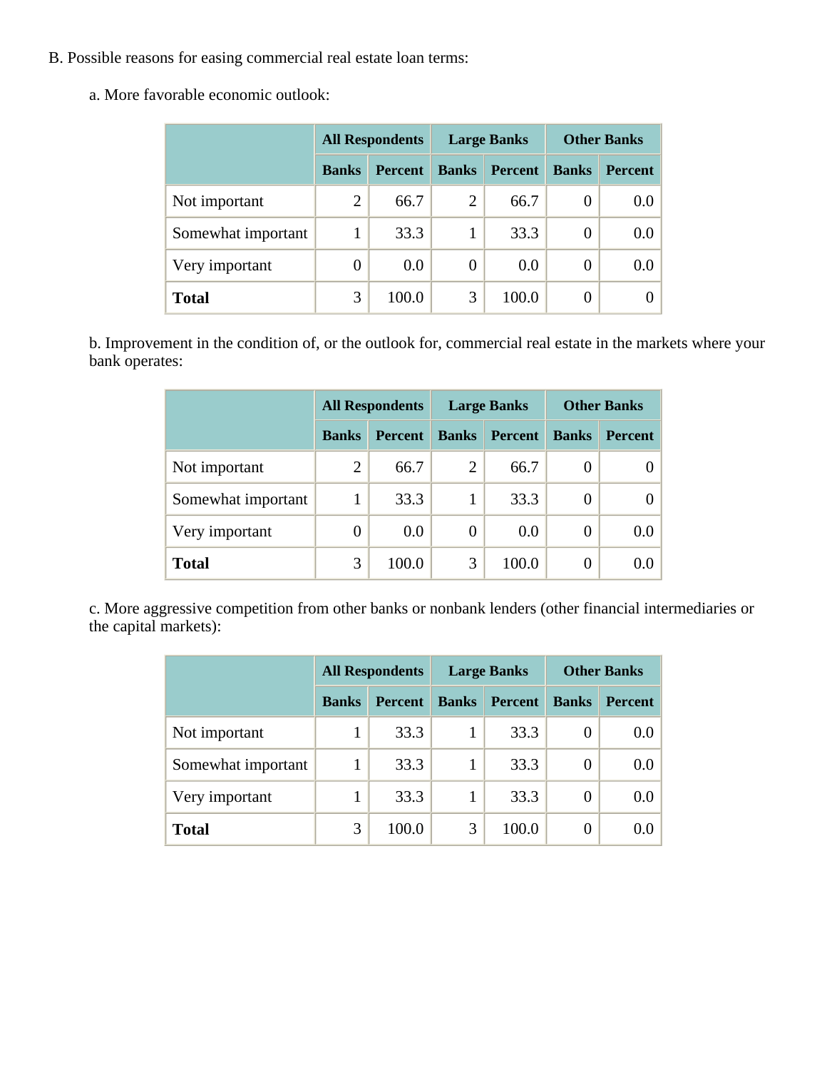B. Possible reasons for easing commercial real estate loan terms:

a. More favorable economic outlook:

| | All Respondents | | Large Banks | | Other Banks | |
|---|---|---|---|---|---|---|
| | Banks | Percent | Banks | Percent | Banks | Percent |
| Not important | 2 | 66.7 | 2 | 66.7 | 0 | 0.0 |
| Somewhat important | 1 | 33.3 | 1 | 33.3 | 0 | 0.0 |
| Very important | 0 | 0.0 | 0 | 0.0 | 0 | 0.0 |
| **Total** | 3 | 100.0 | 3 | 100.0 | 0 | 0 |

b. Improvement in the condition of, or the outlook for, commercial real estate in the markets where your bank operates:

| | All Respondents | | Large Banks | | Other Banks | |
|---|---|---|---|---|---|---|
| | Banks | Percent | Banks | Percent | Banks | Percent |
| Not important | 2 | 66.7 | 2 | 66.7 | 0 | 0 |
| Somewhat important | 1 | 33.3 | 1 | 33.3 | 0 | 0 |
| Very important | 0 | 0.0 | 0 | 0.0 | 0 | 0.0 |
| **Total** | 3 | 100.0 | 3 | 100.0 | 0 | 0.0 |

c. More aggressive competition from other banks or nonbank lenders (other financial intermediaries or the capital markets):

| | All Respondents | | Large Banks | | Other Banks | |
|---|---|---|---|---|---|---|
| | Banks | Percent | Banks | Percent | Banks | Percent |
| Not important | 1 | 33.3 | 1 | 33.3 | 0 | 0.0 |
| Somewhat important | 1 | 33.3 | 1 | 33.3 | 0 | 0.0 |
| Very important | 1 | 33.3 | 1 | 33.3 | 0 | 0.0 |
| **Total** | 3 | 100.0 | 3 | 100.0 | 0 | 0.0 |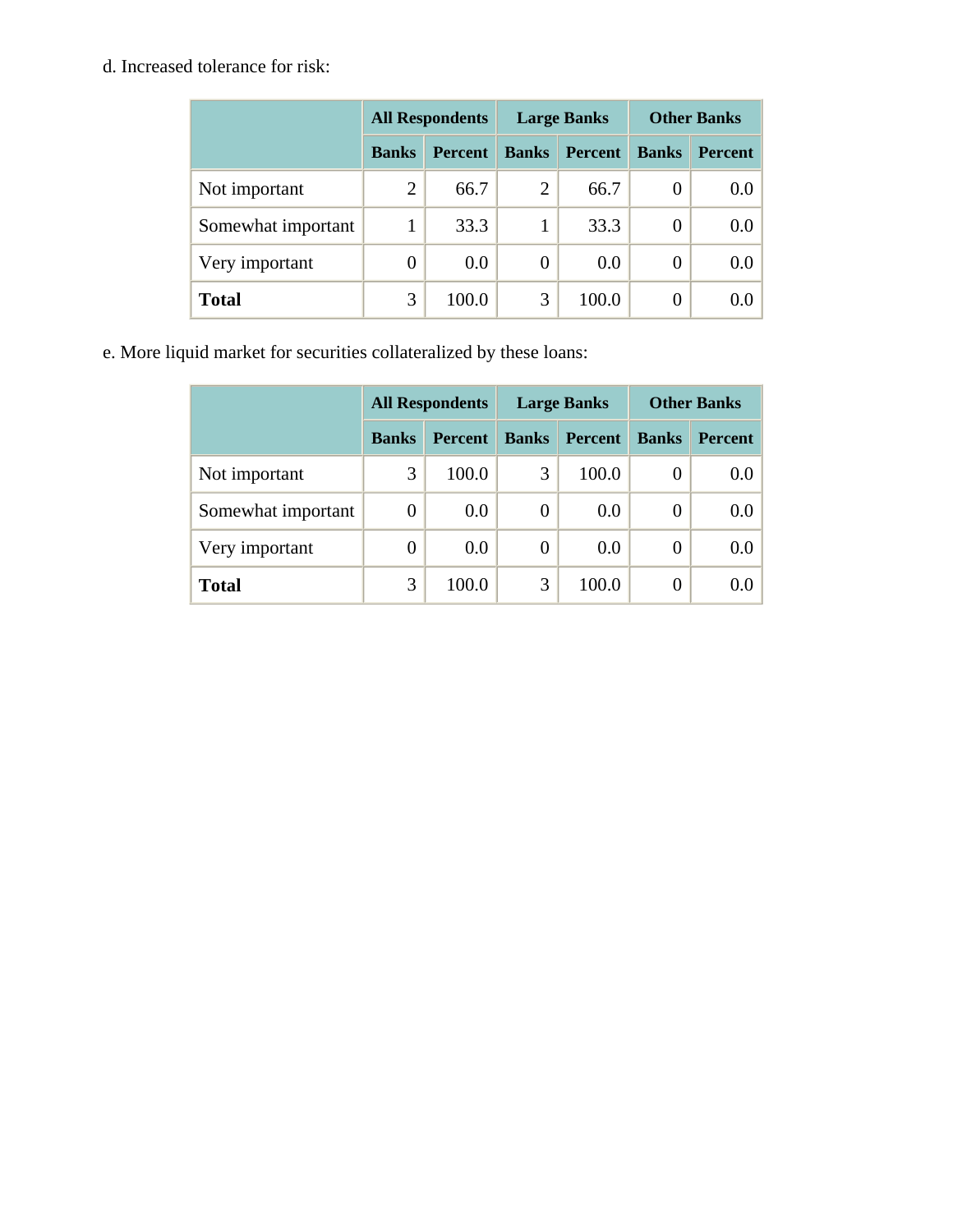d. Increased tolerance for risk:

| | All Respondents | | Large Banks | | Other Banks | |
|---|---|---|---|---|---|---|
| | Banks | Percent | Banks | Percent | Banks | Percent |
| Not important | 2 | 66.7 | 2 | 66.7 | 0 | 0.0 |
| Somewhat important | 1 | 33.3 | 1 | 33.3 | 0 | 0.0 |
| Very important | 0 | 0.0 | 0 | 0.0 | 0 | 0.0 |
| **Total** | 3 | 100.0 | 3 | 100.0 | 0 | 0.0 |

e. More liquid market for securities collateralized by these loans:

| | All Respondents | | Large Banks | | Other Banks | |
|---|---|---|---|---|---|---|
| | Banks | Percent | Banks | Percent | Banks | Percent |
| Not important | 3 | 100.0 | 3 | 100.0 | 0 | 0.0 |
| Somewhat important | 0 | 0.0 | 0 | 0.0 | 0 | 0.0 |
| Very important | 0 | 0.0 | 0 | 0.0 | 0 | 0.0 |
| **Total** | 3 | 100.0 | 3 | 100.0 | 0 | 0.0 |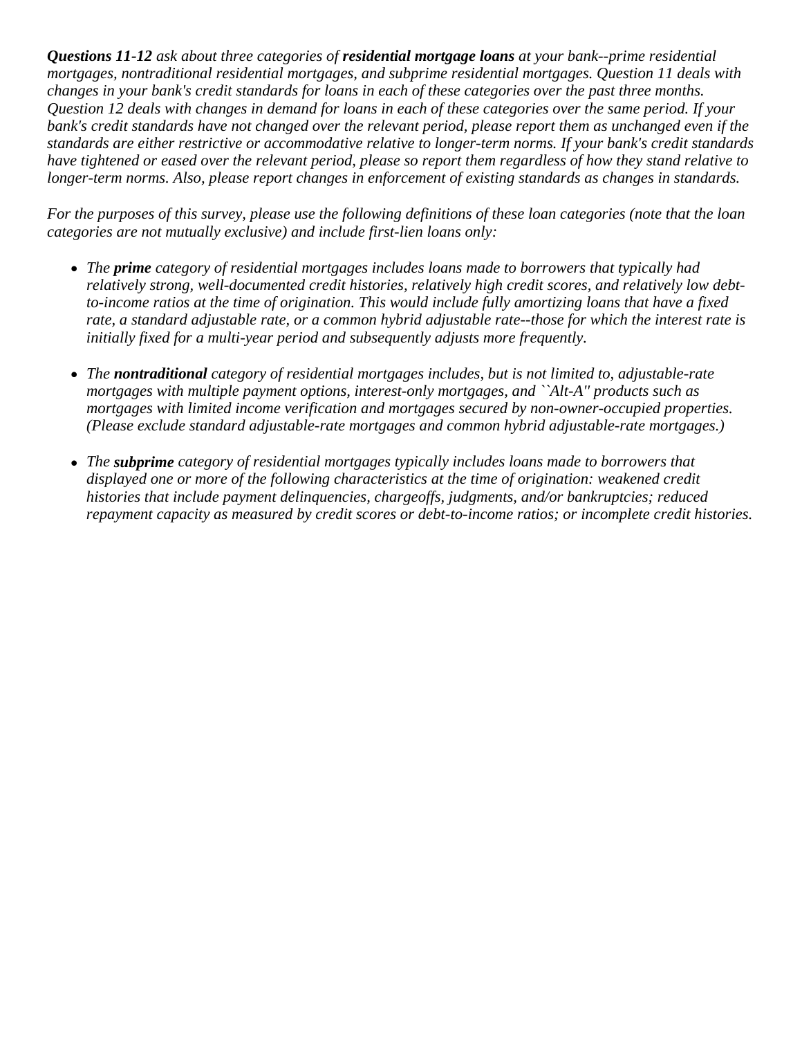***Questions 11-12*** *ask about three categories of* ***residential mortgage loans*** *at your bank--prime residential mortgages, nontraditional residential mortgages, and subprime residential mortgages. Question 11 deals with changes in your bank's credit standards for loans in each of these categories over the past three months. Question 12 deals with changes in demand for loans in each of these categories over the same period. If your bank's credit standards have not changed over the relevant period, please report them as unchanged even if the standards are either restrictive or accommodative relative to longer-term norms. If your bank's credit standards have tightened or eased over the relevant period, please so report them regardless of how they stand relative to longer-term norms. Also, please report changes in enforcement of existing standards as changes in standards.*

*For the purposes of this survey, please use the following definitions of these loan categories (note that the loan categories are not mutually exclusive) and include first-lien loans only:*

- *The* ***prime*** *category of residential mortgages includes loans made to borrowers that typically had relatively strong, well-documented credit histories, relatively high credit scores, and relatively low debt-to-income ratios at the time of origination. This would include fully amortizing loans that have a fixed rate, a standard adjustable rate, or a common hybrid adjustable rate--those for which the interest rate is initially fixed for a multi-year period and subsequently adjusts more frequently.*

- *The* ***nontraditional*** *category of residential mortgages includes, but is not limited to, adjustable-rate mortgages with multiple payment options, interest-only mortgages, and ``Alt-A'' products such as mortgages with limited income verification and mortgages secured by non-owner-occupied properties. (Please exclude standard adjustable-rate mortgages and common hybrid adjustable-rate mortgages.)*

- *The* ***subprime*** *category of residential mortgages typically includes loans made to borrowers that displayed one or more of the following characteristics at the time of origination: weakened credit histories that include payment delinquencies, chargeoffs, judgments, and/or bankruptcies; reduced repayment capacity as measured by credit scores or debt-to-income ratios; or incomplete credit histories.*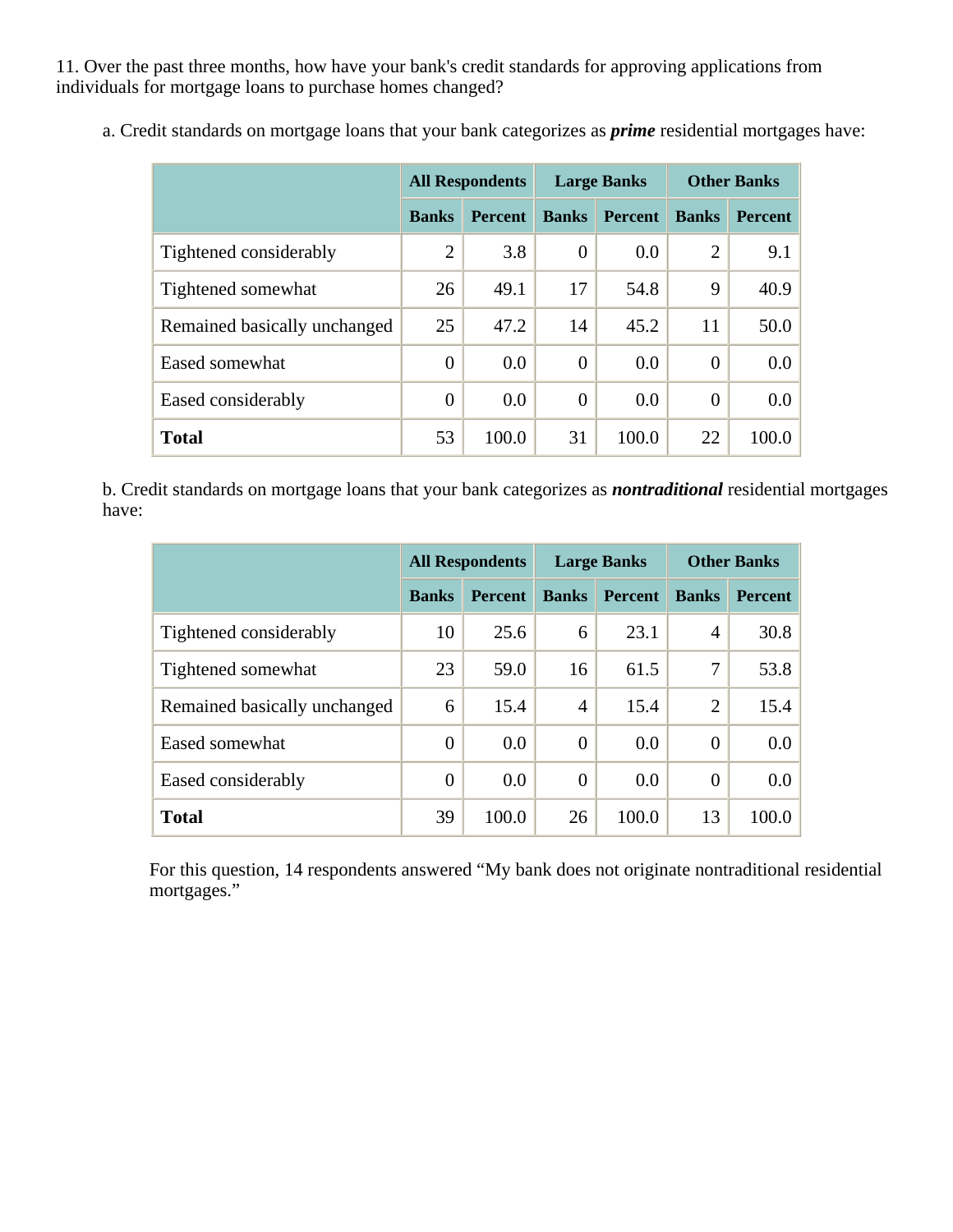11. Over the past three months, how have your bank's credit standards for approving applications from individuals for mortgage loans to purchase homes changed?

a. Credit standards on mortgage loans that your bank categorizes as ***prime*** residential mortgages have:

| | All Respondents | | Large Banks | | Other Banks | |
|---|---|---|---|---|---|---|
| | Banks | Percent | Banks | Percent | Banks | Percent |
| Tightened considerably | 2 | 3.8 | 0 | 0.0 | 2 | 9.1 |
| Tightened somewhat | 26 | 49.1 | 17 | 54.8 | 9 | 40.9 |
| Remained basically unchanged | 25 | 47.2 | 14 | 45.2 | 11 | 50.0 |
| Eased somewhat | 0 | 0.0 | 0 | 0.0 | 0 | 0.0 |
| Eased considerably | 0 | 0.0 | 0 | 0.0 | 0 | 0.0 |
| **Total** | 53 | 100.0 | 31 | 100.0 | 22 | 100.0 |

b. Credit standards on mortgage loans that your bank categorizes as ***nontraditional*** residential mortgages have:

| | All Respondents | | Large Banks | | Other Banks | |
|---|---|---|---|---|---|---|
| | Banks | Percent | Banks | Percent | Banks | Percent |
| Tightened considerably | 10 | 25.6 | 6 | 23.1 | 4 | 30.8 |
| Tightened somewhat | 23 | 59.0 | 16 | 61.5 | 7 | 53.8 |
| Remained basically unchanged | 6 | 15.4 | 4 | 15.4 | 2 | 15.4 |
| Eased somewhat | 0 | 0.0 | 0 | 0.0 | 0 | 0.0 |
| Eased considerably | 0 | 0.0 | 0 | 0.0 | 0 | 0.0 |
| **Total** | 39 | 100.0 | 26 | 100.0 | 13 | 100.0 |

For this question, 14 respondents answered "My bank does not originate nontraditional residential mortgages."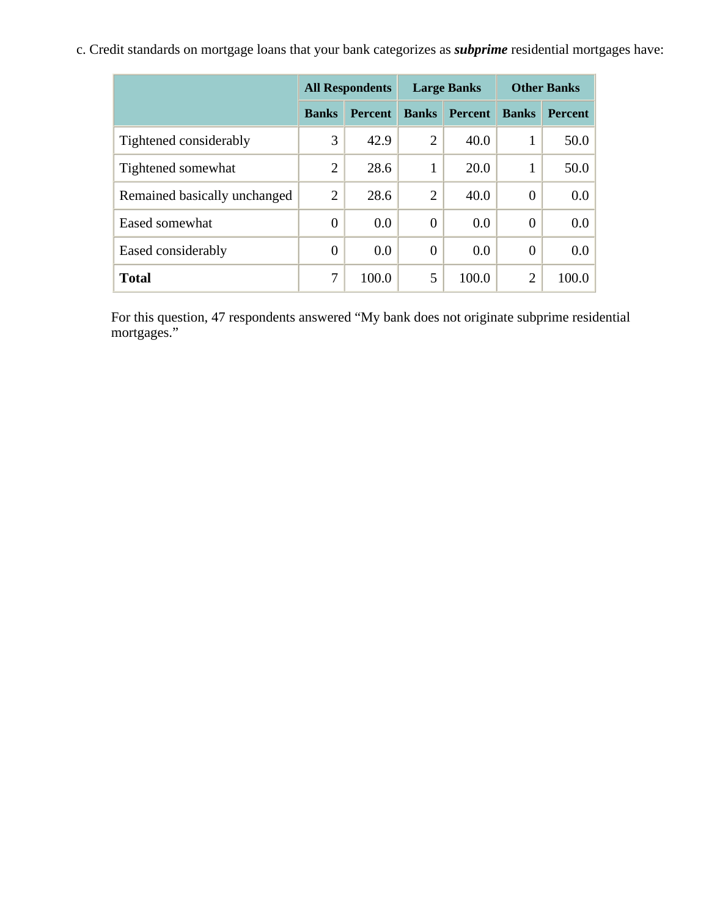c. Credit standards on mortgage loans that your bank categorizes as ***subprime*** residential mortgages have:

| | All Respondents | | Large Banks | | Other Banks | |
|---|---|---|---|---|---|---|
| | Banks | Percent | Banks | Percent | Banks | Percent |
| Tightened considerably | 3 | 42.9 | 2 | 40.0 | 1 | 50.0 |
| Tightened somewhat | 2 | 28.6 | 1 | 20.0 | 1 | 50.0 |
| Remained basically unchanged | 2 | 28.6 | 2 | 40.0 | 0 | 0.0 |
| Eased somewhat | 0 | 0.0 | 0 | 0.0 | 0 | 0.0 |
| Eased considerably | 0 | 0.0 | 0 | 0.0 | 0 | 0.0 |
| **Total** | 7 | 100.0 | 5 | 100.0 | 2 | 100.0 |

For this question, 47 respondents answered “My bank does not originate subprime residential mortgages.”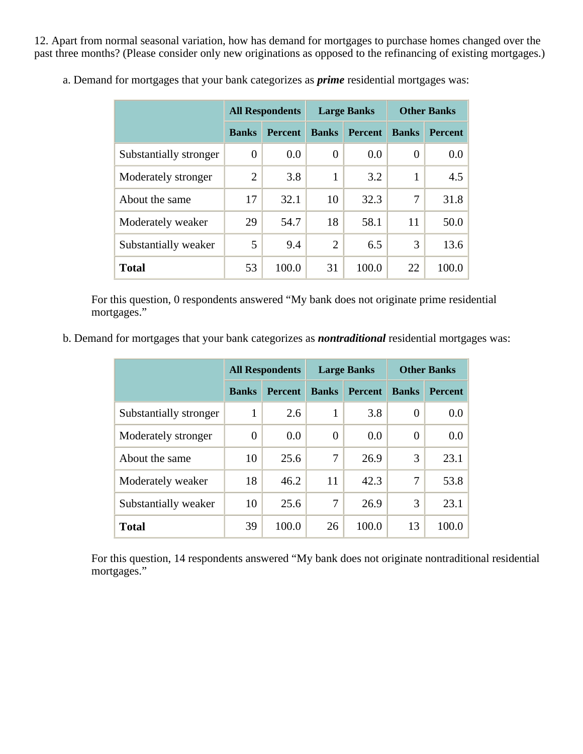12. Apart from normal seasonal variation, how has demand for mortgages to purchase homes changed over the past three months? (Please consider only new originations as opposed to the refinancing of existing mortgages.)

a. Demand for mortgages that your bank categorizes as ***prime*** residential mortgages was:

| | All Respondents | | Large Banks | | Other Banks | |
|---|---|---|---|---|---|---|
| | **Banks** | **Percent** | **Banks** | **Percent** | **Banks** | **Percent** |
| Substantially stronger | 0 | 0.0 | 0 | 0.0 | 0 | 0.0 |
| Moderately stronger | 2 | 3.8 | 1 | 3.2 | 1 | 4.5 |
| About the same | 17 | 32.1 | 10 | 32.3 | 7 | 31.8 |
| Moderately weaker | 29 | 54.7 | 18 | 58.1 | 11 | 50.0 |
| Substantially weaker | 5 | 9.4 | 2 | 6.5 | 3 | 13.6 |
| **Total** | 53 | 100.0 | 31 | 100.0 | 22 | 100.0 |

For this question, 0 respondents answered “My bank does not originate prime residential mortgages.”

b. Demand for mortgages that your bank categorizes as ***nontraditional*** residential mortgages was:

| | All Respondents | | Large Banks | | Other Banks | |
|---|---|---|---|---|---|---|
| | **Banks** | **Percent** | **Banks** | **Percent** | **Banks** | **Percent** |
| Substantially stronger | 1 | 2.6 | 1 | 3.8 | 0 | 0.0 |
| Moderately stronger | 0 | 0.0 | 0 | 0.0 | 0 | 0.0 |
| About the same | 10 | 25.6 | 7 | 26.9 | 3 | 23.1 |
| Moderately weaker | 18 | 46.2 | 11 | 42.3 | 7 | 53.8 |
| Substantially weaker | 10 | 25.6 | 7 | 26.9 | 3 | 23.1 |
| **Total** | 39 | 100.0 | 26 | 100.0 | 13 | 100.0 |

For this question, 14 respondents answered “My bank does not originate nontraditional residential mortgages.”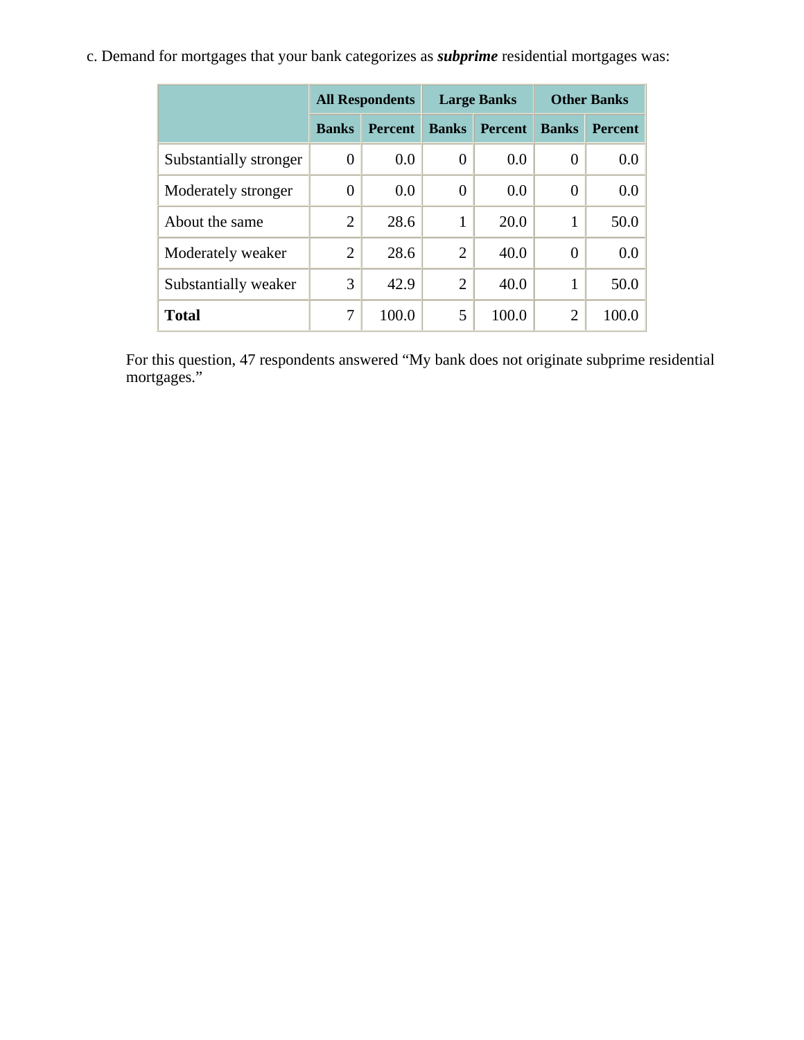c. Demand for mortgages that your bank categorizes as ***subprime*** residential mortgages was:

| | All Respondents | | Large Banks | | Other Banks | |
|---|---|---|---|---|---|---|
| | **Banks** | **Percent** | **Banks** | **Percent** | **Banks** | **Percent** |
| Substantially stronger | 0 | 0.0 | 0 | 0.0 | 0 | 0.0 |
| Moderately stronger | 0 | 0.0 | 0 | 0.0 | 0 | 0.0 |
| About the same | 2 | 28.6 | 1 | 20.0 | 1 | 50.0 |
| Moderately weaker | 2 | 28.6 | 2 | 40.0 | 0 | 0.0 |
| Substantially weaker | 3 | 42.9 | 2 | 40.0 | 1 | 50.0 |
| **Total** | 7 | 100.0 | 5 | 100.0 | 2 | 100.0 |

For this question, 47 respondents answered “My bank does not originate subprime residential mortgages.”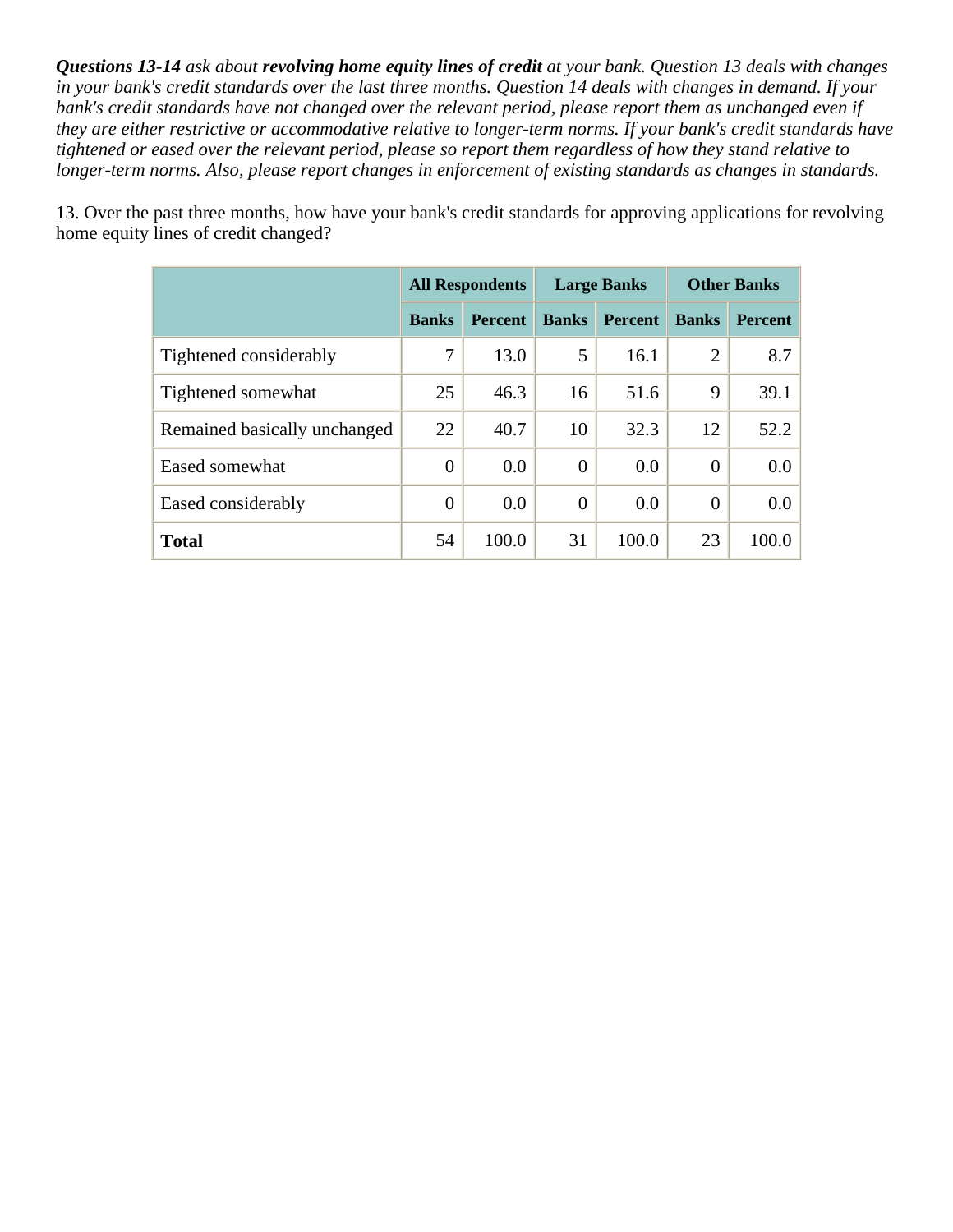***Questions 13-14*** *ask about* ***revolving home equity lines of credit*** *at your bank. Question 13 deals with changes in your bank's credit standards over the last three months. Question 14 deals with changes in demand. If your bank's credit standards have not changed over the relevant period, please report them as unchanged even if they are either restrictive or accommodative relative to longer-term norms. If your bank's credit standards have tightened or eased over the relevant period, please so report them regardless of how they stand relative to longer-term norms. Also, please report changes in enforcement of existing standards as changes in standards.*

13. Over the past three months, how have your bank's credit standards for approving applications for revolving home equity lines of credit changed?

| | All Respondents | | Large Banks | | Other Banks | |
|---|---|---|---|---|---|---|
| | **Banks** | **Percent** | **Banks** | **Percent** | **Banks** | **Percent** |
| Tightened considerably | 7 | 13.0 | 5 | 16.1 | 2 | 8.7 |
| Tightened somewhat | 25 | 46.3 | 16 | 51.6 | 9 | 39.1 |
| Remained basically unchanged | 22 | 40.7 | 10 | 32.3 | 12 | 52.2 |
| Eased somewhat | 0 | 0.0 | 0 | 0.0 | 0 | 0.0 |
| Eased considerably | 0 | 0.0 | 0 | 0.0 | 0 | 0.0 |
| **Total** | 54 | 100.0 | 31 | 100.0 | 23 | 100.0 |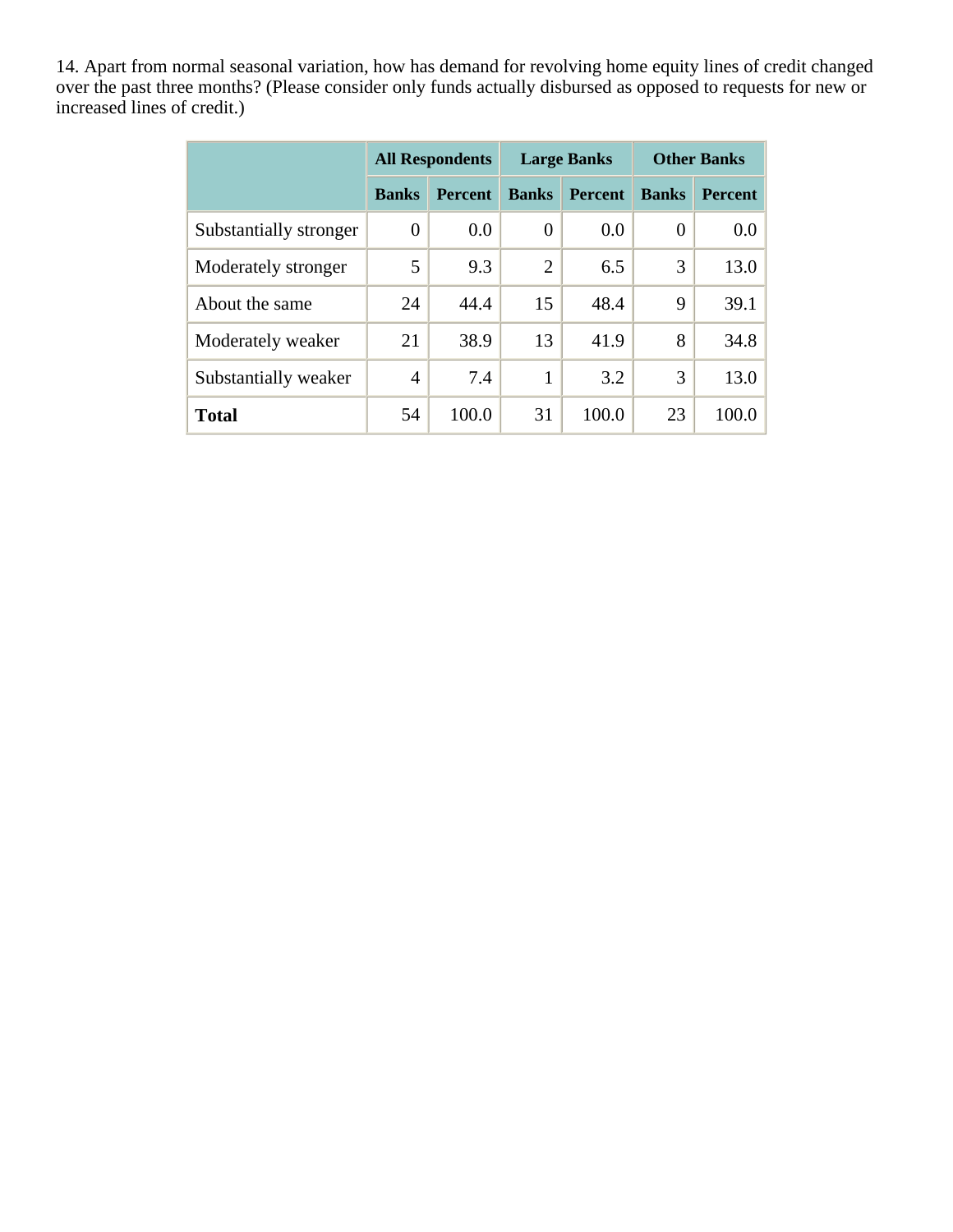14. Apart from normal seasonal variation, how has demand for revolving home equity lines of credit changed over the past three months? (Please consider only funds actually disbursed as opposed to requests for new or increased lines of credit.)

| | All Respondents | | Large Banks | | Other Banks | |
|---|---|---|---|---|---|---|
| | Banks | Percent | Banks | Percent | Banks | Percent |
| Substantially stronger | 0 | 0.0 | 0 | 0.0 | 0 | 0.0 |
| Moderately stronger | 5 | 9.3 | 2 | 6.5 | 3 | 13.0 |
| About the same | 24 | 44.4 | 15 | 48.4 | 9 | 39.1 |
| Moderately weaker | 21 | 38.9 | 13 | 41.9 | 8 | 34.8 |
| Substantially weaker | 4 | 7.4 | 1 | 3.2 | 3 | 13.0 |
| **Total** | 54 | 100.0 | 31 | 100.0 | 23 | 100.0 |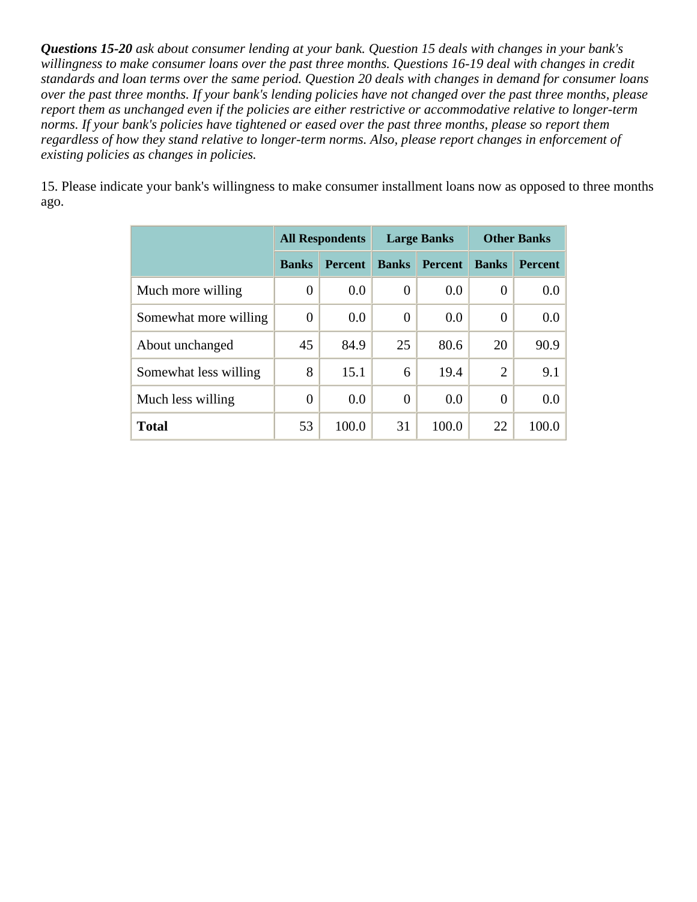***Questions 15-20** ask about consumer lending at your bank. Question 15 deals with changes in your bank's willingness to make consumer loans over the past three months. Questions 16-19 deal with changes in credit standards and loan terms over the same period. Question 20 deals with changes in demand for consumer loans over the past three months. If your bank's lending policies have not changed over the past three months, please report them as unchanged even if the policies are either restrictive or accommodative relative to longer-term norms. If your bank's policies have tightened or eased over the past three months, please so report them regardless of how they stand relative to longer-term norms. Also, please report changes in enforcement of existing policies as changes in policies.*

15. Please indicate your bank's willingness to make consumer installment loans now as opposed to three months ago.

| | All Respondents | | Large Banks | | Other Banks | |
|---|---|---|---|---|---|---|
| | **Banks** | **Percent** | **Banks** | **Percent** | **Banks** | **Percent** |
| Much more willing | 0 | 0.0 | 0 | 0.0 | 0 | 0.0 |
| Somewhat more willing | 0 | 0.0 | 0 | 0.0 | 0 | 0.0 |
| About unchanged | 45 | 84.9 | 25 | 80.6 | 20 | 90.9 |
| Somewhat less willing | 8 | 15.1 | 6 | 19.4 | 2 | 9.1 |
| Much less willing | 0 | 0.0 | 0 | 0.0 | 0 | 0.0 |
| **Total** | 53 | 100.0 | 31 | 100.0 | 22 | 100.0 |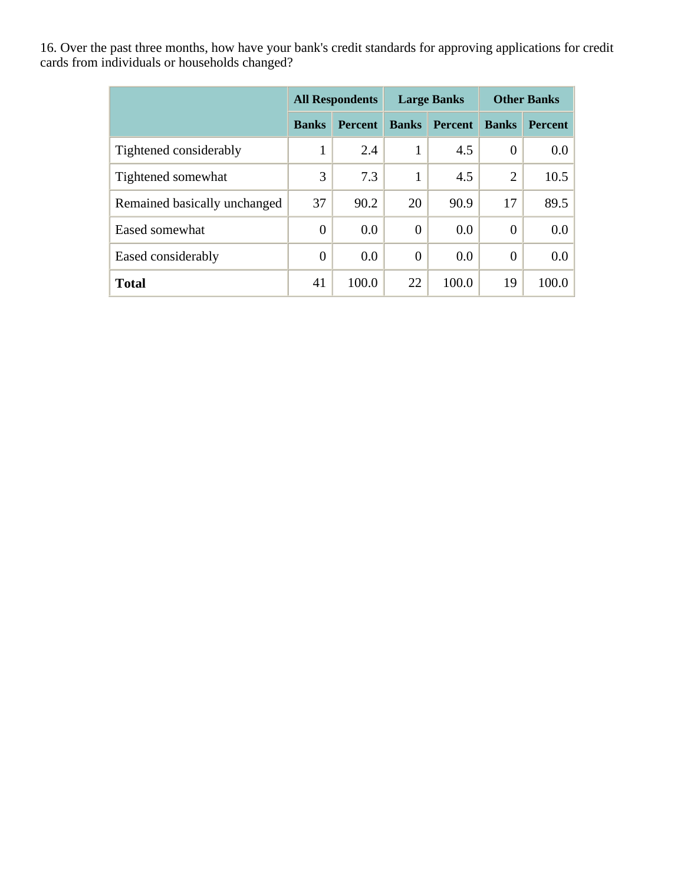16. Over the past three months, how have your bank's credit standards for approving applications for credit cards from individuals or households changed?

| | All Respondents | | Large Banks | | Other Banks | |
|---|---|---|---|---|---|---|
| | Banks | Percent | Banks | Percent | Banks | Percent |
| Tightened considerably | 1 | 2.4 | 1 | 4.5 | 0 | 0.0 |
| Tightened somewhat | 3 | 7.3 | 1 | 4.5 | 2 | 10.5 |
| Remained basically unchanged | 37 | 90.2 | 20 | 90.9 | 17 | 89.5 |
| Eased somewhat | 0 | 0.0 | 0 | 0.0 | 0 | 0.0 |
| Eased considerably | 0 | 0.0 | 0 | 0.0 | 0 | 0.0 |
| **Total** | 41 | 100.0 | 22 | 100.0 | 19 | 100.0 |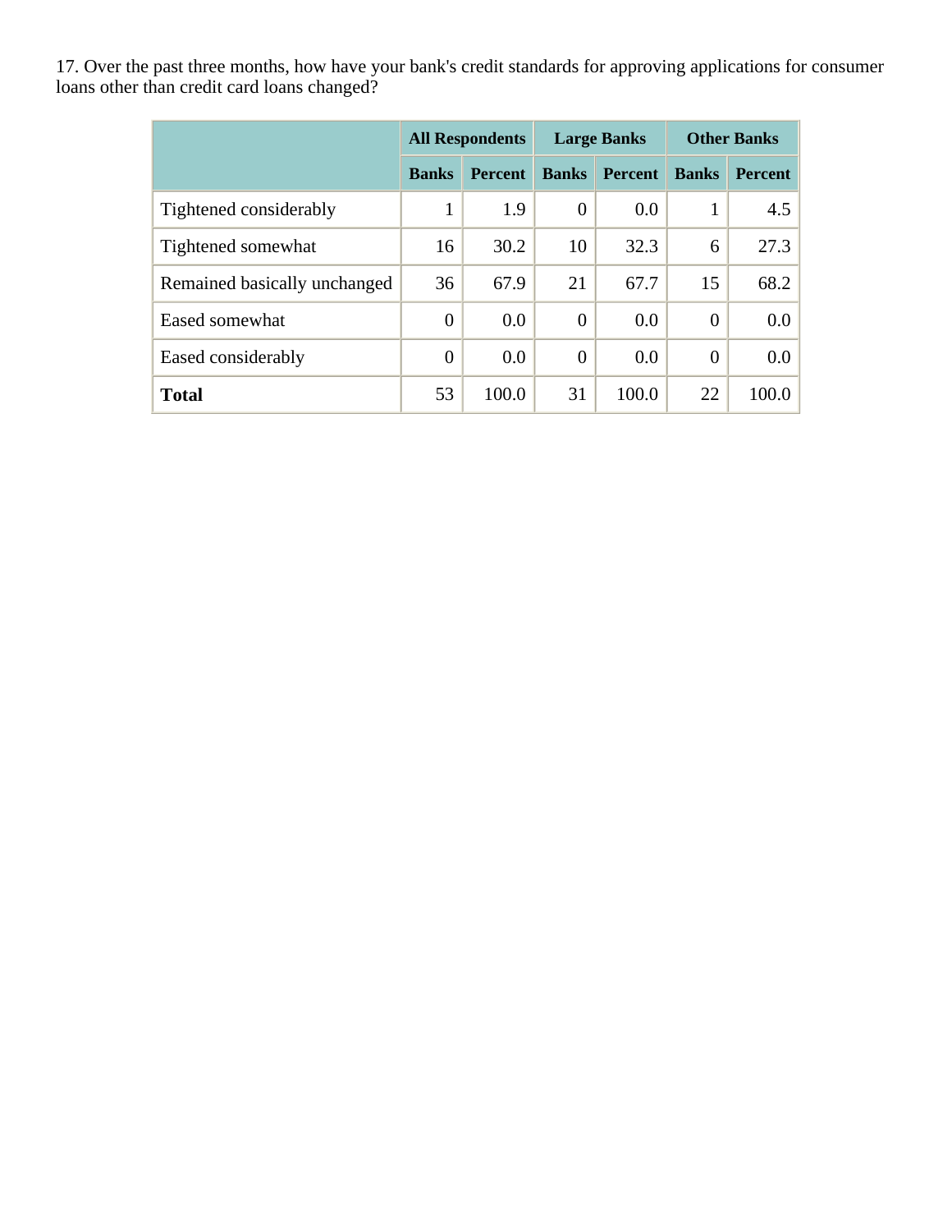17. Over the past three months, how have your bank's credit standards for approving applications for consumer loans other than credit card loans changed?

| | All Respondents | | Large Banks | | Other Banks | |
|---|---|---|---|---|---|---|
| | Banks | Percent | Banks | Percent | Banks | Percent |
| Tightened considerably | 1 | 1.9 | 0 | 0.0 | 1 | 4.5 |
| Tightened somewhat | 16 | 30.2 | 10 | 32.3 | 6 | 27.3 |
| Remained basically unchanged | 36 | 67.9 | 21 | 67.7 | 15 | 68.2 |
| Eased somewhat | 0 | 0.0 | 0 | 0.0 | 0 | 0.0 |
| Eased considerably | 0 | 0.0 | 0 | 0.0 | 0 | 0.0 |
| **Total** | 53 | 100.0 | 31 | 100.0 | 22 | 100.0 |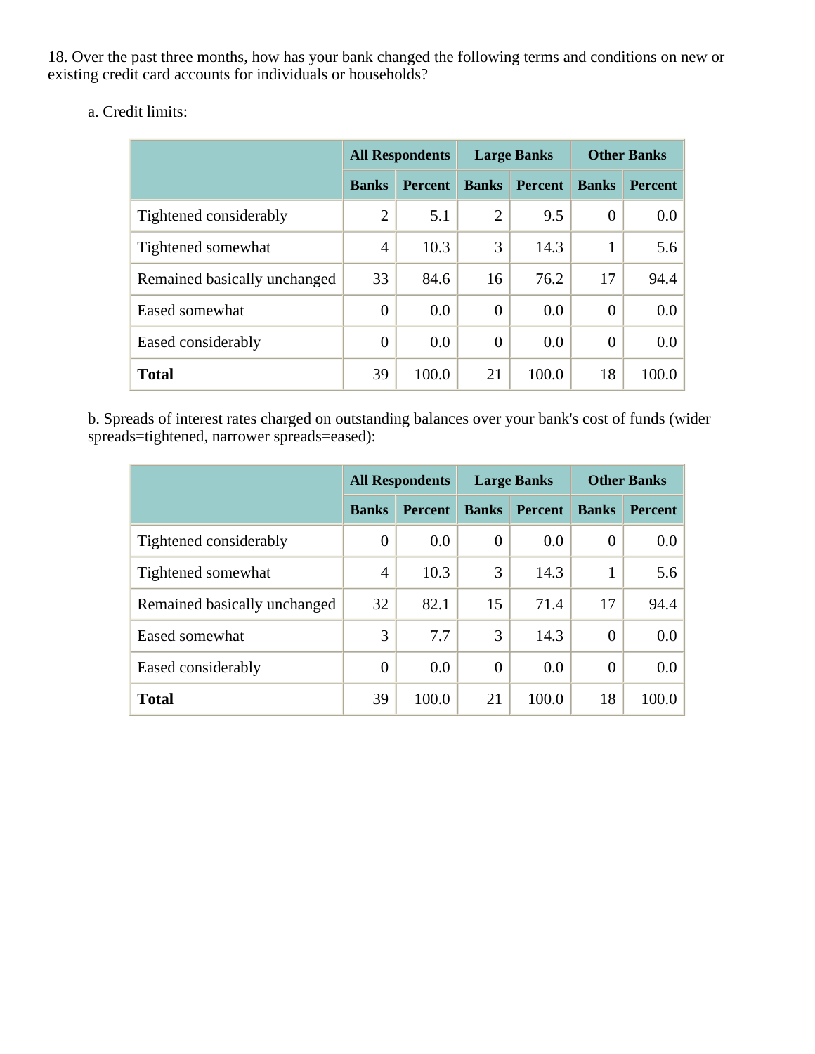18. Over the past three months, how has your bank changed the following terms and conditions on new or existing credit card accounts for individuals or households?

a. Credit limits:

| | All Respondents | | Large Banks | | Other Banks | |
|---|---|---|---|---|---|---|
| | Banks | Percent | Banks | Percent | Banks | Percent |
| Tightened considerably | 2 | 5.1 | 2 | 9.5 | 0 | 0.0 |
| Tightened somewhat | 4 | 10.3 | 3 | 14.3 | 1 | 5.6 |
| Remained basically unchanged | 33 | 84.6 | 16 | 76.2 | 17 | 94.4 |
| Eased somewhat | 0 | 0.0 | 0 | 0.0 | 0 | 0.0 |
| Eased considerably | 0 | 0.0 | 0 | 0.0 | 0 | 0.0 |
| **Total** | 39 | 100.0 | 21 | 100.0 | 18 | 100.0 |

b. Spreads of interest rates charged on outstanding balances over your bank's cost of funds (wider spreads=tightened, narrower spreads=eased):

| | All Respondents | | Large Banks | | Other Banks | |
|---|---|---|---|---|---|---|
| | Banks | Percent | Banks | Percent | Banks | Percent |
| Tightened considerably | 0 | 0.0 | 0 | 0.0 | 0 | 0.0 |
| Tightened somewhat | 4 | 10.3 | 3 | 14.3 | 1 | 5.6 |
| Remained basically unchanged | 32 | 82.1 | 15 | 71.4 | 17 | 94.4 |
| Eased somewhat | 3 | 7.7 | 3 | 14.3 | 0 | 0.0 |
| Eased considerably | 0 | 0.0 | 0 | 0.0 | 0 | 0.0 |
| **Total** | 39 | 100.0 | 21 | 100.0 | 18 | 100.0 |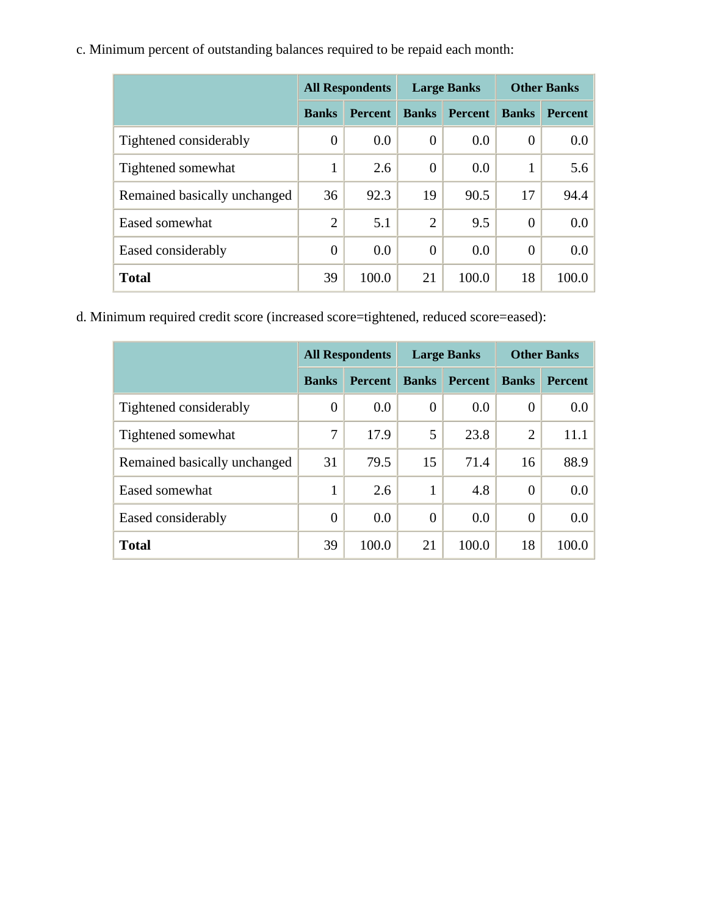c. Minimum percent of outstanding balances required to be repaid each month:

| | All Respondents | | Large Banks | | Other Banks | |
|---|---|---|---|---|---|---|
| | **Banks** | **Percent** | **Banks** | **Percent** | **Banks** | **Percent** |
| Tightened considerably | 0 | 0.0 | 0 | 0.0 | 0 | 0.0 |
| Tightened somewhat | 1 | 2.6 | 0 | 0.0 | 1 | 5.6 |
| Remained basically unchanged | 36 | 92.3 | 19 | 90.5 | 17 | 94.4 |
| Eased somewhat | 2 | 5.1 | 2 | 9.5 | 0 | 0.0 |
| Eased considerably | 0 | 0.0 | 0 | 0.0 | 0 | 0.0 |
| **Total** | 39 | 100.0 | 21 | 100.0 | 18 | 100.0 |

d. Minimum required credit score (increased score=tightened, reduced score=eased):

| | All Respondents | | Large Banks | | Other Banks | |
|---|---|---|---|---|---|---|
| | **Banks** | **Percent** | **Banks** | **Percent** | **Banks** | **Percent** |
| Tightened considerably | 0 | 0.0 | 0 | 0.0 | 0 | 0.0 |
| Tightened somewhat | 7 | 17.9 | 5 | 23.8 | 2 | 11.1 |
| Remained basically unchanged | 31 | 79.5 | 15 | 71.4 | 16 | 88.9 |
| Eased somewhat | 1 | 2.6 | 1 | 4.8 | 0 | 0.0 |
| Eased considerably | 0 | 0.0 | 0 | 0.0 | 0 | 0.0 |
| **Total** | 39 | 100.0 | 21 | 100.0 | 18 | 100.0 |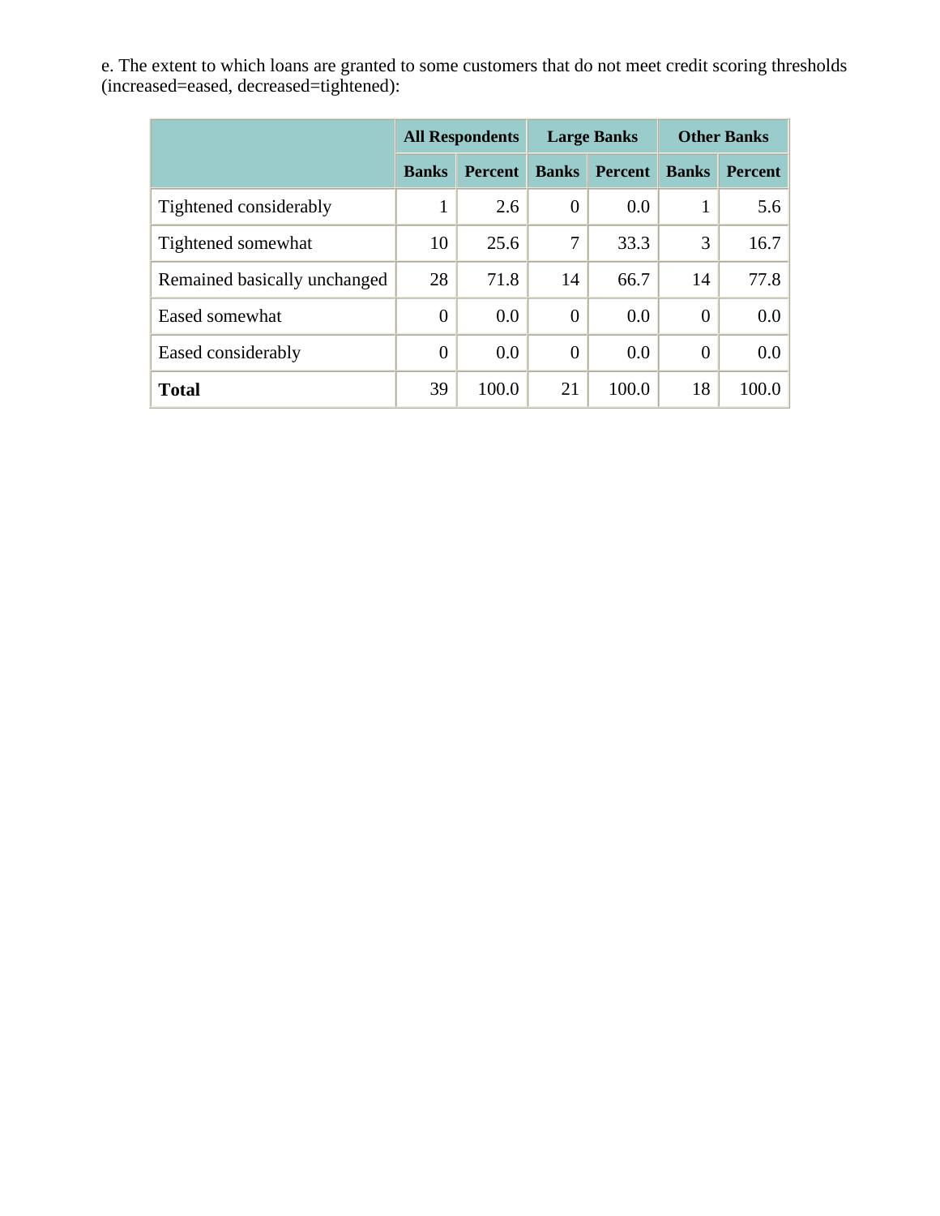e. The extent to which loans are granted to some customers that do not meet credit scoring thresholds (increased=eased, decreased=tightened):

| | All Respondents | | Large Banks | | Other Banks | |
|---|---|---|---|---|---|---|
| | Banks | Percent | Banks | Percent | Banks | Percent |
| Tightened considerably | 1 | 2.6 | 0 | 0.0 | 1 | 5.6 |
| Tightened somewhat | 10 | 25.6 | 7 | 33.3 | 3 | 16.7 |
| Remained basically unchanged | 28 | 71.8 | 14 | 66.7 | 14 | 77.8 |
| Eased somewhat | 0 | 0.0 | 0 | 0.0 | 0 | 0.0 |
| Eased considerably | 0 | 0.0 | 0 | 0.0 | 0 | 0.0 |
| **Total** | 39 | 100.0 | 21 | 100.0 | 18 | 100.0 |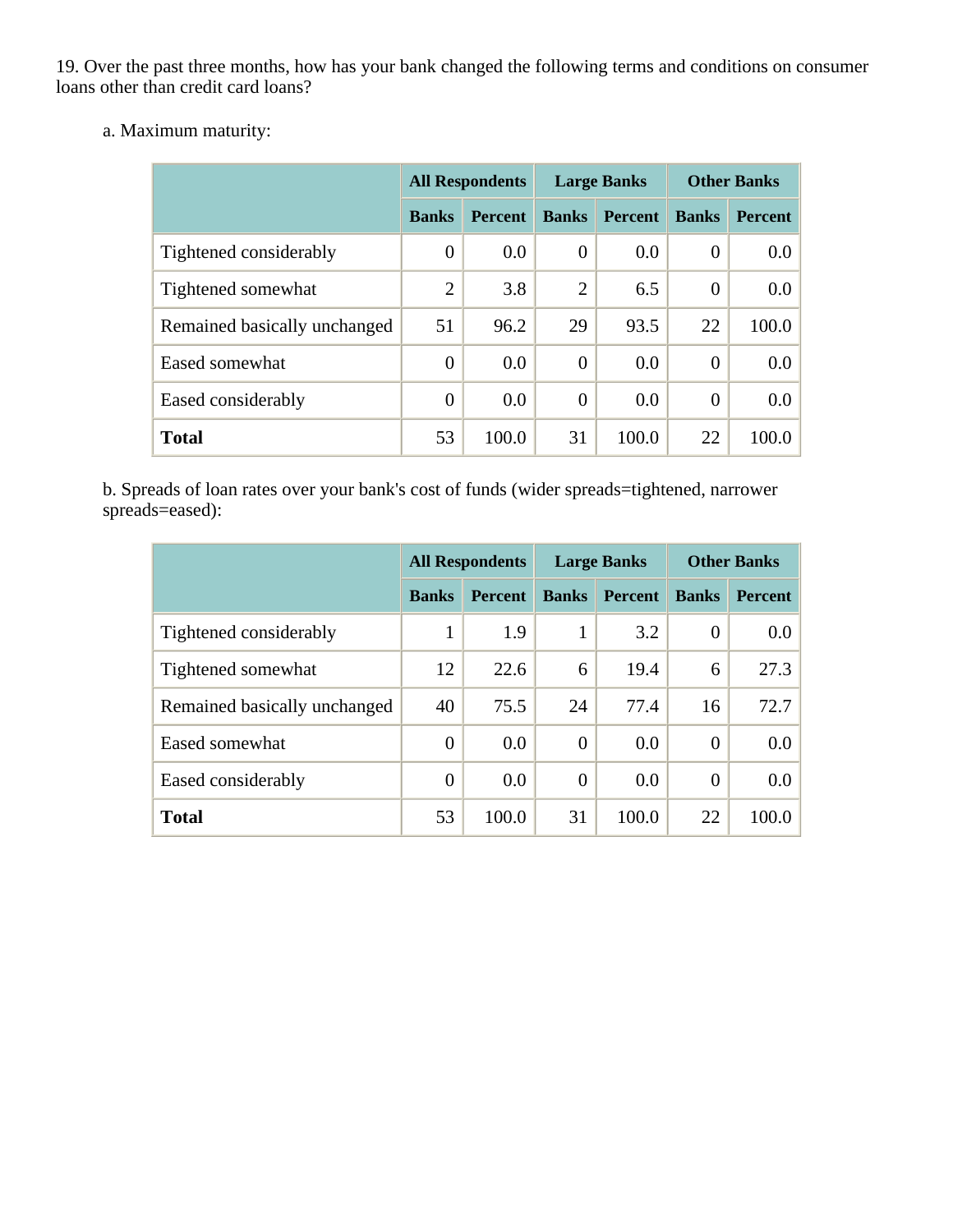19. Over the past three months, how has your bank changed the following terms and conditions on consumer loans other than credit card loans?

a. Maximum maturity:

| | All Respondents | | Large Banks | | Other Banks | |
|---|---|---|---|---|---|---|
| | Banks | Percent | Banks | Percent | Banks | Percent |
| Tightened considerably | 0 | 0.0 | 0 | 0.0 | 0 | 0.0 |
| Tightened somewhat | 2 | 3.8 | 2 | 6.5 | 0 | 0.0 |
| Remained basically unchanged | 51 | 96.2 | 29 | 93.5 | 22 | 100.0 |
| Eased somewhat | 0 | 0.0 | 0 | 0.0 | 0 | 0.0 |
| Eased considerably | 0 | 0.0 | 0 | 0.0 | 0 | 0.0 |
| **Total** | 53 | 100.0 | 31 | 100.0 | 22 | 100.0 |

b. Spreads of loan rates over your bank's cost of funds (wider spreads=tightened, narrower spreads=eased):

| | All Respondents | | Large Banks | | Other Banks | |
|---|---|---|---|---|---|---|
| | Banks | Percent | Banks | Percent | Banks | Percent |
| Tightened considerably | 1 | 1.9 | 1 | 3.2 | 0 | 0.0 |
| Tightened somewhat | 12 | 22.6 | 6 | 19.4 | 6 | 27.3 |
| Remained basically unchanged | 40 | 75.5 | 24 | 77.4 | 16 | 72.7 |
| Eased somewhat | 0 | 0.0 | 0 | 0.0 | 0 | 0.0 |
| Eased considerably | 0 | 0.0 | 0 | 0.0 | 0 | 0.0 |
| **Total** | 53 | 100.0 | 31 | 100.0 | 22 | 100.0 |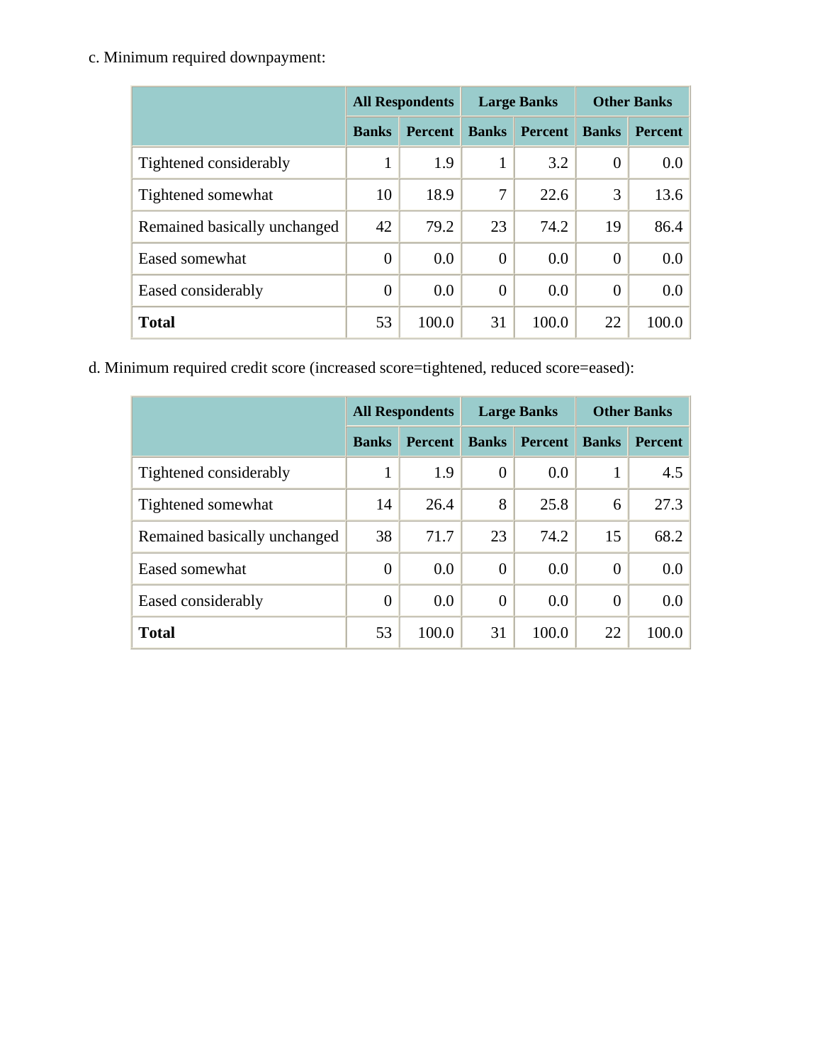c. Minimum required downpayment:

| | All Respondents | | Large Banks | | Other Banks | |
|---|---|---|---|---|---|---|
| | Banks | Percent | Banks | Percent | Banks | Percent |
| Tightened considerably | 1 | 1.9 | 1 | 3.2 | 0 | 0.0 |
| Tightened somewhat | 10 | 18.9 | 7 | 22.6 | 3 | 13.6 |
| Remained basically unchanged | 42 | 79.2 | 23 | 74.2 | 19 | 86.4 |
| Eased somewhat | 0 | 0.0 | 0 | 0.0 | 0 | 0.0 |
| Eased considerably | 0 | 0.0 | 0 | 0.0 | 0 | 0.0 |
| **Total** | 53 | 100.0 | 31 | 100.0 | 22 | 100.0 |

d. Minimum required credit score (increased score=tightened, reduced score=eased):

| | All Respondents | | Large Banks | | Other Banks | |
|---|---|---|---|---|---|---|
| | Banks | Percent | Banks | Percent | Banks | Percent |
| Tightened considerably | 1 | 1.9 | 0 | 0.0 | 1 | 4.5 |
| Tightened somewhat | 14 | 26.4 | 8 | 25.8 | 6 | 27.3 |
| Remained basically unchanged | 38 | 71.7 | 23 | 74.2 | 15 | 68.2 |
| Eased somewhat | 0 | 0.0 | 0 | 0.0 | 0 | 0.0 |
| Eased considerably | 0 | 0.0 | 0 | 0.0 | 0 | 0.0 |
| **Total** | 53 | 100.0 | 31 | 100.0 | 22 | 100.0 |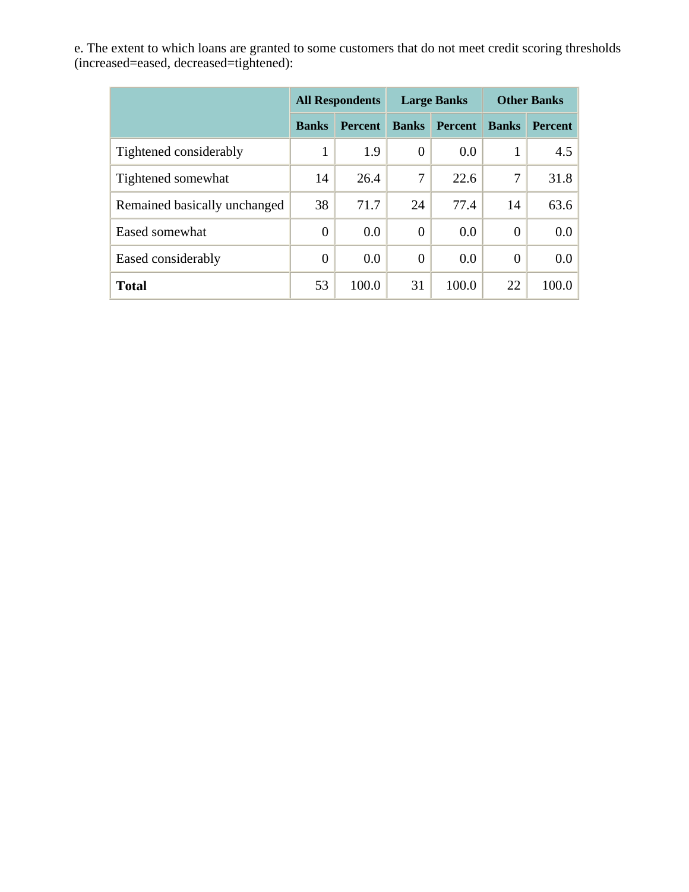e. The extent to which loans are granted to some customers that do not meet credit scoring thresholds (increased=eased, decreased=tightened):

| | All Respondents | | Large Banks | | Other Banks | |
|---|---|---|---|---|---|---|
| | Banks | Percent | Banks | Percent | Banks | Percent |
| Tightened considerably | 1 | 1.9 | 0 | 0.0 | 1 | 4.5 |
| Tightened somewhat | 14 | 26.4 | 7 | 22.6 | 7 | 31.8 |
| Remained basically unchanged | 38 | 71.7 | 24 | 77.4 | 14 | 63.6 |
| Eased somewhat | 0 | 0.0 | 0 | 0.0 | 0 | 0.0 |
| Eased considerably | 0 | 0.0 | 0 | 0.0 | 0 | 0.0 |
| **Total** | 53 | 100.0 | 31 | 100.0 | 22 | 100.0 |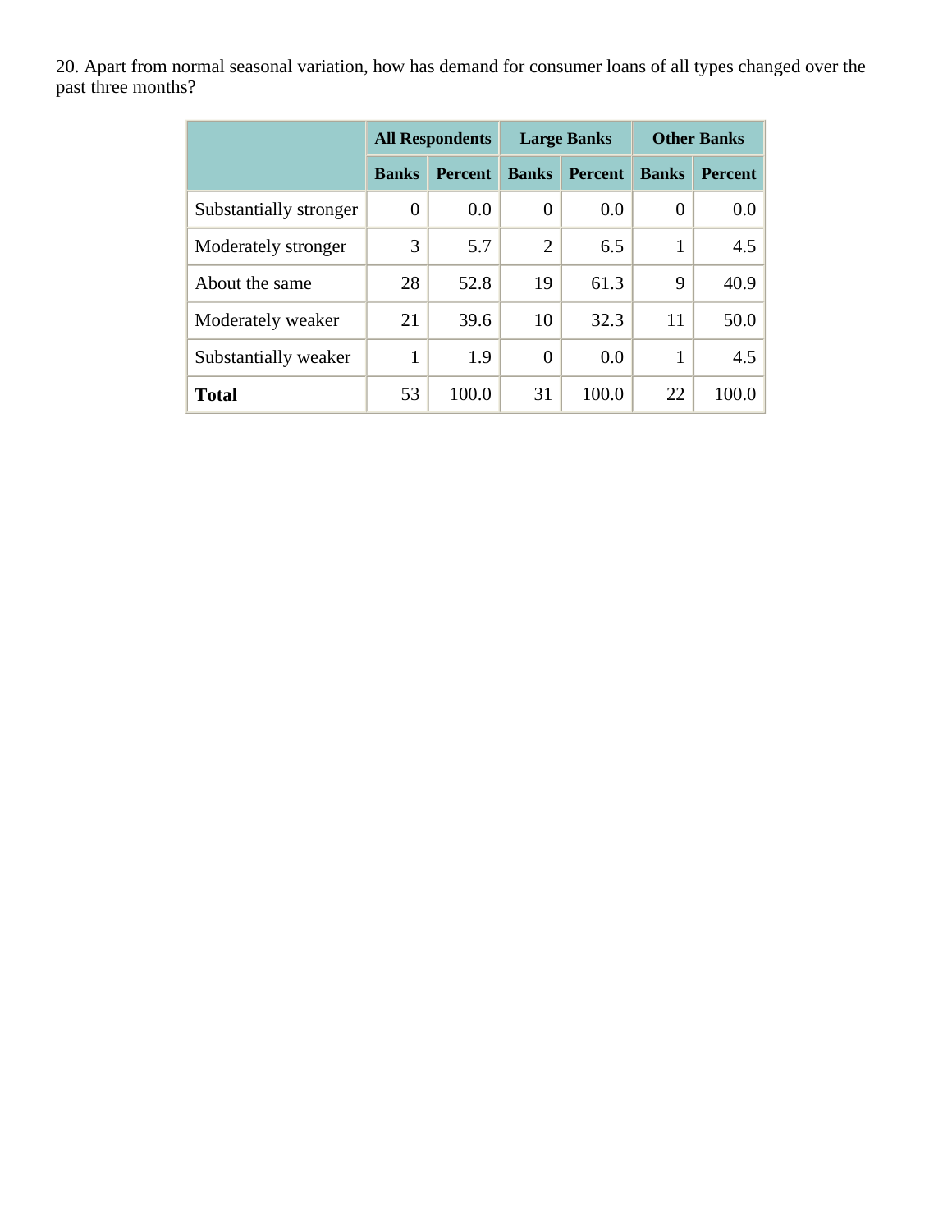20. Apart from normal seasonal variation, how has demand for consumer loans of all types changed over the past three months?

| | All Respondents | | Large Banks | | Other Banks | |
|---|---|---|---|---|---|---|
| | Banks | Percent | Banks | Percent | Banks | Percent |
| Substantially stronger | 0 | 0.0 | 0 | 0.0 | 0 | 0.0 |
| Moderately stronger | 3 | 5.7 | 2 | 6.5 | 1 | 4.5 |
| About the same | 28 | 52.8 | 19 | 61.3 | 9 | 40.9 |
| Moderately weaker | 21 | 39.6 | 10 | 32.3 | 11 | 50.0 |
| Substantially weaker | 1 | 1.9 | 0 | 0.0 | 1 | 4.5 |
| **Total** | 53 | 100.0 | 31 | 100.0 | 22 | 100.0 |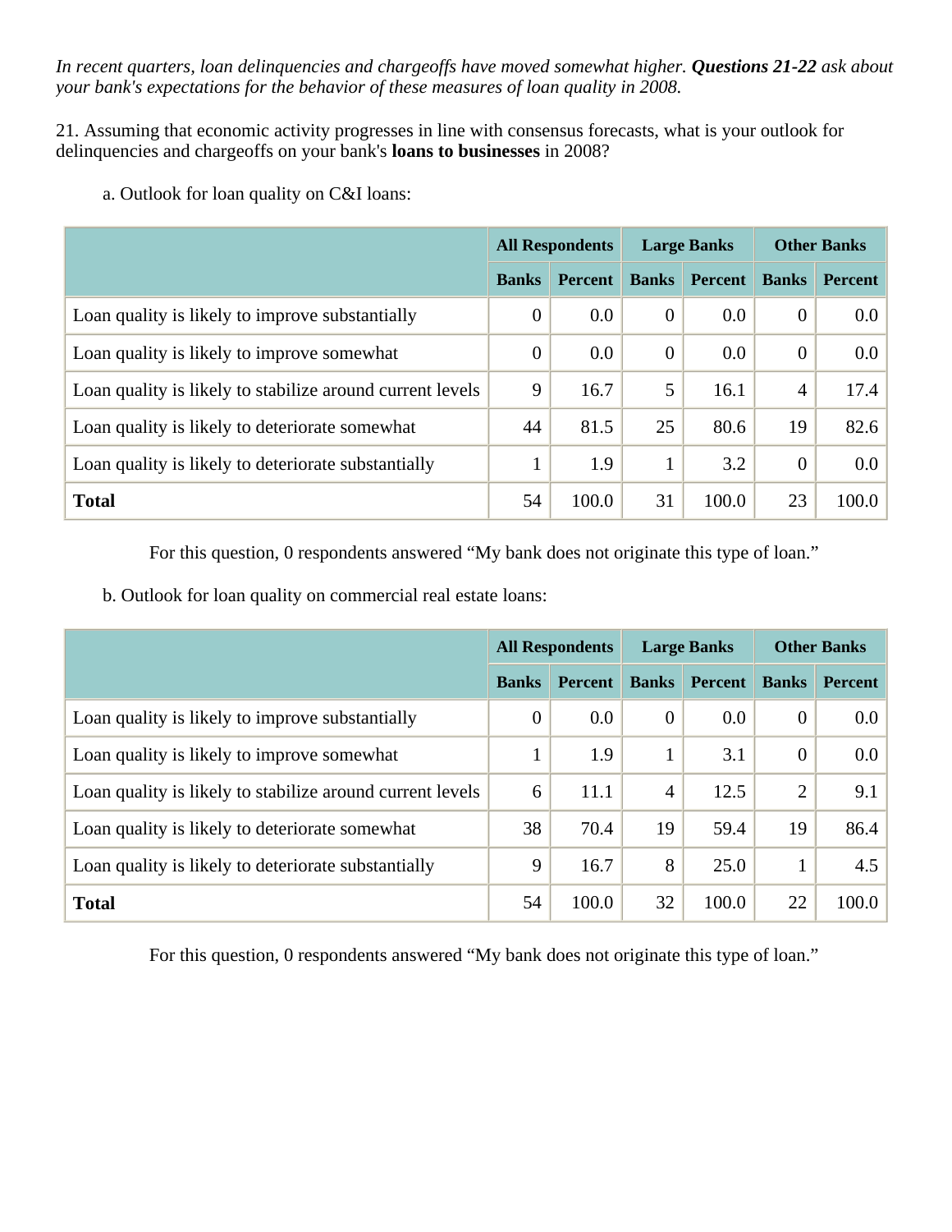*In recent quarters, loan delinquencies and chargeoffs have moved somewhat higher.* ***Questions 21-22*** *ask about your bank's expectations for the behavior of these measures of loan quality in 2008.*

21. Assuming that economic activity progresses in line with consensus forecasts, what is your outlook for delinquencies and chargeoffs on your bank's **loans to businesses** in 2008?

a. Outlook for loan quality on C&I loans:

| | All Respondents | | Large Banks | | Other Banks | |
|---|---|---|---|---|---|---|
| | Banks | Percent | Banks | Percent | Banks | Percent |
| Loan quality is likely to improve substantially | 0 | 0.0 | 0 | 0.0 | 0 | 0.0 |
| Loan quality is likely to improve somewhat | 0 | 0.0 | 0 | 0.0 | 0 | 0.0 |
| Loan quality is likely to stabilize around current levels | 9 | 16.7 | 5 | 16.1 | 4 | 17.4 |
| Loan quality is likely to deteriorate somewhat | 44 | 81.5 | 25 | 80.6 | 19 | 82.6 |
| Loan quality is likely to deteriorate substantially | 1 | 1.9 | 1 | 3.2 | 0 | 0.0 |
| **Total** | 54 | 100.0 | 31 | 100.0 | 23 | 100.0 |

For this question, 0 respondents answered “My bank does not originate this type of loan.”

b. Outlook for loan quality on commercial real estate loans:

| | All Respondents | | Large Banks | | Other Banks | |
|---|---|---|---|---|---|---|
| | Banks | Percent | Banks | Percent | Banks | Percent |
| Loan quality is likely to improve substantially | 0 | 0.0 | 0 | 0.0 | 0 | 0.0 |
| Loan quality is likely to improve somewhat | 1 | 1.9 | 1 | 3.1 | 0 | 0.0 |
| Loan quality is likely to stabilize around current levels | 6 | 11.1 | 4 | 12.5 | 2 | 9.1 |
| Loan quality is likely to deteriorate somewhat | 38 | 70.4 | 19 | 59.4 | 19 | 86.4 |
| Loan quality is likely to deteriorate substantially | 9 | 16.7 | 8 | 25.0 | 1 | 4.5 |
| **Total** | 54 | 100.0 | 32 | 100.0 | 22 | 100.0 |

For this question, 0 respondents answered “My bank does not originate this type of loan.”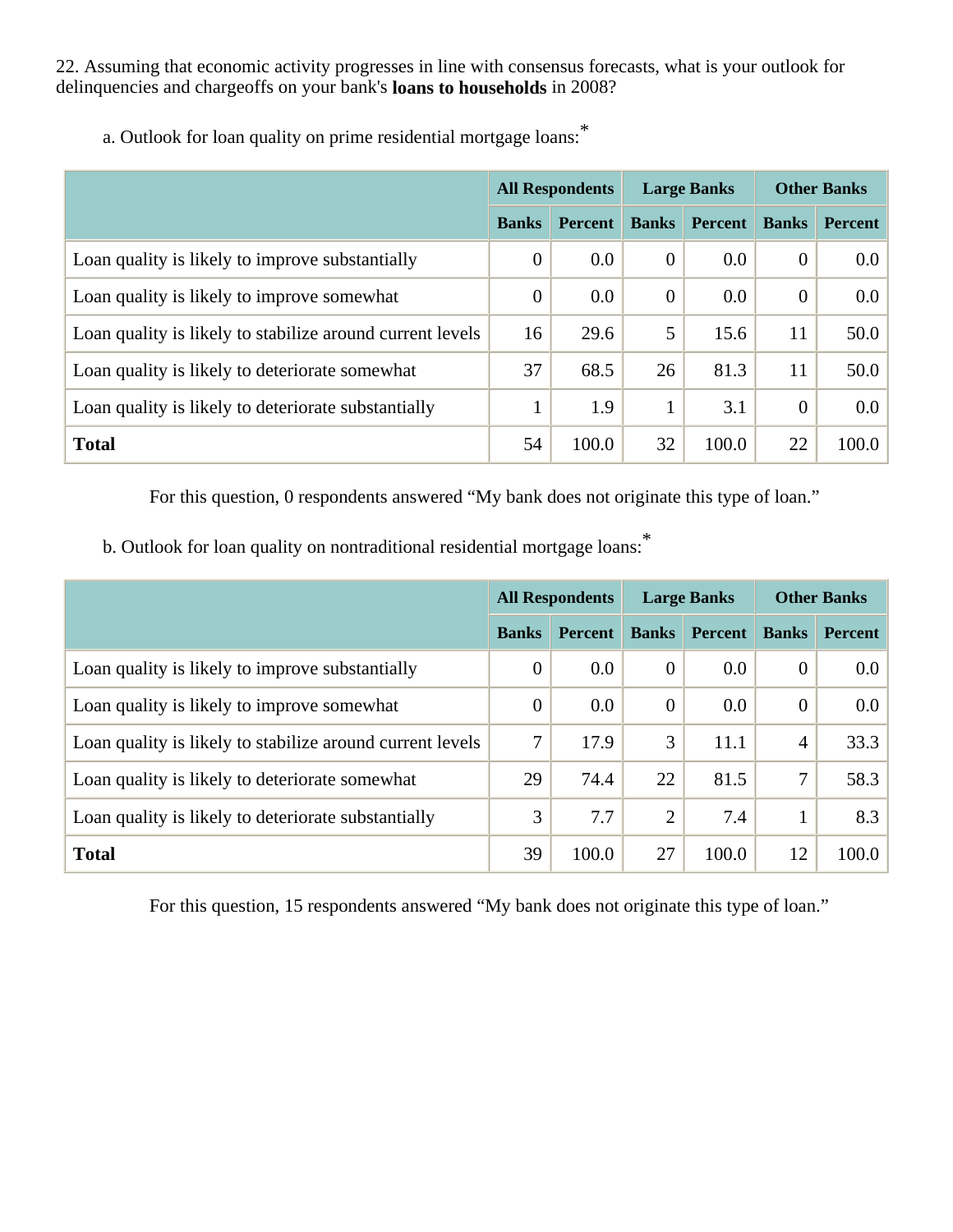22. Assuming that economic activity progresses in line with consensus forecasts, what is your outlook for delinquencies and chargeoffs on your bank's **loans to households** in 2008?

a. Outlook for loan quality on prime residential mortgage loans:*

| | All Respondents | | Large Banks | | Other Banks | |
|---|---|---|---|---|---|---|
| | Banks | Percent | Banks | Percent | Banks | Percent |
| Loan quality is likely to improve substantially | 0 | 0.0 | 0 | 0.0 | 0 | 0.0 |
| Loan quality is likely to improve somewhat | 0 | 0.0 | 0 | 0.0 | 0 | 0.0 |
| Loan quality is likely to stabilize around current levels | 16 | 29.6 | 5 | 15.6 | 11 | 50.0 |
| Loan quality is likely to deteriorate somewhat | 37 | 68.5 | 26 | 81.3 | 11 | 50.0 |
| Loan quality is likely to deteriorate substantially | 1 | 1.9 | 1 | 3.1 | 0 | 0.0 |
| **Total** | 54 | 100.0 | 32 | 100.0 | 22 | 100.0 |

For this question, 0 respondents answered “My bank does not originate this type of loan.”

b. Outlook for loan quality on nontraditional residential mortgage loans:*

| | All Respondents | | Large Banks | | Other Banks | |
|---|---|---|---|---|---|---|
| | Banks | Percent | Banks | Percent | Banks | Percent |
| Loan quality is likely to improve substantially | 0 | 0.0 | 0 | 0.0 | 0 | 0.0 |
| Loan quality is likely to improve somewhat | 0 | 0.0 | 0 | 0.0 | 0 | 0.0 |
| Loan quality is likely to stabilize around current levels | 7 | 17.9 | 3 | 11.1 | 4 | 33.3 |
| Loan quality is likely to deteriorate somewhat | 29 | 74.4 | 22 | 81.5 | 7 | 58.3 |
| Loan quality is likely to deteriorate substantially | 3 | 7.7 | 2 | 7.4 | 1 | 8.3 |
| **Total** | 39 | 100.0 | 27 | 100.0 | 12 | 100.0 |

For this question, 15 respondents answered “My bank does not originate this type of loan.”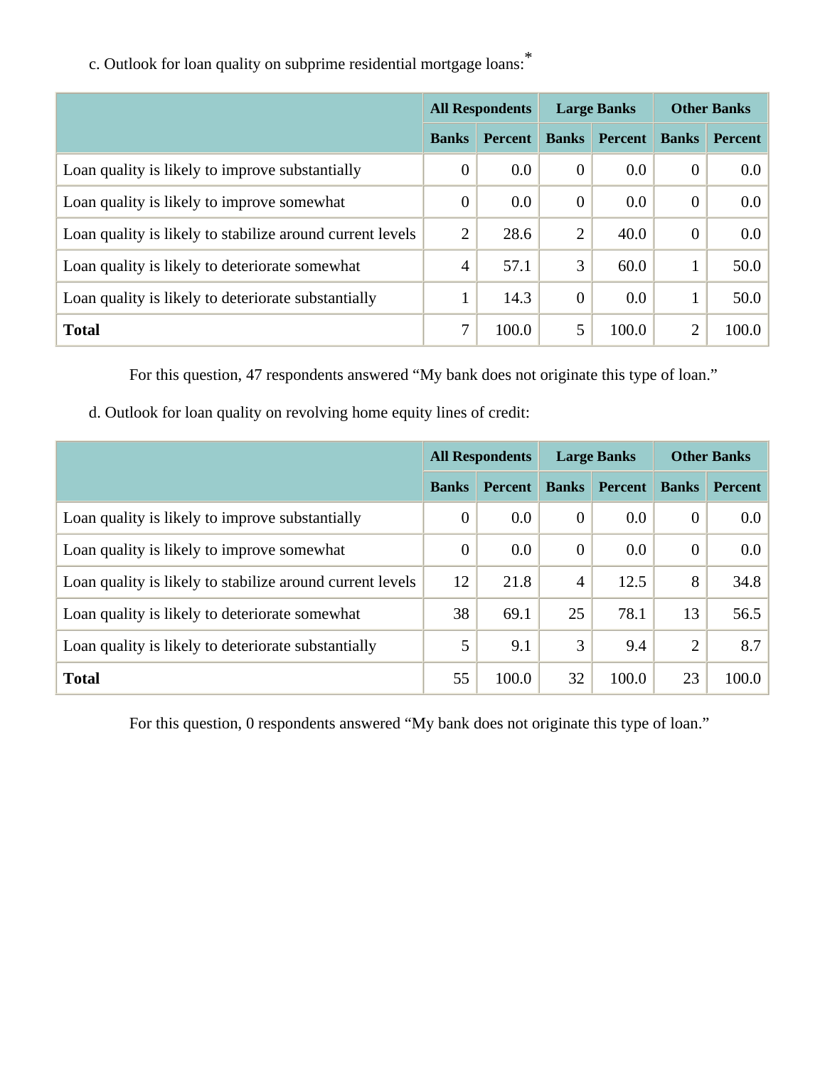c. Outlook for loan quality on subprime residential mortgage loans:*

| | All Respondents | | Large Banks | | Other Banks | |
|---|---|---|---|---|---|---|
| | Banks | Percent | Banks | Percent | Banks | Percent |
| Loan quality is likely to improve substantially | 0 | 0.0 | 0 | 0.0 | 0 | 0.0 |
| Loan quality is likely to improve somewhat | 0 | 0.0 | 0 | 0.0 | 0 | 0.0 |
| Loan quality is likely to stabilize around current levels | 2 | 28.6 | 2 | 40.0 | 0 | 0.0 |
| Loan quality is likely to deteriorate somewhat | 4 | 57.1 | 3 | 60.0 | 1 | 50.0 |
| Loan quality is likely to deteriorate substantially | 1 | 14.3 | 0 | 0.0 | 1 | 50.0 |
| **Total** | 7 | 100.0 | 5 | 100.0 | 2 | 100.0 |

For this question, 47 respondents answered “My bank does not originate this type of loan.”

d. Outlook for loan quality on revolving home equity lines of credit:

| | All Respondents | | Large Banks | | Other Banks | |
|---|---|---|---|---|---|---|
| | Banks | Percent | Banks | Percent | Banks | Percent |
| Loan quality is likely to improve substantially | 0 | 0.0 | 0 | 0.0 | 0 | 0.0 |
| Loan quality is likely to improve somewhat | 0 | 0.0 | 0 | 0.0 | 0 | 0.0 |
| Loan quality is likely to stabilize around current levels | 12 | 21.8 | 4 | 12.5 | 8 | 34.8 |
| Loan quality is likely to deteriorate somewhat | 38 | 69.1 | 25 | 78.1 | 13 | 56.5 |
| Loan quality is likely to deteriorate substantially | 5 | 9.1 | 3 | 9.4 | 2 | 8.7 |
| **Total** | 55 | 100.0 | 32 | 100.0 | 23 | 100.0 |

For this question, 0 respondents answered “My bank does not originate this type of loan.”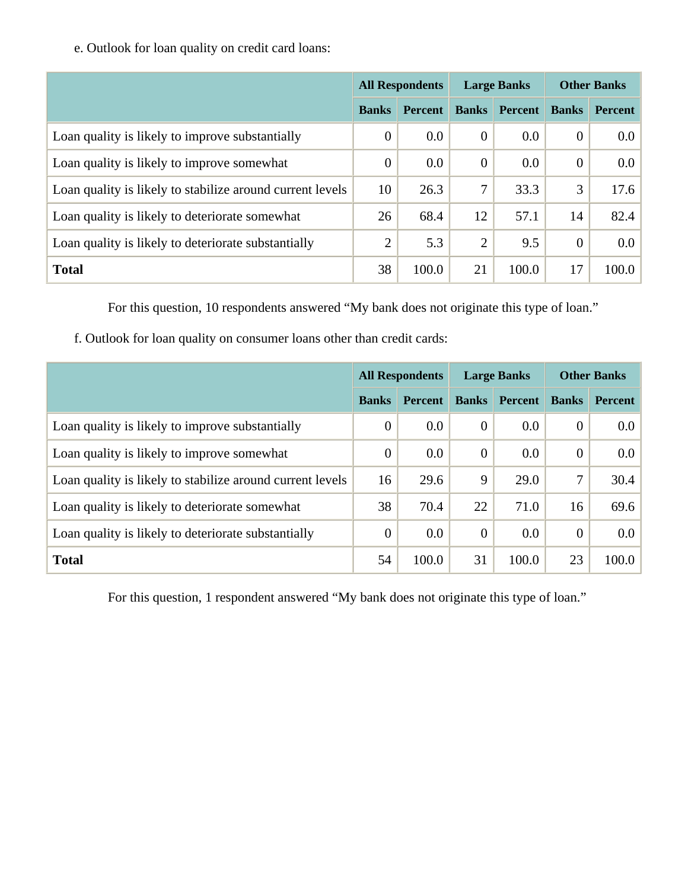e. Outlook for loan quality on credit card loans:

| | All Respondents | | Large Banks | | Other Banks | |
|---|---|---|---|---|---|---|
| | Banks | Percent | Banks | Percent | Banks | Percent |
| Loan quality is likely to improve substantially | 0 | 0.0 | 0 | 0.0 | 0 | 0.0 |
| Loan quality is likely to improve somewhat | 0 | 0.0 | 0 | 0.0 | 0 | 0.0 |
| Loan quality is likely to stabilize around current levels | 10 | 26.3 | 7 | 33.3 | 3 | 17.6 |
| Loan quality is likely to deteriorate somewhat | 26 | 68.4 | 12 | 57.1 | 14 | 82.4 |
| Loan quality is likely to deteriorate substantially | 2 | 5.3 | 2 | 9.5 | 0 | 0.0 |
| **Total** | 38 | 100.0 | 21 | 100.0 | 17 | 100.0 |

For this question, 10 respondents answered “My bank does not originate this type of loan.”

f. Outlook for loan quality on consumer loans other than credit cards:

| | All Respondents | | Large Banks | | Other Banks | |
|---|---|---|---|---|---|---|
| | Banks | Percent | Banks | Percent | Banks | Percent |
| Loan quality is likely to improve substantially | 0 | 0.0 | 0 | 0.0 | 0 | 0.0 |
| Loan quality is likely to improve somewhat | 0 | 0.0 | 0 | 0.0 | 0 | 0.0 |
| Loan quality is likely to stabilize around current levels | 16 | 29.6 | 9 | 29.0 | 7 | 30.4 |
| Loan quality is likely to deteriorate somewhat | 38 | 70.4 | 22 | 71.0 | 16 | 69.6 |
| Loan quality is likely to deteriorate substantially | 0 | 0.0 | 0 | 0.0 | 0 | 0.0 |
| **Total** | 54 | 100.0 | 31 | 100.0 | 23 | 100.0 |

For this question, 1 respondent answered “My bank does not originate this type of loan.”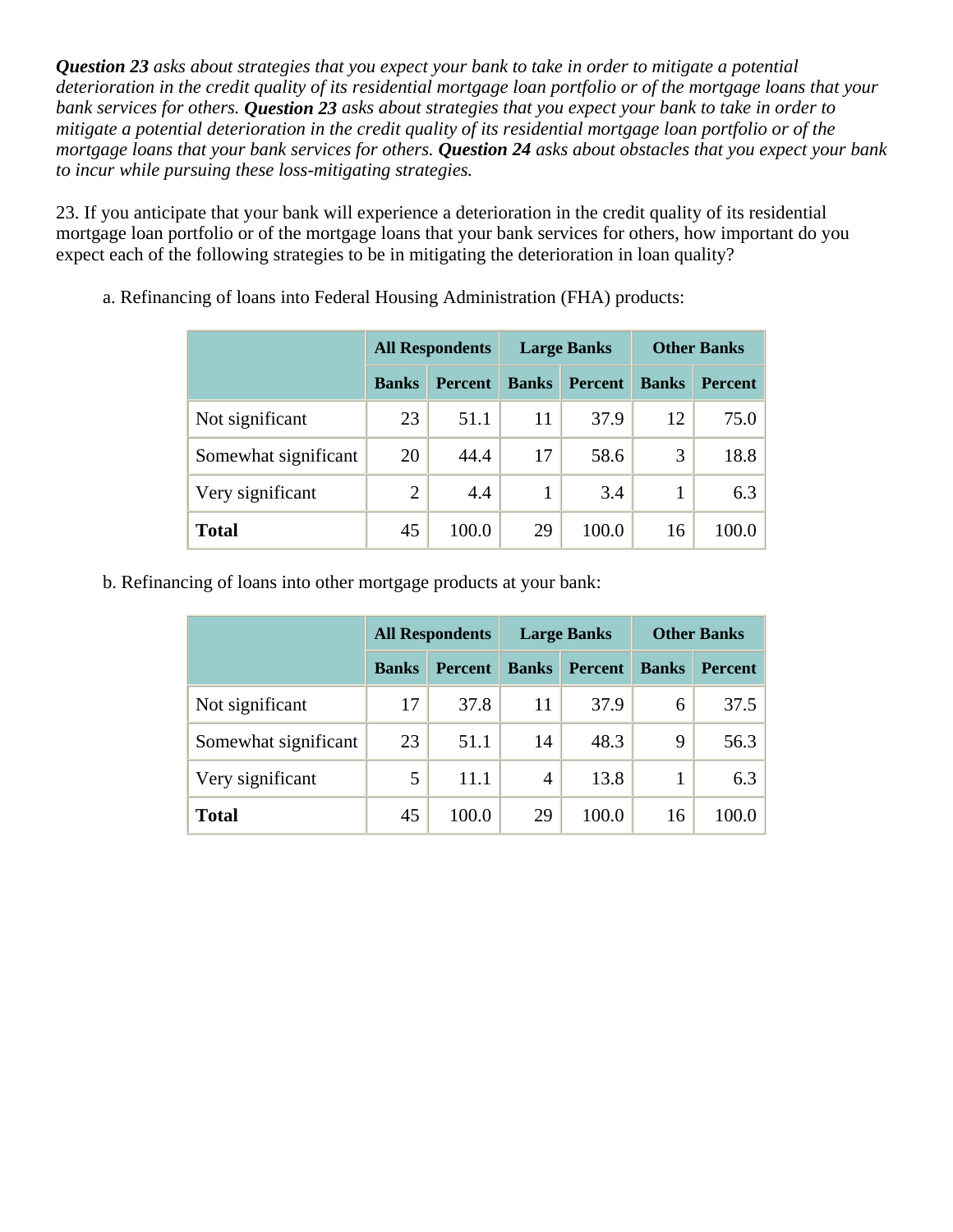***Question 23** asks about strategies that you expect your bank to take in order to mitigate a potential deterioration in the credit quality of its residential mortgage loan portfolio or of the mortgage loans that your bank services for others. **Question 23** asks about strategies that you expect your bank to take in order to mitigate a potential deterioration in the credit quality of its residential mortgage loan portfolio or of the mortgage loans that your bank services for others. **Question 24** asks about obstacles that you expect your bank to incur while pursuing these loss-mitigating strategies.*

23. If you anticipate that your bank will experience a deterioration in the credit quality of its residential mortgage loan portfolio or of the mortgage loans that your bank services for others, how important do you expect each of the following strategies to be in mitigating the deterioration in loan quality?

a. Refinancing of loans into Federal Housing Administration (FHA) products:

| | All Respondents | | Large Banks | | Other Banks | |
|---|---|---|---|---|---|---|
| | Banks | Percent | Banks | Percent | Banks | Percent |
| Not significant | 23 | 51.1 | 11 | 37.9 | 12 | 75.0 |
| Somewhat significant | 20 | 44.4 | 17 | 58.6 | 3 | 18.8 |
| Very significant | 2 | 4.4 | 1 | 3.4 | 1 | 6.3 |
| **Total** | 45 | 100.0 | 29 | 100.0 | 16 | 100.0 |

b. Refinancing of loans into other mortgage products at your bank:

| | All Respondents | | Large Banks | | Other Banks | |
|---|---|---|---|---|---|---|
| | Banks | Percent | Banks | Percent | Banks | Percent |
| Not significant | 17 | 37.8 | 11 | 37.9 | 6 | 37.5 |
| Somewhat significant | 23 | 51.1 | 14 | 48.3 | 9 | 56.3 |
| Very significant | 5 | 11.1 | 4 | 13.8 | 1 | 6.3 |
| **Total** | 45 | 100.0 | 29 | 100.0 | 16 | 100.0 |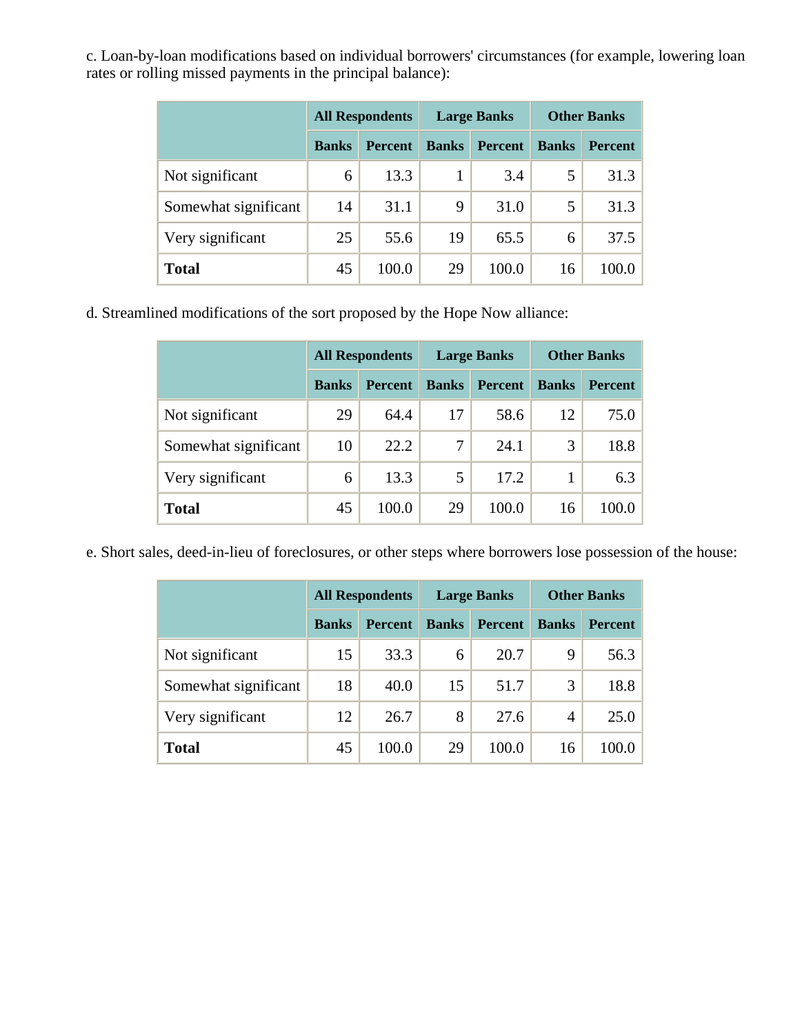c. Loan-by-loan modifications based on individual borrowers' circumstances (for example, lowering loan rates or rolling missed payments in the principal balance):

| | All Respondents | | Large Banks | | Other Banks | |
|---|---|---|---|---|---|---|
| | Banks | Percent | Banks | Percent | Banks | Percent |
| Not significant | 6 | 13.3 | 1 | 3.4 | 5 | 31.3 |
| Somewhat significant | 14 | 31.1 | 9 | 31.0 | 5 | 31.3 |
| Very significant | 25 | 55.6 | 19 | 65.5 | 6 | 37.5 |
| **Total** | 45 | 100.0 | 29 | 100.0 | 16 | 100.0 |

d. Streamlined modifications of the sort proposed by the Hope Now alliance:

| | All Respondents | | Large Banks | | Other Banks | |
|---|---|---|---|---|---|---|
| | Banks | Percent | Banks | Percent | Banks | Percent |
| Not significant | 29 | 64.4 | 17 | 58.6 | 12 | 75.0 |
| Somewhat significant | 10 | 22.2 | 7 | 24.1 | 3 | 18.8 |
| Very significant | 6 | 13.3 | 5 | 17.2 | 1 | 6.3 |
| **Total** | 45 | 100.0 | 29 | 100.0 | 16 | 100.0 |

e. Short sales, deed-in-lieu of foreclosures, or other steps where borrowers lose possession of the house:

| | All Respondents | | Large Banks | | Other Banks | |
|---|---|---|---|---|---|---|
| | Banks | Percent | Banks | Percent | Banks | Percent |
| Not significant | 15 | 33.3 | 6 | 20.7 | 9 | 56.3 |
| Somewhat significant | 18 | 40.0 | 15 | 51.7 | 3 | 18.8 |
| Very significant | 12 | 26.7 | 8 | 27.6 | 4 | 25.0 |
| **Total** | 45 | 100.0 | 29 | 100.0 | 16 | 100.0 |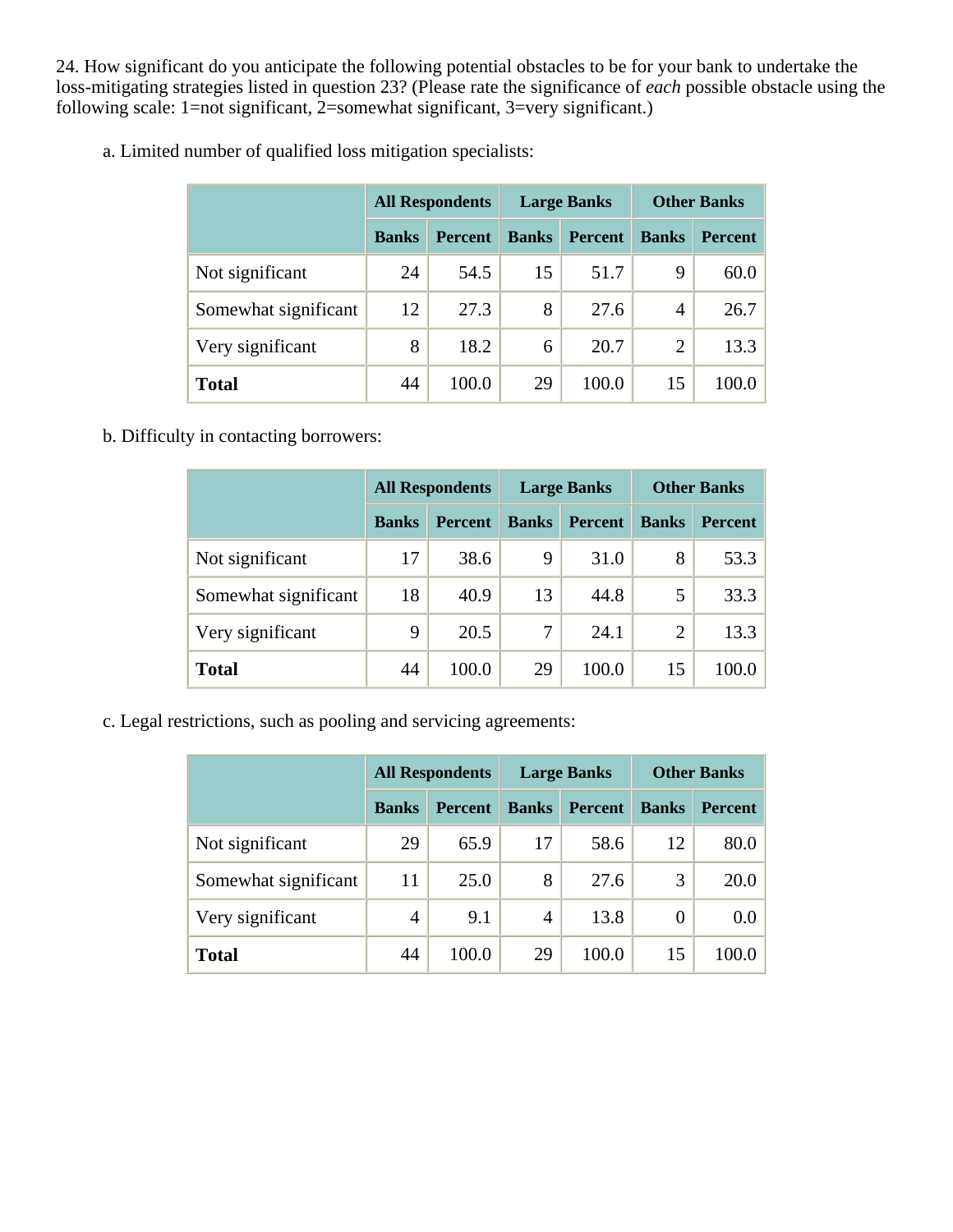24. How significant do you anticipate the following potential obstacles to be for your bank to undertake the loss-mitigating strategies listed in question 23? (Please rate the significance of *each* possible obstacle using the following scale: 1=not significant, 2=somewhat significant, 3=very significant.)

a. Limited number of qualified loss mitigation specialists:

| | All Respondents | | Large Banks | | Other Banks | |
|---|---|---|---|---|---|---|
| | Banks | Percent | Banks | Percent | Banks | Percent |
| Not significant | 24 | 54.5 | 15 | 51.7 | 9 | 60.0 |
| Somewhat significant | 12 | 27.3 | 8 | 27.6 | 4 | 26.7 |
| Very significant | 8 | 18.2 | 6 | 20.7 | 2 | 13.3 |
| **Total** | 44 | 100.0 | 29 | 100.0 | 15 | 100.0 |

b. Difficulty in contacting borrowers:

| | All Respondents | | Large Banks | | Other Banks | |
|---|---|---|---|---|---|---|
| | Banks | Percent | Banks | Percent | Banks | Percent |
| Not significant | 17 | 38.6 | 9 | 31.0 | 8 | 53.3 |
| Somewhat significant | 18 | 40.9 | 13 | 44.8 | 5 | 33.3 |
| Very significant | 9 | 20.5 | 7 | 24.1 | 2 | 13.3 |
| **Total** | 44 | 100.0 | 29 | 100.0 | 15 | 100.0 |

c. Legal restrictions, such as pooling and servicing agreements:

| | All Respondents | | Large Banks | | Other Banks | |
|---|---|---|---|---|---|---|
| | Banks | Percent | Banks | Percent | Banks | Percent |
| Not significant | 29 | 65.9 | 17 | 58.6 | 12 | 80.0 |
| Somewhat significant | 11 | 25.0 | 8 | 27.6 | 3 | 20.0 |
| Very significant | 4 | 9.1 | 4 | 13.8 | 0 | 0.0 |
| **Total** | 44 | 100.0 | 29 | 100.0 | 15 | 100.0 |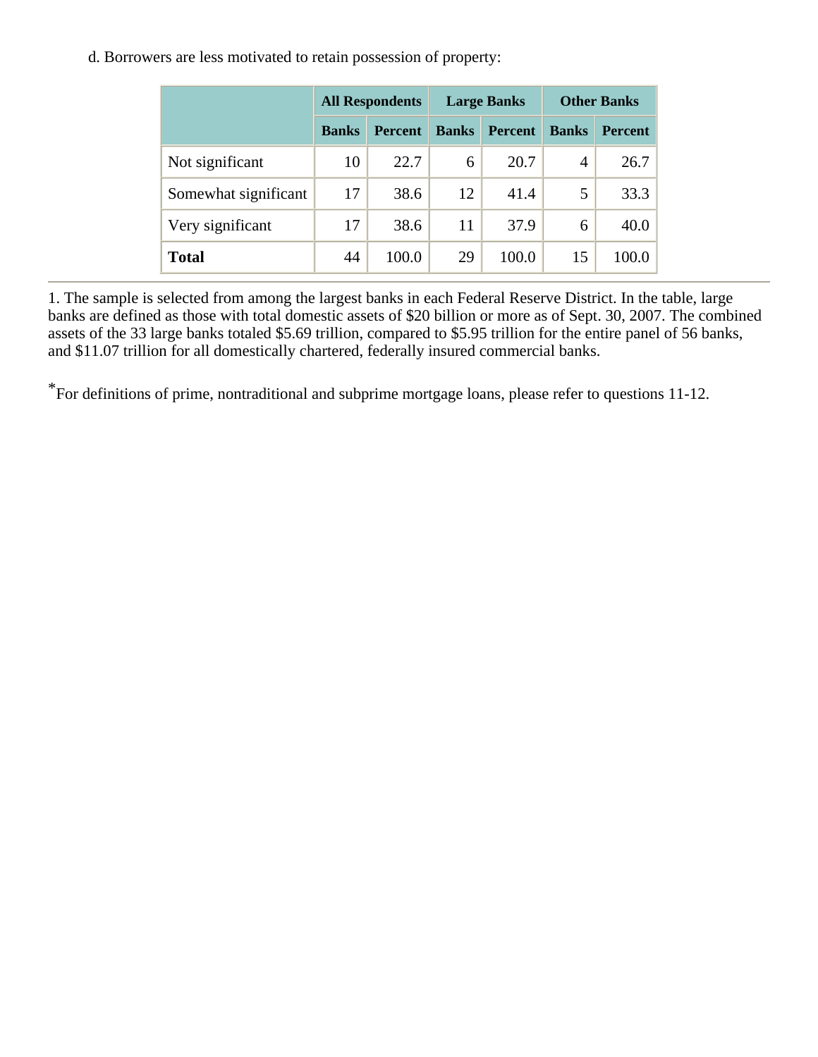d. Borrowers are less motivated to retain possession of property:

| | All Respondents | | Large Banks | | Other Banks | |
|---|---|---|---|---|---|---|
| | Banks | Percent | Banks | Percent | Banks | Percent |
| Not significant | 10 | 22.7 | 6 | 20.7 | 4 | 26.7 |
| Somewhat significant | 17 | 38.6 | 12 | 41.4 | 5 | 33.3 |
| Very significant | 17 | 38.6 | 11 | 37.9 | 6 | 40.0 |
| **Total** | 44 | 100.0 | 29 | 100.0 | 15 | 100.0 |

---

1. The sample is selected from among the largest banks in each Federal Reserve District. In the table, large banks are defined as those with total domestic assets of $20 billion or more as of Sept. 30, 2007. The combined assets of the 33 large banks totaled $5.69 trillion, compared to $5.95 trillion for the entire panel of 56 banks, and $11.07 trillion for all domestically chartered, federally insured commercial banks.

*For definitions of prime, nontraditional and subprime mortgage loans, please refer to questions 11-12.